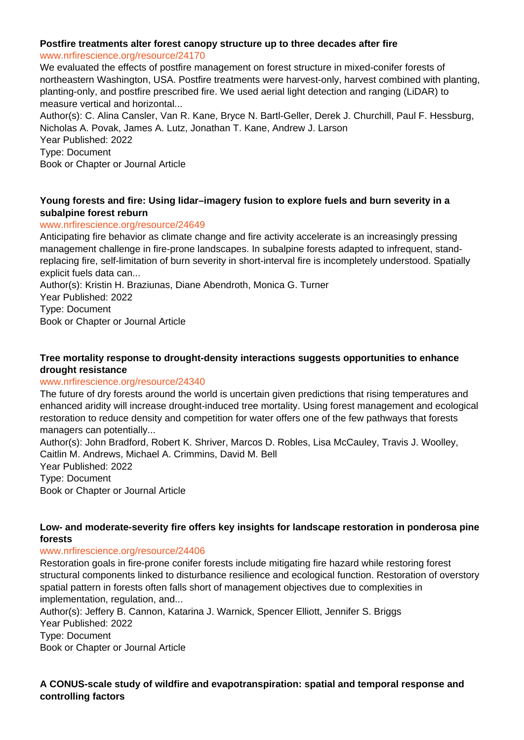**Postfire treatments alter forest canopy structure up to three decades after fire**

www.nrfirescience.org/resource/24170

We evaluated the effects of postfire management on forest structure in mixed-conifer forests of northeastern Washington, USA. Postfire treatments were harvest-only, harvest combined with planting, planting-only, and postfire prescribed fire. We used aerial light detection and ranging (LiDAR) to measure vertical and horizontal...

Author(s): C. Alina Cansler, Van R. Kane, Bryce N. Bartl-Geller, Derek J. Churchill, Paul F. Hessburg, Nicholas A. Povak, James A. Lutz, Jonathan T. Kane, Andrew J. Larson

Year Published: 2022

Type: Document

Book or Chapter or Journal Article

**Young forests and fire: Using lidar–imagery fusion to explore fuels and burn severity in a subalpine forest reburn**

www.nrfirescience.org/resource/24649

Anticipating fire behavior as climate change and fire activity accelerate is an increasingly pressing management challenge in fire-prone landscapes. In subalpine forests adapted to infrequent, stand-replacing fire, self-limitation of burn severity in short-interval fire is incompletely understood. Spatially explicit fuels data can...

Author(s): Kristin H. Braziunas, Diane Abendroth, Monica G. Turner

Year Published: 2022

Type: Document

Book or Chapter or Journal Article

**Tree mortality response to drought-density interactions suggests opportunities to enhance drought resistance**

www.nrfirescience.org/resource/24340

The future of dry forests around the world is uncertain given predictions that rising temperatures and enhanced aridity will increase drought-induced tree mortality. Using forest management and ecological restoration to reduce density and competition for water offers one of the few pathways that forests managers can potentially...

Author(s): John Bradford, Robert K. Shriver, Marcos D. Robles, Lisa McCauley, Travis J. Woolley, Caitlin M. Andrews, Michael A. Crimmins, David M. Bell

Year Published: 2022

Type: Document

Book or Chapter or Journal Article

**Low- and moderate-severity fire offers key insights for landscape restoration in ponderosa pine forests**

www.nrfirescience.org/resource/24406

Restoration goals in fire-prone conifer forests include mitigating fire hazard while restoring forest structural components linked to disturbance resilience and ecological function. Restoration of overstory spatial pattern in forests often falls short of management objectives due to complexities in implementation, regulation, and...

Author(s): Jeffery B. Cannon, Katarina J. Warnick, Spencer Elliott, Jennifer S. Briggs

Year Published: 2022

Type: Document

Book or Chapter or Journal Article

**A CONUS-scale study of wildfire and evapotranspiration: spatial and temporal response and controlling factors**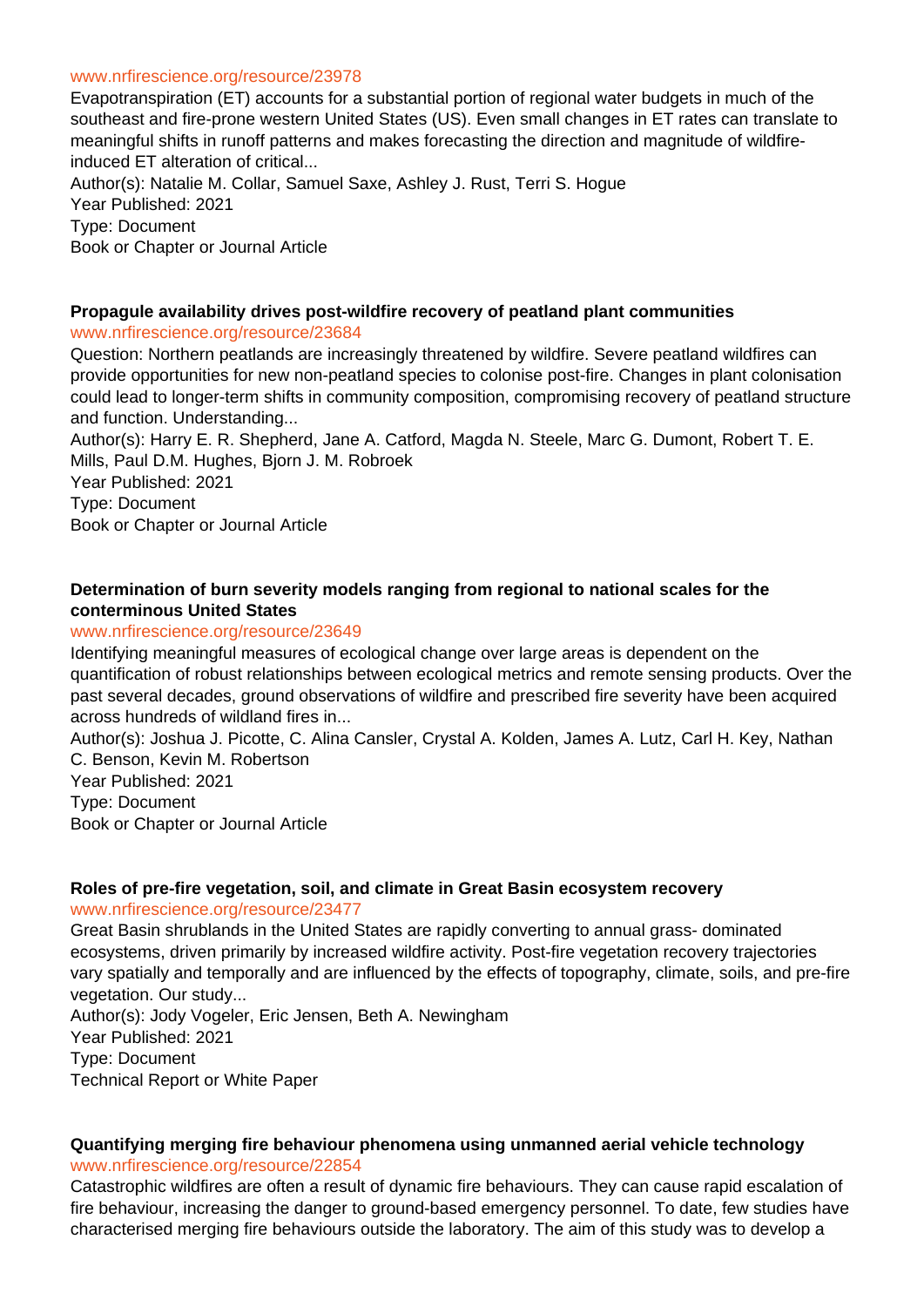www.nrfirescience.org/resource/23978

Evapotranspiration (ET) accounts for a substantial portion of regional water budgets in much of the southeast and fire-prone western United States (US). Even small changes in ET rates can translate to meaningful shifts in runoff patterns and makes forecasting the direction and magnitude of wildfire-induced ET alteration of critical...

Author(s): Natalie M. Collar, Samuel Saxe, Ashley J. Rust, Terri S. Hogue

Year Published: 2021

Type: Document

Book or Chapter or Journal Article

**Propagule availability drives post-wildfire recovery of peatland plant communities**

www.nrfirescience.org/resource/23684

Question: Northern peatlands are increasingly threatened by wildfire. Severe peatland wildfires can provide opportunities for new non-peatland species to colonise post-fire. Changes in plant colonisation could lead to longer-term shifts in community composition, compromising recovery of peatland structure and function. Understanding...

Author(s): Harry E. R. Shepherd, Jane A. Catford, Magda N. Steele, Marc G. Dumont, Robert T. E. Mills, Paul D.M. Hughes, Bjorn J. M. Robroek

Year Published: 2021

Type: Document

Book or Chapter or Journal Article

**Determination of burn severity models ranging from regional to national scales for the conterminous United States**

www.nrfirescience.org/resource/23649

Identifying meaningful measures of ecological change over large areas is dependent on the quantification of robust relationships between ecological metrics and remote sensing products. Over the past several decades, ground observations of wildfire and prescribed fire severity have been acquired across hundreds of wildland fires in...

Author(s): Joshua J. Picotte, C. Alina Cansler, Crystal A. Kolden, James A. Lutz, Carl H. Key, Nathan C. Benson, Kevin M. Robertson

Year Published: 2021

Type: Document

Book or Chapter or Journal Article

**Roles of pre-fire vegetation, soil, and climate in Great Basin ecosystem recovery**

www.nrfirescience.org/resource/23477

Great Basin shrublands in the United States are rapidly converting to annual grass- dominated ecosystems, driven primarily by increased wildfire activity. Post-fire vegetation recovery trajectories vary spatially and temporally and are influenced by the effects of topography, climate, soils, and pre-fire vegetation. Our study...

Author(s): Jody Vogeler, Eric Jensen, Beth A. Newingham

Year Published: 2021

Type: Document

Technical Report or White Paper

**Quantifying merging fire behaviour phenomena using unmanned aerial vehicle technology**

www.nrfirescience.org/resource/22854

Catastrophic wildfires are often a result of dynamic fire behaviours. They can cause rapid escalation of fire behaviour, increasing the danger to ground-based emergency personnel. To date, few studies have characterised merging fire behaviours outside the laboratory. The aim of this study was to develop a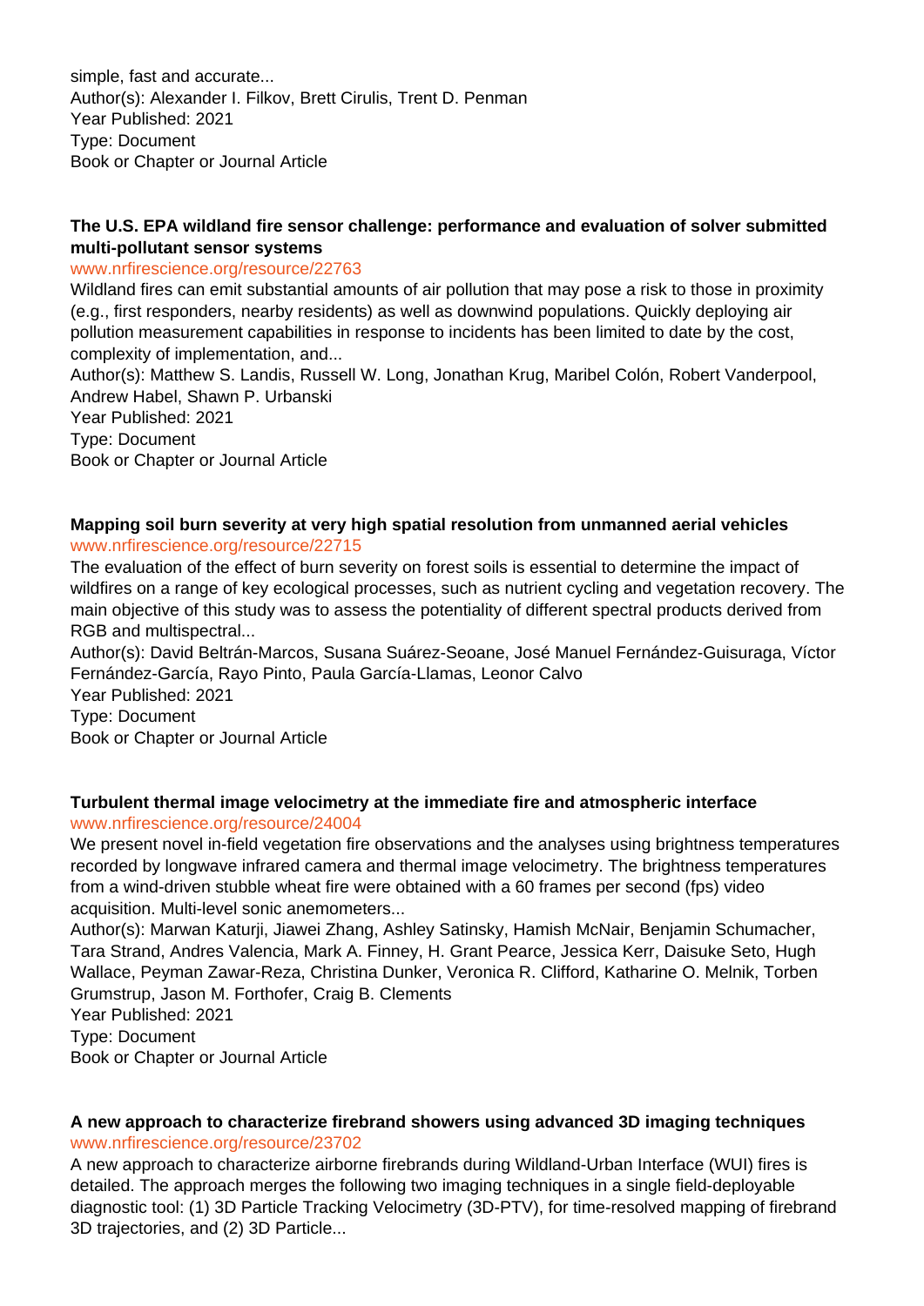simple, fast and accurate...
Author(s): Alexander I. Filkov, Brett Cirulis, Trent D. Penman
Year Published: 2021
Type: Document
Book or Chapter or Journal Article

**The U.S. EPA wildland fire sensor challenge: performance and evaluation of solver submitted multi-pollutant sensor systems**
www.nrfirescience.org/resource/22763
Wildland fires can emit substantial amounts of air pollution that may pose a risk to those in proximity (e.g., first responders, nearby residents) as well as downwind populations. Quickly deploying air pollution measurement capabilities in response to incidents has been limited to date by the cost, complexity of implementation, and...
Author(s): Matthew S. Landis, Russell W. Long, Jonathan Krug, Maribel Colón, Robert Vanderpool, Andrew Habel, Shawn P. Urbanski
Year Published: 2021
Type: Document
Book or Chapter or Journal Article

**Mapping soil burn severity at very high spatial resolution from unmanned aerial vehicles**
www.nrfirescience.org/resource/22715
The evaluation of the effect of burn severity on forest soils is essential to determine the impact of wildfires on a range of key ecological processes, such as nutrient cycling and vegetation recovery. The main objective of this study was to assess the potentiality of different spectral products derived from RGB and multispectral...
Author(s): David Beltrán-Marcos, Susana Suárez-Seoane, José Manuel Fernández-Guisuraga, Víctor Fernández-García, Rayo Pinto, Paula García-Llamas, Leonor Calvo
Year Published: 2021
Type: Document
Book or Chapter or Journal Article

**Turbulent thermal image velocimetry at the immediate fire and atmospheric interface**
www.nrfirescience.org/resource/24004
We present novel in-field vegetation fire observations and the analyses using brightness temperatures recorded by longwave infrared camera and thermal image velocimetry. The brightness temperatures from a wind-driven stubble wheat fire were obtained with a 60 frames per second (fps) video acquisition. Multi-level sonic anemometers...
Author(s): Marwan Katurji, Jiawei Zhang, Ashley Satinsky, Hamish McNair, Benjamin Schumacher, Tara Strand, Andres Valencia, Mark A. Finney, H. Grant Pearce, Jessica Kerr, Daisuke Seto, Hugh Wallace, Peyman Zawar-Reza, Christina Dunker, Veronica R. Clifford, Katharine O. Melnik, Torben Grumstrup, Jason M. Forthofer, Craig B. Clements
Year Published: 2021
Type: Document
Book or Chapter or Journal Article

**A new approach to characterize firebrand showers using advanced 3D imaging techniques**
www.nrfirescience.org/resource/23702
A new approach to characterize airborne firebrands during Wildland-Urban Interface (WUI) fires is detailed. The approach merges the following two imaging techniques in a single field-deployable diagnostic tool: (1) 3D Particle Tracking Velocimetry (3D-PTV), for time-resolved mapping of firebrand 3D trajectories, and (2) 3D Particle...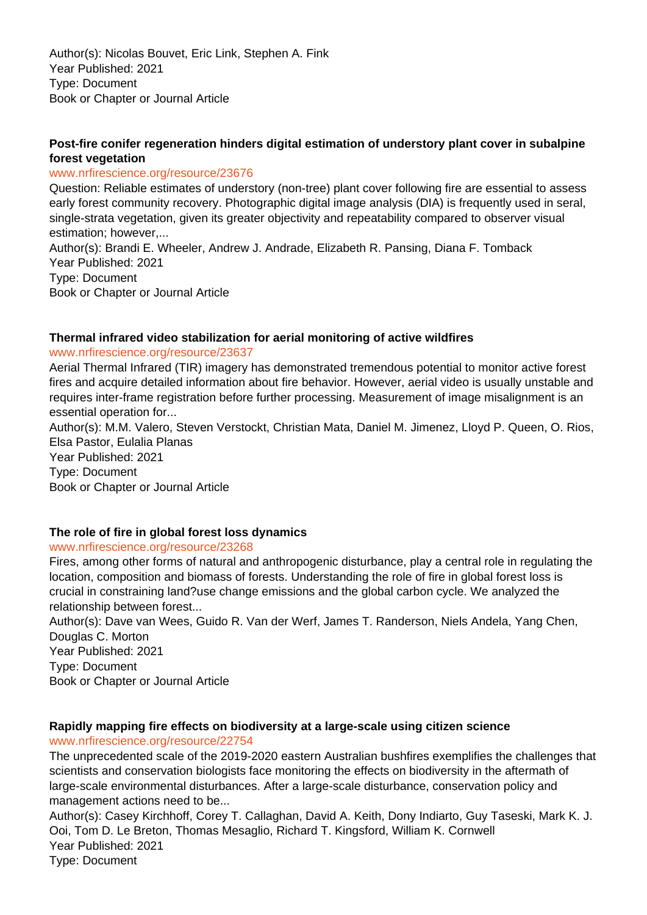Author(s): Nicolas Bouvet, Eric Link, Stephen A. Fink
Year Published: 2021
Type: Document
Book or Chapter or Journal Article

### Post-fire conifer regeneration hinders digital estimation of understory plant cover in subalpine forest vegetation

www.nrfirescience.org/resource/23676

Question: Reliable estimates of understory (non-tree) plant cover following fire are essential to assess early forest community recovery. Photographic digital image analysis (DIA) is frequently used in seral, single-strata vegetation, given its greater objectivity and repeatability compared to observer visual estimation; however,...

Author(s): Brandi E. Wheeler, Andrew J. Andrade, Elizabeth R. Pansing, Diana F. Tomback
Year Published: 2021
Type: Document
Book or Chapter or Journal Article

### Thermal infrared video stabilization for aerial monitoring of active wildfires

www.nrfirescience.org/resource/23637

Aerial Thermal Infrared (TIR) imagery has demonstrated tremendous potential to monitor active forest fires and acquire detailed information about fire behavior. However, aerial video is usually unstable and requires inter-frame registration before further processing. Measurement of image misalignment is an essential operation for...

Author(s): M.M. Valero, Steven Verstockt, Christian Mata, Daniel M. Jimenez, Lloyd P. Queen, O. Rios, Elsa Pastor, Eulalia Planas
Year Published: 2021
Type: Document
Book or Chapter or Journal Article

### The role of fire in global forest loss dynamics

www.nrfirescience.org/resource/23268

Fires, among other forms of natural and anthropogenic disturbance, play a central role in regulating the location, composition and biomass of forests. Understanding the role of fire in global forest loss is crucial in constraining land?use change emissions and the global carbon cycle. We analyzed the relationship between forest...

Author(s): Dave van Wees, Guido R. Van der Werf, James T. Randerson, Niels Andela, Yang Chen, Douglas C. Morton
Year Published: 2021
Type: Document
Book or Chapter or Journal Article

### Rapidly mapping fire effects on biodiversity at a large-scale using citizen science

www.nrfirescience.org/resource/22754

The unprecedented scale of the 2019-2020 eastern Australian bushfires exemplifies the challenges that scientists and conservation biologists face monitoring the effects on biodiversity in the aftermath of large-scale environmental disturbances. After a large-scale disturbance, conservation policy and management actions need to be...

Author(s): Casey Kirchhoff, Corey T. Callaghan, David A. Keith, Dony Indiarto, Guy Taseski, Mark K. J. Ooi, Tom D. Le Breton, Thomas Mesaglio, Richard T. Kingsford, William K. Cornwell
Year Published: 2021
Type: Document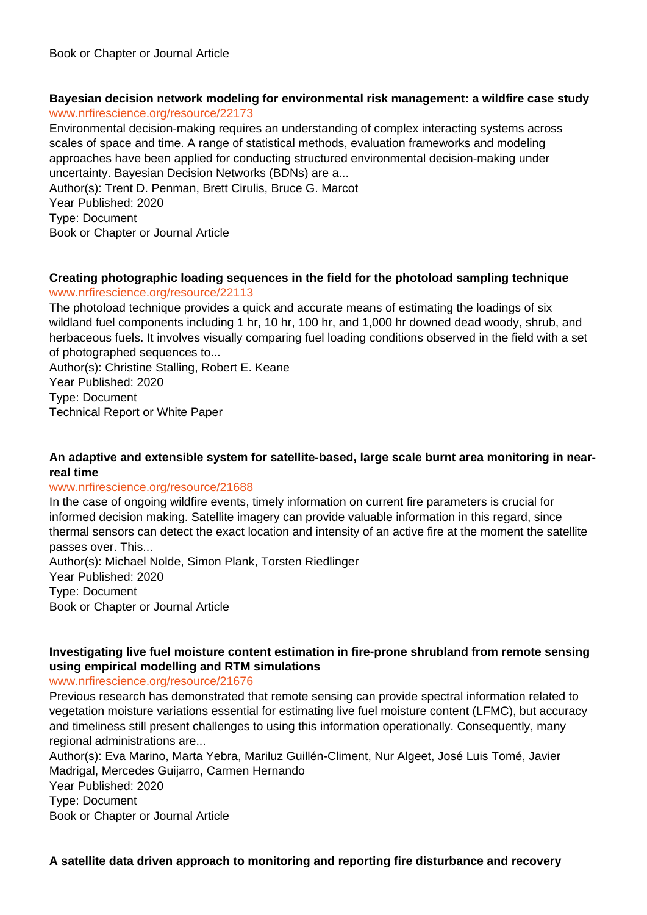Book or Chapter or Journal Article

**Bayesian decision network modeling for environmental risk management: a wildfire case study**
www.nrfirescience.org/resource/22173
Environmental decision-making requires an understanding of complex interacting systems across scales of space and time. A range of statistical methods, evaluation frameworks and modeling approaches have been applied for conducting structured environmental decision-making under uncertainty. Bayesian Decision Networks (BDNs) are a...
Author(s): Trent D. Penman, Brett Cirulis, Bruce G. Marcot
Year Published: 2020
Type: Document
Book or Chapter or Journal Article

**Creating photographic loading sequences in the field for the photoload sampling technique**
www.nrfirescience.org/resource/22113
The photoload technique provides a quick and accurate means of estimating the loadings of six wildland fuel components including 1 hr, 10 hr, 100 hr, and 1,000 hr downed dead woody, shrub, and herbaceous fuels. It involves visually comparing fuel loading conditions observed in the field with a set of photographed sequences to...
Author(s): Christine Stalling, Robert E. Keane
Year Published: 2020
Type: Document
Technical Report or White Paper

**An adaptive and extensible system for satellite-based, large scale burnt area monitoring in near-real time**
www.nrfirescience.org/resource/21688
In the case of ongoing wildfire events, timely information on current fire parameters is crucial for informed decision making. Satellite imagery can provide valuable information in this regard, since thermal sensors can detect the exact location and intensity of an active fire at the moment the satellite passes over. This...
Author(s): Michael Nolde, Simon Plank, Torsten Riedlinger
Year Published: 2020
Type: Document
Book or Chapter or Journal Article

**Investigating live fuel moisture content estimation in fire-prone shrubland from remote sensing using empirical modelling and RTM simulations**
www.nrfirescience.org/resource/21676
Previous research has demonstrated that remote sensing can provide spectral information related to vegetation moisture variations essential for estimating live fuel moisture content (LFMC), but accuracy and timeliness still present challenges to using this information operationally. Consequently, many regional administrations are...
Author(s): Eva Marino, Marta Yebra, Mariluz Guillén-Climent, Nur Algeet, José Luis Tomé, Javier Madrigal, Mercedes Guijarro, Carmen Hernando
Year Published: 2020
Type: Document
Book or Chapter or Journal Article

**A satellite data driven approach to monitoring and reporting fire disturbance and recovery**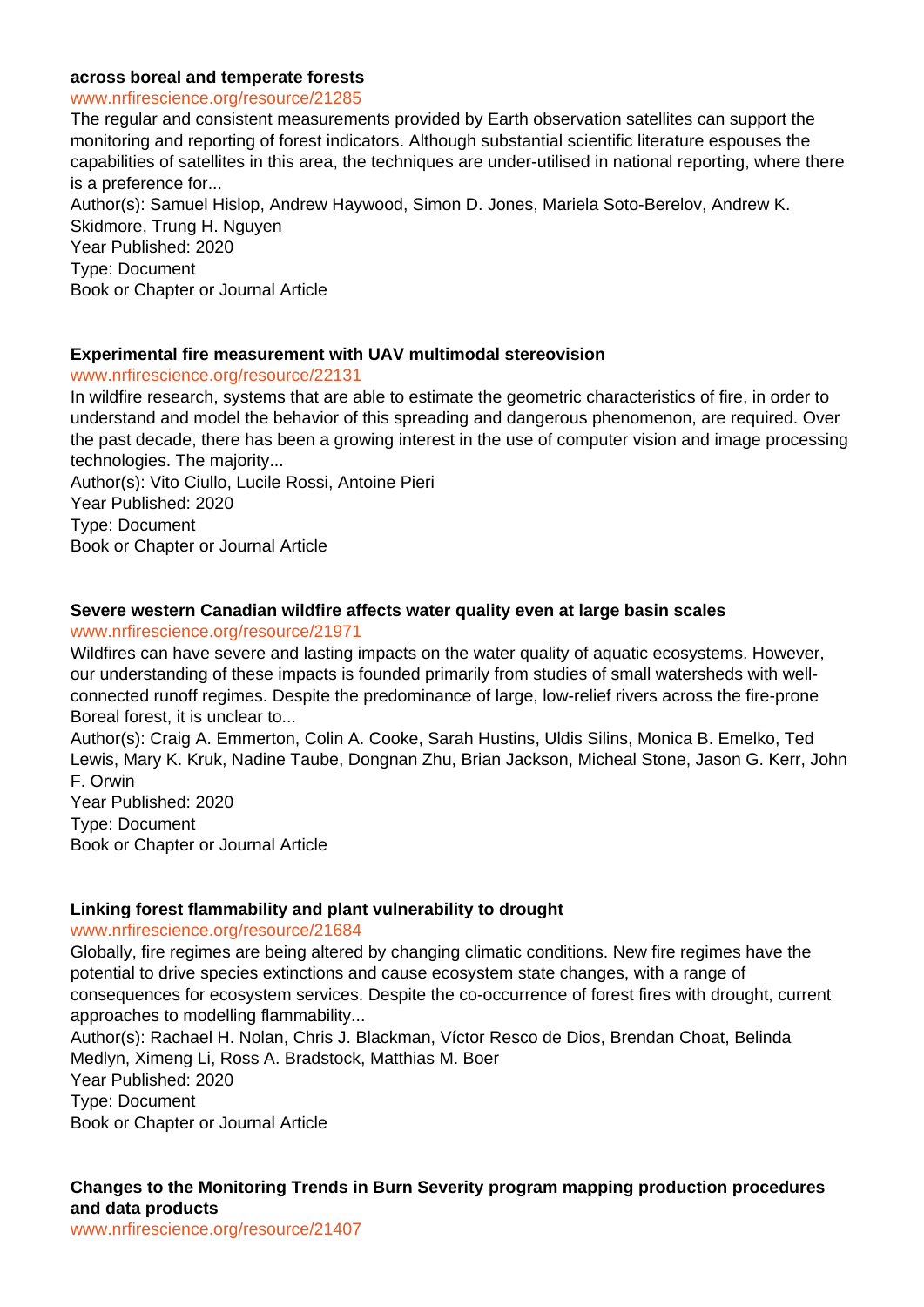**across boreal and temperate forests**

www.nrfirescience.org/resource/21285

The regular and consistent measurements provided by Earth observation satellites can support the monitoring and reporting of forest indicators. Although substantial scientific literature espouses the capabilities of satellites in this area, the techniques are under-utilised in national reporting, where there is a preference for...

Author(s): Samuel Hislop, Andrew Haywood, Simon D. Jones, Mariela Soto-Berelov, Andrew K. Skidmore, Trung H. Nguyen

Year Published: 2020

Type: Document

Book or Chapter or Journal Article

**Experimental fire measurement with UAV multimodal stereovision**

www.nrfirescience.org/resource/22131

In wildfire research, systems that are able to estimate the geometric characteristics of fire, in order to understand and model the behavior of this spreading and dangerous phenomenon, are required. Over the past decade, there has been a growing interest in the use of computer vision and image processing technologies. The majority...

Author(s): Vito Ciullo, Lucile Rossi, Antoine Pieri

Year Published: 2020

Type: Document

Book or Chapter or Journal Article

**Severe western Canadian wildfire affects water quality even at large basin scales**

www.nrfirescience.org/resource/21971

Wildfires can have severe and lasting impacts on the water quality of aquatic ecosystems. However, our understanding of these impacts is founded primarily from studies of small watersheds with well-connected runoff regimes. Despite the predominance of large, low-relief rivers across the fire-prone Boreal forest, it is unclear to...

Author(s): Craig A. Emmerton, Colin A. Cooke, Sarah Hustins, Uldis Silins, Monica B. Emelko, Ted Lewis, Mary K. Kruk, Nadine Taube, Dongnan Zhu, Brian Jackson, Micheal Stone, Jason G. Kerr, John F. Orwin

Year Published: 2020

Type: Document

Book or Chapter or Journal Article

**Linking forest flammability and plant vulnerability to drought**

www.nrfirescience.org/resource/21684

Globally, fire regimes are being altered by changing climatic conditions. New fire regimes have the potential to drive species extinctions and cause ecosystem state changes, with a range of consequences for ecosystem services. Despite the co-occurrence of forest fires with drought, current approaches to modelling flammability...

Author(s): Rachael H. Nolan, Chris J. Blackman, Víctor Resco de Dios, Brendan Choat, Belinda Medlyn, Ximeng Li, Ross A. Bradstock, Matthias M. Boer

Year Published: 2020

Type: Document

Book or Chapter or Journal Article

**Changes to the Monitoring Trends in Burn Severity program mapping production procedures and data products**

www.nrfirescience.org/resource/21407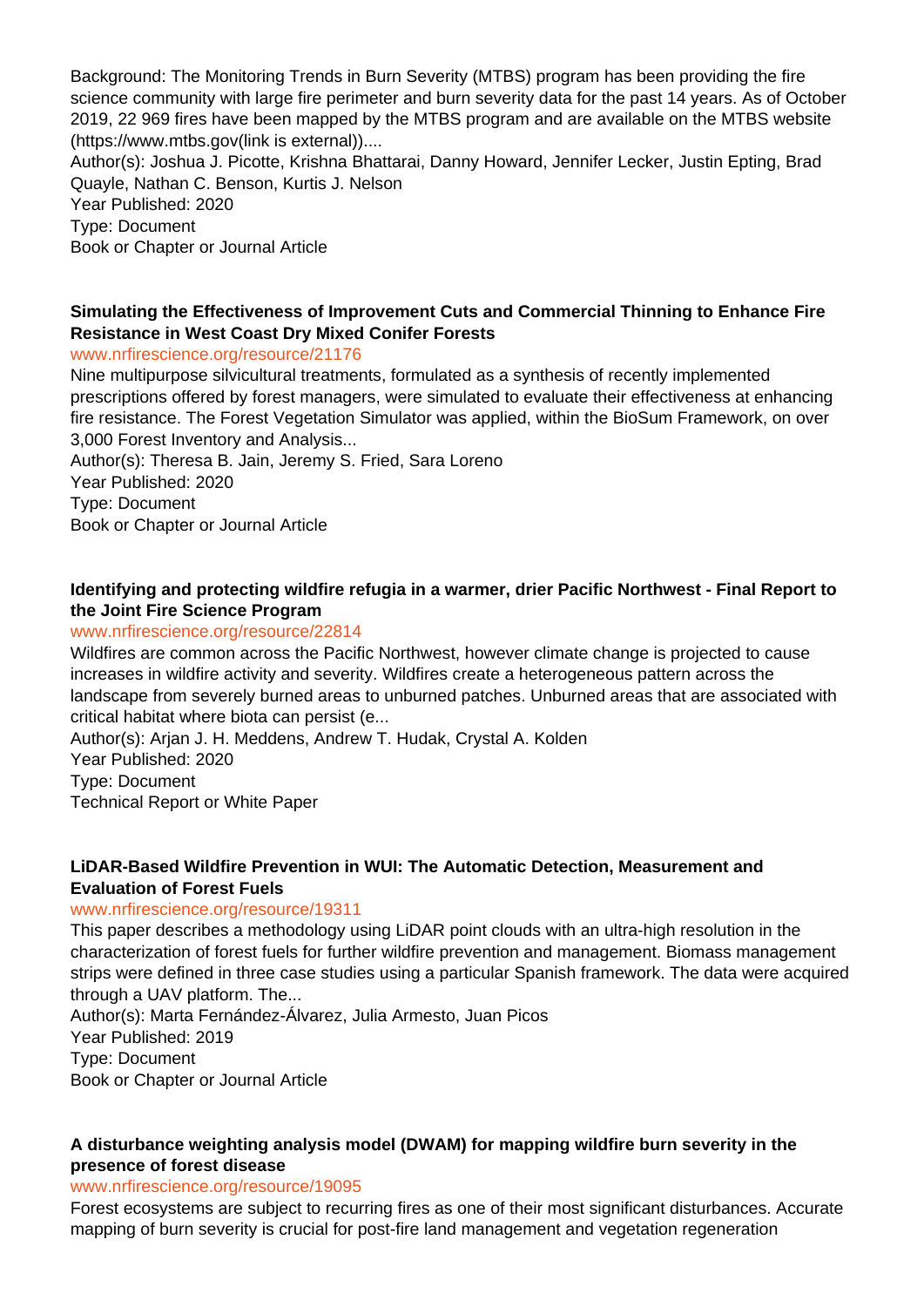Background: The Monitoring Trends in Burn Severity (MTBS) program has been providing the fire science community with large fire perimeter and burn severity data for the past 14 years. As of October 2019, 22 969 fires have been mapped by the MTBS program and are available on the MTBS website (https://www.mtbs.gov(link is external))....
Author(s): Joshua J. Picotte, Krishna Bhattarai, Danny Howard, Jennifer Lecker, Justin Epting, Brad Quayle, Nathan C. Benson, Kurtis J. Nelson
Year Published: 2020
Type: Document
Book or Chapter or Journal Article

**Simulating the Effectiveness of Improvement Cuts and Commercial Thinning to Enhance Fire Resistance in West Coast Dry Mixed Conifer Forests**
www.nrfirescience.org/resource/21176
Nine multipurpose silvicultural treatments, formulated as a synthesis of recently implemented prescriptions offered by forest managers, were simulated to evaluate their effectiveness at enhancing fire resistance. The Forest Vegetation Simulator was applied, within the BioSum Framework, on over 3,000 Forest Inventory and Analysis...
Author(s): Theresa B. Jain, Jeremy S. Fried, Sara Loreno
Year Published: 2020
Type: Document
Book or Chapter or Journal Article

**Identifying and protecting wildfire refugia in a warmer, drier Pacific Northwest - Final Report to the Joint Fire Science Program**
www.nrfirescience.org/resource/22814
Wildfires are common across the Pacific Northwest, however climate change is projected to cause increases in wildfire activity and severity. Wildfires create a heterogeneous pattern across the landscape from severely burned areas to unburned patches. Unburned areas that are associated with critical habitat where biota can persist (e...
Author(s): Arjan J. H. Meddens, Andrew T. Hudak, Crystal A. Kolden
Year Published: 2020
Type: Document
Technical Report or White Paper

**LiDAR-Based Wildfire Prevention in WUI: The Automatic Detection, Measurement and Evaluation of Forest Fuels**
www.nrfirescience.org/resource/19311
This paper describes a methodology using LiDAR point clouds with an ultra-high resolution in the characterization of forest fuels for further wildfire prevention and management. Biomass management strips were defined in three case studies using a particular Spanish framework. The data were acquired through a UAV platform. The...
Author(s): Marta Fernández-Álvarez, Julia Armesto, Juan Picos
Year Published: 2019
Type: Document
Book or Chapter or Journal Article

**A disturbance weighting analysis model (DWAM) for mapping wildfire burn severity in the presence of forest disease**
www.nrfirescience.org/resource/19095
Forest ecosystems are subject to recurring fires as one of their most significant disturbances. Accurate mapping of burn severity is crucial for post-fire land management and vegetation regeneration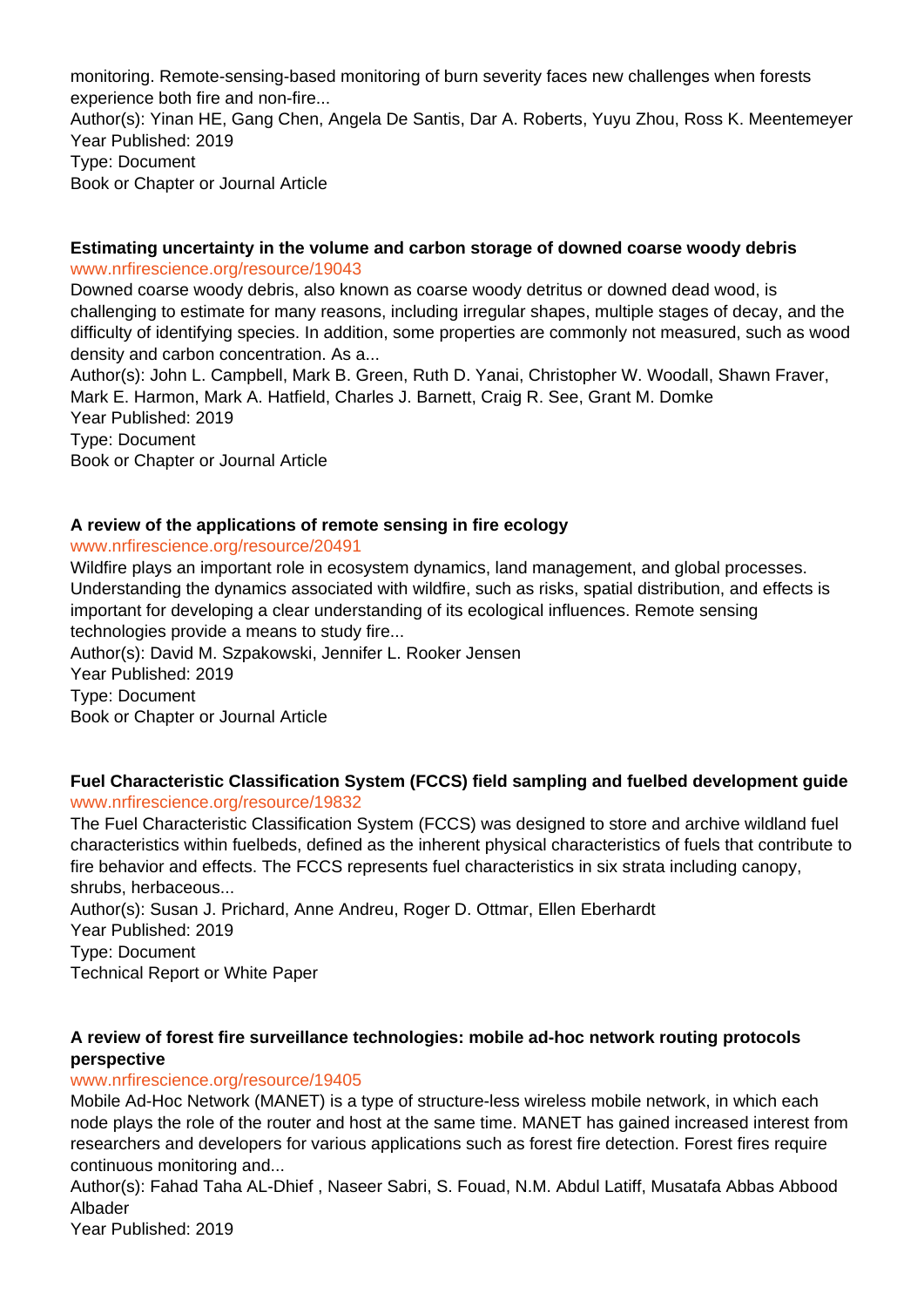monitoring. Remote-sensing-based monitoring of burn severity faces new challenges when forests experience both fire and non-fire...
Author(s): Yinan HE, Gang Chen, Angela De Santis, Dar A. Roberts, Yuyu Zhou, Ross K. Meentemeyer
Year Published: 2019
Type: Document
Book or Chapter or Journal Article

**Estimating uncertainty in the volume and carbon storage of downed coarse woody debris**
www.nrfirescience.org/resource/19043
Downed coarse woody debris, also known as coarse woody detritus or downed dead wood, is challenging to estimate for many reasons, including irregular shapes, multiple stages of decay, and the difficulty of identifying species. In addition, some properties are commonly not measured, such as wood density and carbon concentration. As a...
Author(s): John L. Campbell, Mark B. Green, Ruth D. Yanai, Christopher W. Woodall, Shawn Fraver, Mark E. Harmon, Mark A. Hatfield, Charles J. Barnett, Craig R. See, Grant M. Domke
Year Published: 2019
Type: Document
Book or Chapter or Journal Article

**A review of the applications of remote sensing in fire ecology**
www.nrfirescience.org/resource/20491
Wildfire plays an important role in ecosystem dynamics, land management, and global processes. Understanding the dynamics associated with wildfire, such as risks, spatial distribution, and effects is important for developing a clear understanding of its ecological influences. Remote sensing technologies provide a means to study fire...
Author(s): David M. Szpakowski, Jennifer L. Rooker Jensen
Year Published: 2019
Type: Document
Book or Chapter or Journal Article

**Fuel Characteristic Classification System (FCCS) field sampling and fuelbed development guide**
www.nrfirescience.org/resource/19832
The Fuel Characteristic Classification System (FCCS) was designed to store and archive wildland fuel characteristics within fuelbeds, defined as the inherent physical characteristics of fuels that contribute to fire behavior and effects. The FCCS represents fuel characteristics in six strata including canopy, shrubs, herbaceous...
Author(s): Susan J. Prichard, Anne Andreu, Roger D. Ottmar, Ellen Eberhardt
Year Published: 2019
Type: Document
Technical Report or White Paper

**A review of forest fire surveillance technologies: mobile ad-hoc network routing protocols perspective**
www.nrfirescience.org/resource/19405
Mobile Ad-Hoc Network (MANET) is a type of structure-less wireless mobile network, in which each node plays the role of the router and host at the same time. MANET has gained increased interest from researchers and developers for various applications such as forest fire detection. Forest fires require continuous monitoring and...
Author(s): Fahad Taha AL-Dhief , Naseer Sabri, S. Fouad, N.M. Abdul Latiff, Musatafa Abbas Abbood Albader
Year Published: 2019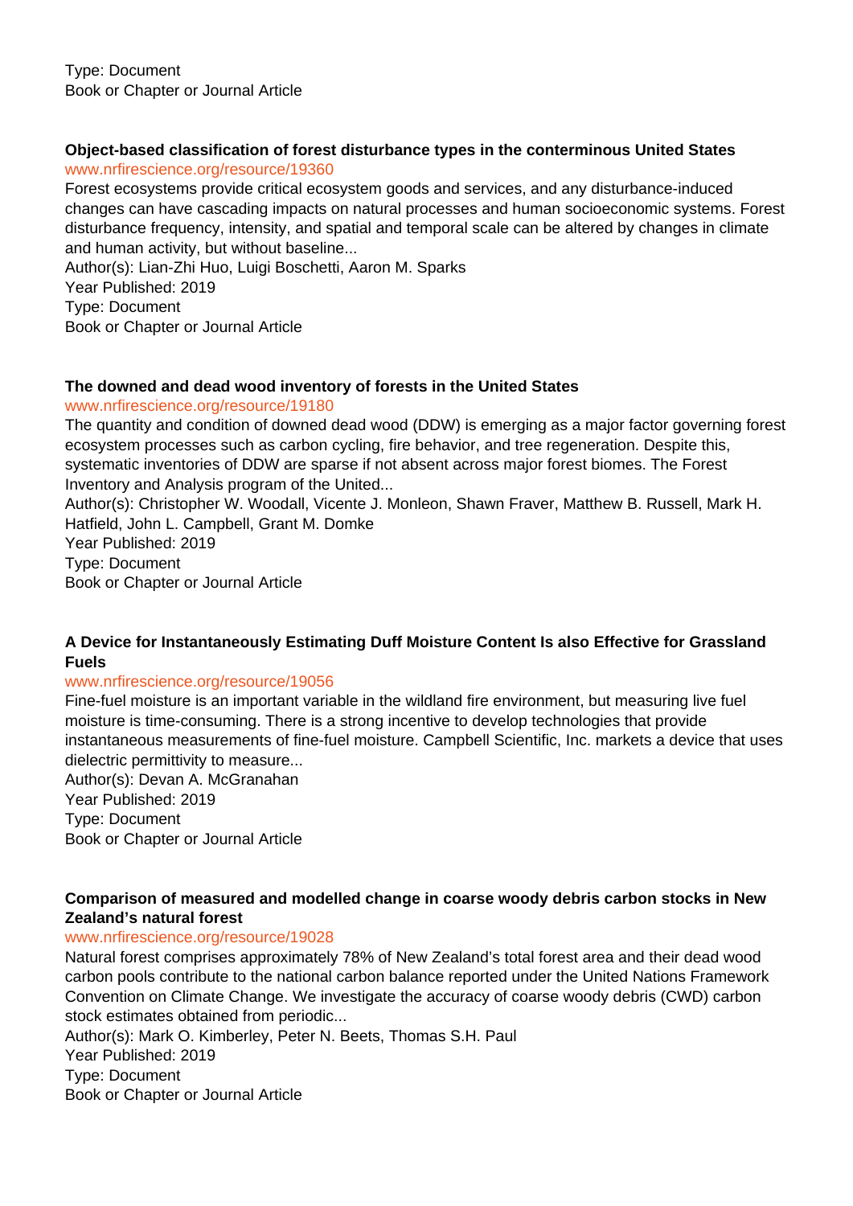Type: Document
Book or Chapter or Journal Article

**Object-based classification of forest disturbance types in the conterminous United States**
www.nrfirescience.org/resource/19360
Forest ecosystems provide critical ecosystem goods and services, and any disturbance-induced changes can have cascading impacts on natural processes and human socioeconomic systems. Forest disturbance frequency, intensity, and spatial and temporal scale can be altered by changes in climate and human activity, but without baseline...
Author(s): Lian-Zhi Huo, Luigi Boschetti, Aaron M. Sparks
Year Published: 2019
Type: Document
Book or Chapter or Journal Article

**The downed and dead wood inventory of forests in the United States**
www.nrfirescience.org/resource/19180
The quantity and condition of downed dead wood (DDW) is emerging as a major factor governing forest ecosystem processes such as carbon cycling, fire behavior, and tree regeneration. Despite this, systematic inventories of DDW are sparse if not absent across major forest biomes. The Forest Inventory and Analysis program of the United...
Author(s): Christopher W. Woodall, Vicente J. Monleon, Shawn Fraver, Matthew B. Russell, Mark H. Hatfield, John L. Campbell, Grant M. Domke
Year Published: 2019
Type: Document
Book or Chapter or Journal Article

**A Device for Instantaneously Estimating Duff Moisture Content Is also Effective for Grassland Fuels**
www.nrfirescience.org/resource/19056
Fine-fuel moisture is an important variable in the wildland fire environment, but measuring live fuel moisture is time-consuming. There is a strong incentive to develop technologies that provide instantaneous measurements of fine-fuel moisture. Campbell Scientific, Inc. markets a device that uses dielectric permittivity to measure...
Author(s): Devan A. McGranahan
Year Published: 2019
Type: Document
Book or Chapter or Journal Article

**Comparison of measured and modelled change in coarse woody debris carbon stocks in New Zealand's natural forest**
www.nrfirescience.org/resource/19028
Natural forest comprises approximately 78% of New Zealand's total forest area and their dead wood carbon pools contribute to the national carbon balance reported under the United Nations Framework Convention on Climate Change. We investigate the accuracy of coarse woody debris (CWD) carbon stock estimates obtained from periodic...
Author(s): Mark O. Kimberley, Peter N. Beets, Thomas S.H. Paul
Year Published: 2019
Type: Document
Book or Chapter or Journal Article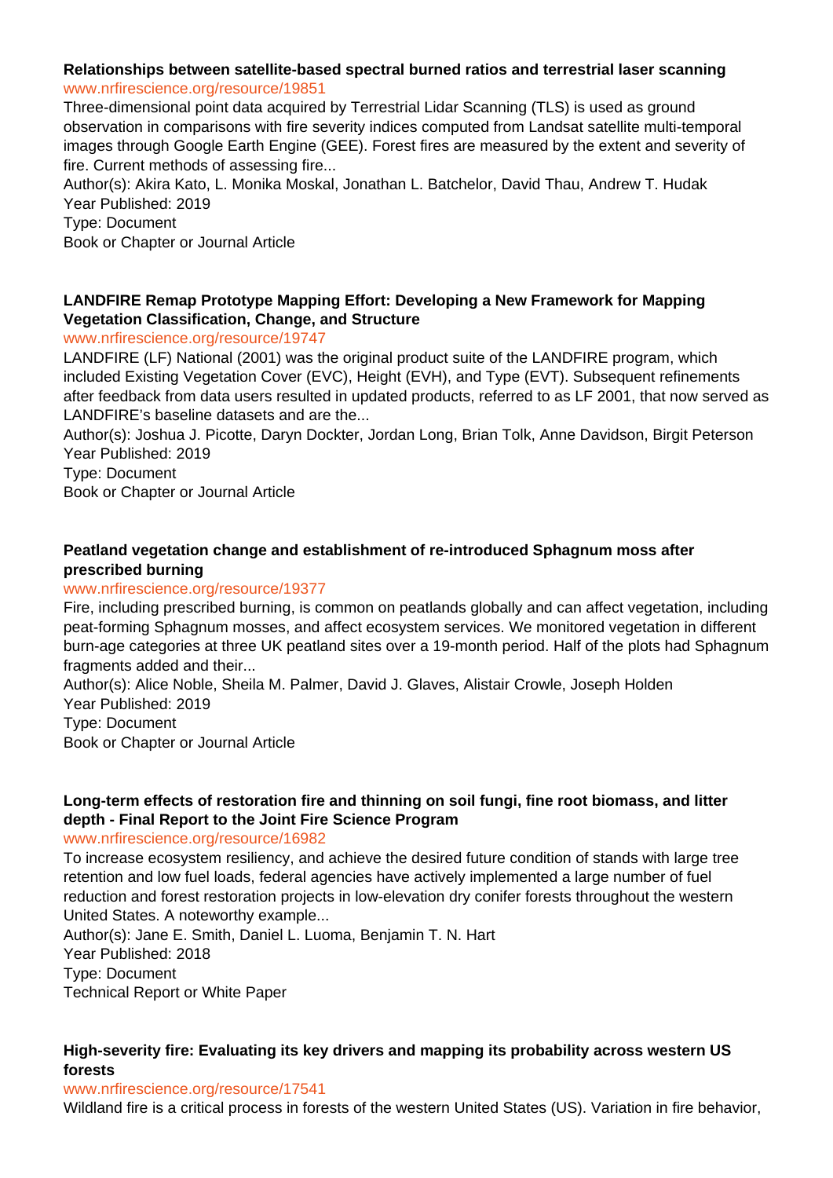**Relationships between satellite-based spectral burned ratios and terrestrial laser scanning**
www.nrfirescience.org/resource/19851
Three-dimensional point data acquired by Terrestrial Lidar Scanning (TLS) is used as ground observation in comparisons with fire severity indices computed from Landsat satellite multi-temporal images through Google Earth Engine (GEE). Forest fires are measured by the extent and severity of fire. Current methods of assessing fire...
Author(s): Akira Kato, L. Monika Moskal, Jonathan L. Batchelor, David Thau, Andrew T. Hudak
Year Published: 2019
Type: Document
Book or Chapter or Journal Article

**LANDFIRE Remap Prototype Mapping Effort: Developing a New Framework for Mapping Vegetation Classification, Change, and Structure**
www.nrfirescience.org/resource/19747
LANDFIRE (LF) National (2001) was the original product suite of the LANDFIRE program, which included Existing Vegetation Cover (EVC), Height (EVH), and Type (EVT). Subsequent refinements after feedback from data users resulted in updated products, referred to as LF 2001, that now served as LANDFIRE's baseline datasets and are the...
Author(s): Joshua J. Picotte, Daryn Dockter, Jordan Long, Brian Tolk, Anne Davidson, Birgit Peterson
Year Published: 2019
Type: Document
Book or Chapter or Journal Article

**Peatland vegetation change and establishment of re-introduced Sphagnum moss after prescribed burning**
www.nrfirescience.org/resource/19377
Fire, including prescribed burning, is common on peatlands globally and can affect vegetation, including peat-forming Sphagnum mosses, and affect ecosystem services. We monitored vegetation in different burn-age categories at three UK peatland sites over a 19-month period. Half of the plots had Sphagnum fragments added and their...
Author(s): Alice Noble, Sheila M. Palmer, David J. Glaves, Alistair Crowle, Joseph Holden
Year Published: 2019
Type: Document
Book or Chapter or Journal Article

**Long-term effects of restoration fire and thinning on soil fungi, fine root biomass, and litter depth - Final Report to the Joint Fire Science Program**
www.nrfirescience.org/resource/16982
To increase ecosystem resiliency, and achieve the desired future condition of stands with large tree retention and low fuel loads, federal agencies have actively implemented a large number of fuel reduction and forest restoration projects in low-elevation dry conifer forests throughout the western United States. A noteworthy example...
Author(s): Jane E. Smith, Daniel L. Luoma, Benjamin T. N. Hart
Year Published: 2018
Type: Document
Technical Report or White Paper

**High-severity fire: Evaluating its key drivers and mapping its probability across western US forests**
www.nrfirescience.org/resource/17541
Wildland fire is a critical process in forests of the western United States (US). Variation in fire behavior,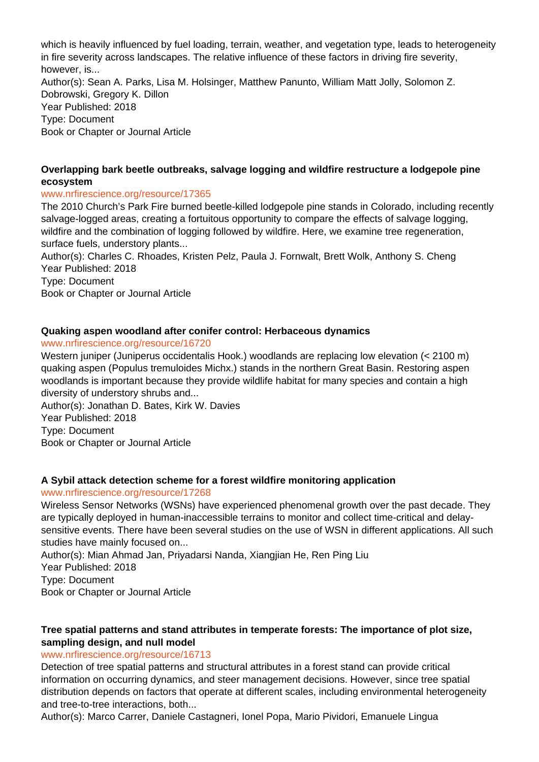which is heavily influenced by fuel loading, terrain, weather, and vegetation type, leads to heterogeneity in fire severity across landscapes. The relative influence of these factors in driving fire severity, however, is...
Author(s): Sean A. Parks, Lisa M. Holsinger, Matthew Panunto, William Matt Jolly, Solomon Z. Dobrowski, Gregory K. Dillon
Year Published: 2018
Type: Document
Book or Chapter or Journal Article

**Overlapping bark beetle outbreaks, salvage logging and wildfire restructure a lodgepole pine ecosystem**
www.nrfirescience.org/resource/17365
The 2010 Church's Park Fire burned beetle-killed lodgepole pine stands in Colorado, including recently salvage-logged areas, creating a fortuitous opportunity to compare the effects of salvage logging, wildfire and the combination of logging followed by wildfire. Here, we examine tree regeneration, surface fuels, understory plants...
Author(s): Charles C. Rhoades, Kristen Pelz, Paula J. Fornwalt, Brett Wolk, Anthony S. Cheng
Year Published: 2018
Type: Document
Book or Chapter or Journal Article

**Quaking aspen woodland after conifer control: Herbaceous dynamics**
www.nrfirescience.org/resource/16720
Western juniper (Juniperus occidentalis Hook.) woodlands are replacing low elevation (< 2100 m) quaking aspen (Populus tremuloides Michx.) stands in the northern Great Basin. Restoring aspen woodlands is important because they provide wildlife habitat for many species and contain a high diversity of understory shrubs and...
Author(s): Jonathan D. Bates, Kirk W. Davies
Year Published: 2018
Type: Document
Book or Chapter or Journal Article

**A Sybil attack detection scheme for a forest wildfire monitoring application**
www.nrfirescience.org/resource/17268
Wireless Sensor Networks (WSNs) have experienced phenomenal growth over the past decade. They are typically deployed in human-inaccessible terrains to monitor and collect time-critical and delay-sensitive events. There have been several studies on the use of WSN in different applications. All such studies have mainly focused on...
Author(s): Mian Ahmad Jan, Priyadarsi Nanda, Xiangjian He, Ren Ping Liu
Year Published: 2018
Type: Document
Book or Chapter or Journal Article

**Tree spatial patterns and stand attributes in temperate forests: The importance of plot size, sampling design, and null model**
www.nrfirescience.org/resource/16713
Detection of tree spatial patterns and structural attributes in a forest stand can provide critical information on occurring dynamics, and steer management decisions. However, since tree spatial distribution depends on factors that operate at different scales, including environmental heterogeneity and tree-to-tree interactions, both...
Author(s): Marco Carrer, Daniele Castagneri, Ionel Popa, Mario Pividori, Emanuele Lingua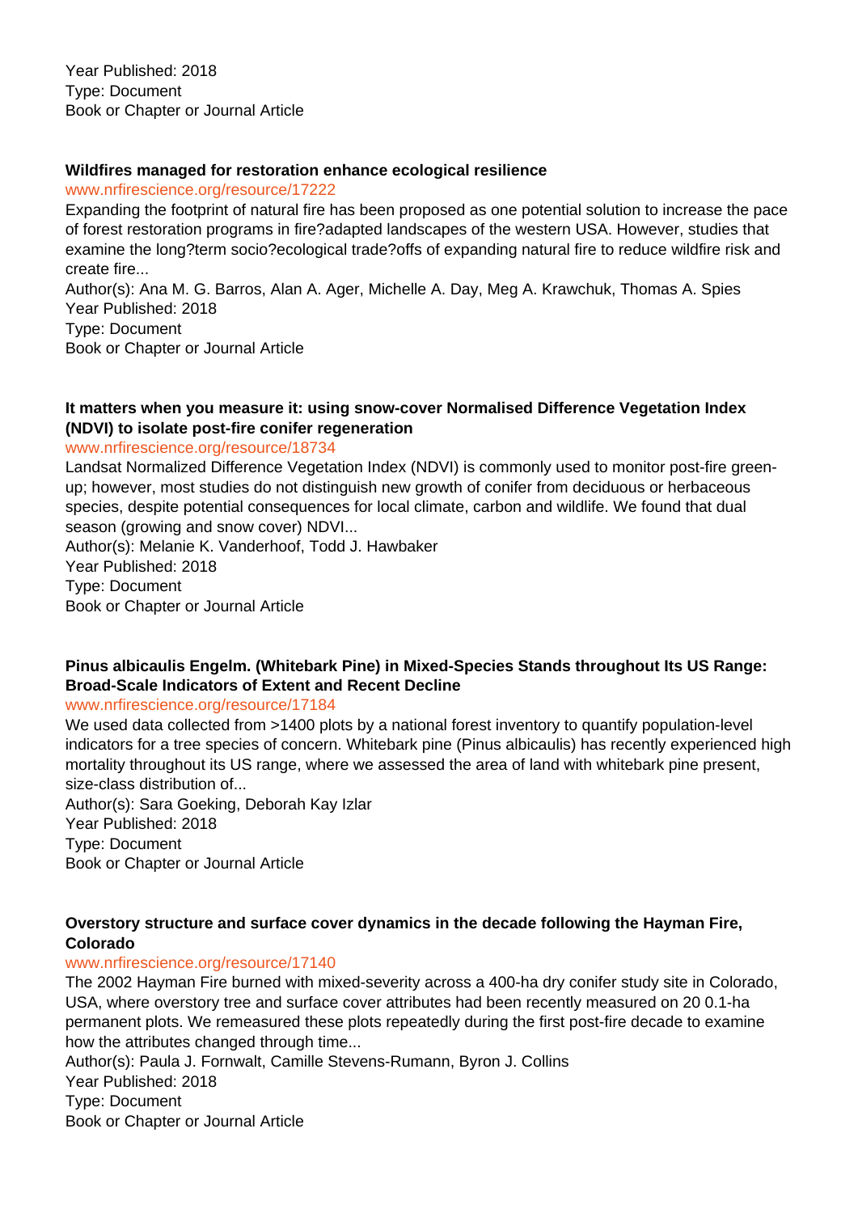Year Published: 2018
Type: Document
Book or Chapter or Journal Article

**Wildfires managed for restoration enhance ecological resilience**

www.nrfirescience.org/resource/17222

Expanding the footprint of natural fire has been proposed as one potential solution to increase the pace of forest restoration programs in fire?adapted landscapes of the western USA. However, studies that examine the long?term socio?ecological trade?offs of expanding natural fire to reduce wildfire risk and create fire...

Author(s): Ana M. G. Barros, Alan A. Ager, Michelle A. Day, Meg A. Krawchuk, Thomas A. Spies
Year Published: 2018
Type: Document
Book or Chapter or Journal Article

**It matters when you measure it: using snow-cover Normalised Difference Vegetation Index (NDVI) to isolate post-fire conifer regeneration**

www.nrfirescience.org/resource/18734

Landsat Normalized Difference Vegetation Index (NDVI) is commonly used to monitor post-fire green-up; however, most studies do not distinguish new growth of conifer from deciduous or herbaceous species, despite potential consequences for local climate, carbon and wildlife. We found that dual season (growing and snow cover) NDVI...

Author(s): Melanie K. Vanderhoof, Todd J. Hawbaker
Year Published: 2018
Type: Document
Book or Chapter or Journal Article

**Pinus albicaulis Engelm. (Whitebark Pine) in Mixed-Species Stands throughout Its US Range: Broad-Scale Indicators of Extent and Recent Decline**

www.nrfirescience.org/resource/17184

We used data collected from >1400 plots by a national forest inventory to quantify population-level indicators for a tree species of concern. Whitebark pine (Pinus albicaulis) has recently experienced high mortality throughout its US range, where we assessed the area of land with whitebark pine present, size-class distribution of...

Author(s): Sara Goeking, Deborah Kay Izlar
Year Published: 2018
Type: Document
Book or Chapter or Journal Article

**Overstory structure and surface cover dynamics in the decade following the Hayman Fire, Colorado**

www.nrfirescience.org/resource/17140

The 2002 Hayman Fire burned with mixed-severity across a 400-ha dry conifer study site in Colorado, USA, where overstory tree and surface cover attributes had been recently measured on 20 0.1-ha permanent plots. We remeasured these plots repeatedly during the first post-fire decade to examine how the attributes changed through time...

Author(s): Paula J. Fornwalt, Camille Stevens-Rumann, Byron J. Collins
Year Published: 2018
Type: Document
Book or Chapter or Journal Article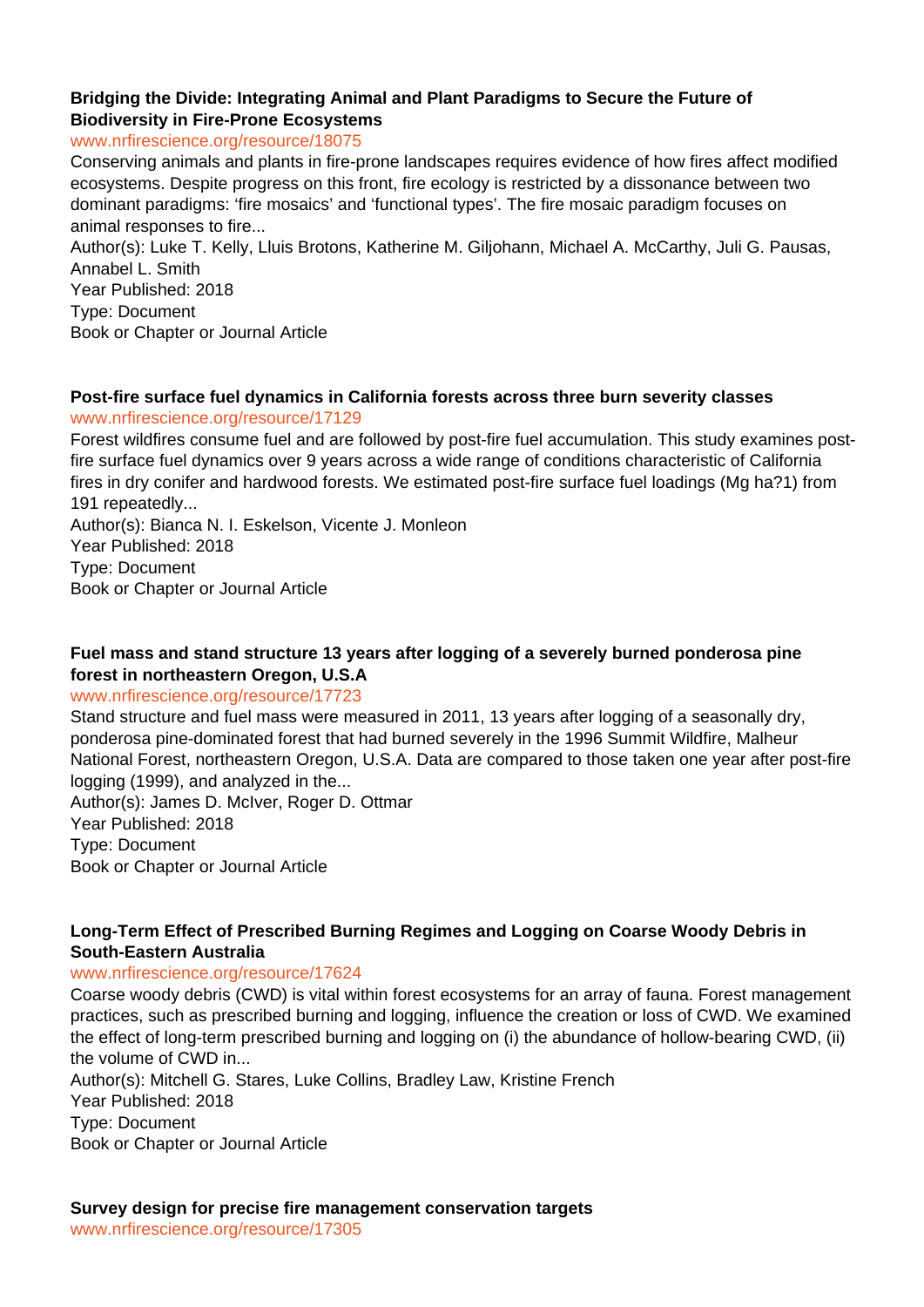**Bridging the Divide: Integrating Animal and Plant Paradigms to Secure the Future of Biodiversity in Fire-Prone Ecosystems**
www.nrfirescience.org/resource/18075
Conserving animals and plants in fire-prone landscapes requires evidence of how fires affect modified ecosystems. Despite progress on this front, fire ecology is restricted by a dissonance between two dominant paradigms: 'fire mosaics' and 'functional types'. The fire mosaic paradigm focuses on animal responses to fire...
Author(s): Luke T. Kelly, Lluis Brotons, Katherine M. Giljohann, Michael A. McCarthy, Juli G. Pausas, Annabel L. Smith
Year Published: 2018
Type: Document
Book or Chapter or Journal Article

**Post-fire surface fuel dynamics in California forests across three burn severity classes**
www.nrfirescience.org/resource/17129
Forest wildfires consume fuel and are followed by post-fire fuel accumulation. This study examines post-fire surface fuel dynamics over 9 years across a wide range of conditions characteristic of California fires in dry conifer and hardwood forests. We estimated post-fire surface fuel loadings (Mg ha?1) from 191 repeatedly...
Author(s): Bianca N. I. Eskelson, Vicente J. Monleon
Year Published: 2018
Type: Document
Book or Chapter or Journal Article

**Fuel mass and stand structure 13 years after logging of a severely burned ponderosa pine forest in northeastern Oregon, U.S.A**
www.nrfirescience.org/resource/17723
Stand structure and fuel mass were measured in 2011, 13 years after logging of a seasonally dry, ponderosa pine-dominated forest that had burned severely in the 1996 Summit Wildfire, Malheur National Forest, northeastern Oregon, U.S.A. Data are compared to those taken one year after post-fire logging (1999), and analyzed in the...
Author(s): James D. McIver, Roger D. Ottmar
Year Published: 2018
Type: Document
Book or Chapter or Journal Article

**Long-Term Effect of Prescribed Burning Regimes and Logging on Coarse Woody Debris in South-Eastern Australia**
www.nrfirescience.org/resource/17624
Coarse woody debris (CWD) is vital within forest ecosystems for an array of fauna. Forest management practices, such as prescribed burning and logging, influence the creation or loss of CWD. We examined the effect of long-term prescribed burning and logging on (i) the abundance of hollow-bearing CWD, (ii) the volume of CWD in...
Author(s): Mitchell G. Stares, Luke Collins, Bradley Law, Kristine French
Year Published: 2018
Type: Document
Book or Chapter or Journal Article

**Survey design for precise fire management conservation targets**
www.nrfirescience.org/resource/17305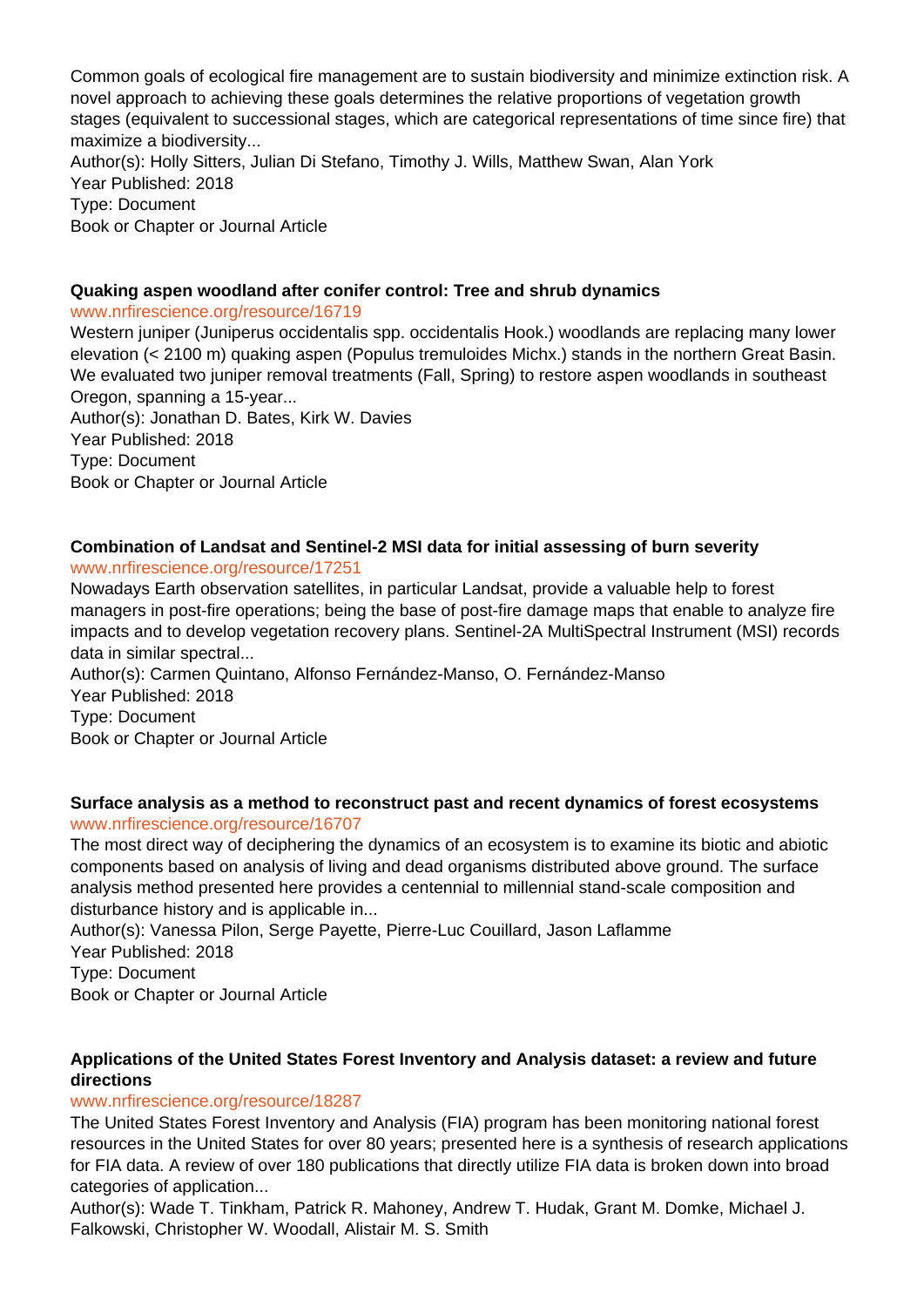Common goals of ecological fire management are to sustain biodiversity and minimize extinction risk. A novel approach to achieving these goals determines the relative proportions of vegetation growth stages (equivalent to successional stages, which are categorical representations of time since fire) that maximize a biodiversity...
Author(s): Holly Sitters, Julian Di Stefano, Timothy J. Wills, Matthew Swan, Alan York
Year Published: 2018
Type: Document
Book or Chapter or Journal Article

**Quaking aspen woodland after conifer control: Tree and shrub dynamics**
www.nrfirescience.org/resource/16719
Western juniper (Juniperus occidentalis spp. occidentalis Hook.) woodlands are replacing many lower elevation (< 2100 m) quaking aspen (Populus tremuloides Michx.) stands in the northern Great Basin. We evaluated two juniper removal treatments (Fall, Spring) to restore aspen woodlands in southeast Oregon, spanning a 15-year...
Author(s): Jonathan D. Bates, Kirk W. Davies
Year Published: 2018
Type: Document
Book or Chapter or Journal Article

**Combination of Landsat and Sentinel-2 MSI data for initial assessing of burn severity**
www.nrfirescience.org/resource/17251
Nowadays Earth observation satellites, in particular Landsat, provide a valuable help to forest managers in post-fire operations; being the base of post-fire damage maps that enable to analyze fire impacts and to develop vegetation recovery plans. Sentinel-2A MultiSpectral Instrument (MSI) records data in similar spectral...
Author(s): Carmen Quintano, Alfonso Fernández-Manso, O. Fernández-Manso
Year Published: 2018
Type: Document
Book or Chapter or Journal Article

**Surface analysis as a method to reconstruct past and recent dynamics of forest ecosystems**
www.nrfirescience.org/resource/16707
The most direct way of deciphering the dynamics of an ecosystem is to examine its biotic and abiotic components based on analysis of living and dead organisms distributed above ground. The surface analysis method presented here provides a centennial to millennial stand-scale composition and disturbance history and is applicable in...
Author(s): Vanessa Pilon, Serge Payette, Pierre-Luc Couillard, Jason Laflamme
Year Published: 2018
Type: Document
Book or Chapter or Journal Article

**Applications of the United States Forest Inventory and Analysis dataset: a review and future directions**
www.nrfirescience.org/resource/18287
The United States Forest Inventory and Analysis (FIA) program has been monitoring national forest resources in the United States for over 80 years; presented here is a synthesis of research applications for FIA data. A review of over 180 publications that directly utilize FIA data is broken down into broad categories of application...
Author(s): Wade T. Tinkham, Patrick R. Mahoney, Andrew T. Hudak, Grant M. Domke, Michael J. Falkowski, Christopher W. Woodall, Alistair M. S. Smith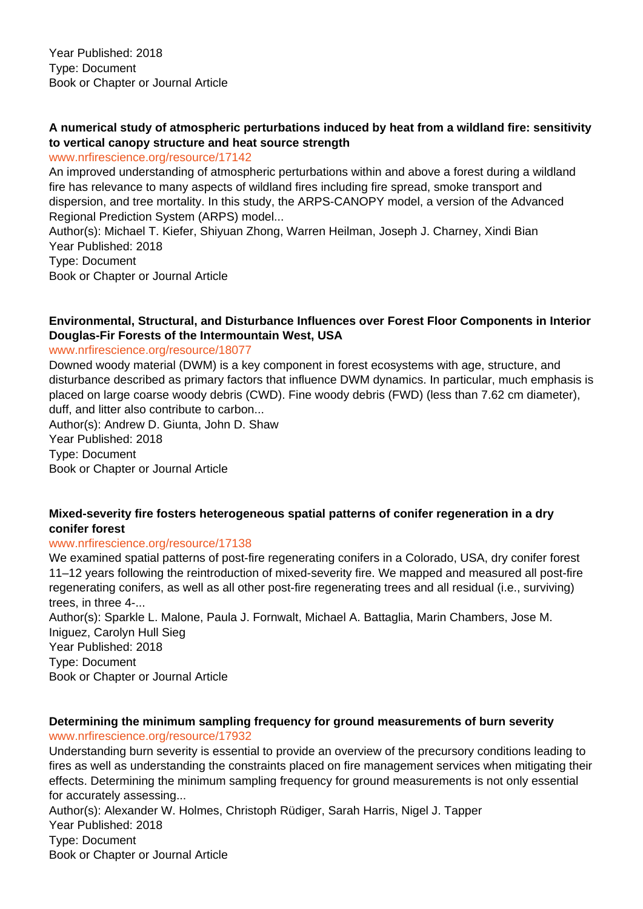Year Published: 2018
Type: Document
Book or Chapter or Journal Article

**A numerical study of atmospheric perturbations induced by heat from a wildland fire: sensitivity to vertical canopy structure and heat source strength**

www.nrfirescience.org/resource/17142

An improved understanding of atmospheric perturbations within and above a forest during a wildland fire has relevance to many aspects of wildland fires including fire spread, smoke transport and dispersion, and tree mortality. In this study, the ARPS-CANOPY model, a version of the Advanced Regional Prediction System (ARPS) model...

Author(s): Michael T. Kiefer, Shiyuan Zhong, Warren Heilman, Joseph J. Charney, Xindi Bian
Year Published: 2018
Type: Document
Book or Chapter or Journal Article

**Environmental, Structural, and Disturbance Influences over Forest Floor Components in Interior Douglas-Fir Forests of the Intermountain West, USA**

www.nrfirescience.org/resource/18077

Downed woody material (DWM) is a key component in forest ecosystems with age, structure, and disturbance described as primary factors that influence DWM dynamics. In particular, much emphasis is placed on large coarse woody debris (CWD). Fine woody debris (FWD) (less than 7.62 cm diameter), duff, and litter also contribute to carbon...

Author(s): Andrew D. Giunta, John D. Shaw
Year Published: 2018
Type: Document
Book or Chapter or Journal Article

**Mixed-severity fire fosters heterogeneous spatial patterns of conifer regeneration in a dry conifer forest**

www.nrfirescience.org/resource/17138

We examined spatial patterns of post-fire regenerating conifers in a Colorado, USA, dry conifer forest 11–12 years following the reintroduction of mixed-severity fire. We mapped and measured all post-fire regenerating conifers, as well as all other post-fire regenerating trees and all residual (i.e., surviving) trees, in three 4-...

Author(s): Sparkle L. Malone, Paula J. Fornwalt, Michael A. Battaglia, Marin Chambers, Jose M. Iniguez, Carolyn Hull Sieg
Year Published: 2018
Type: Document
Book or Chapter or Journal Article

**Determining the minimum sampling frequency for ground measurements of burn severity**

www.nrfirescience.org/resource/17932

Understanding burn severity is essential to provide an overview of the precursory conditions leading to fires as well as understanding the constraints placed on fire management services when mitigating their effects. Determining the minimum sampling frequency for ground measurements is not only essential for accurately assessing...

Author(s): Alexander W. Holmes, Christoph Rüdiger, Sarah Harris, Nigel J. Tapper
Year Published: 2018
Type: Document
Book or Chapter or Journal Article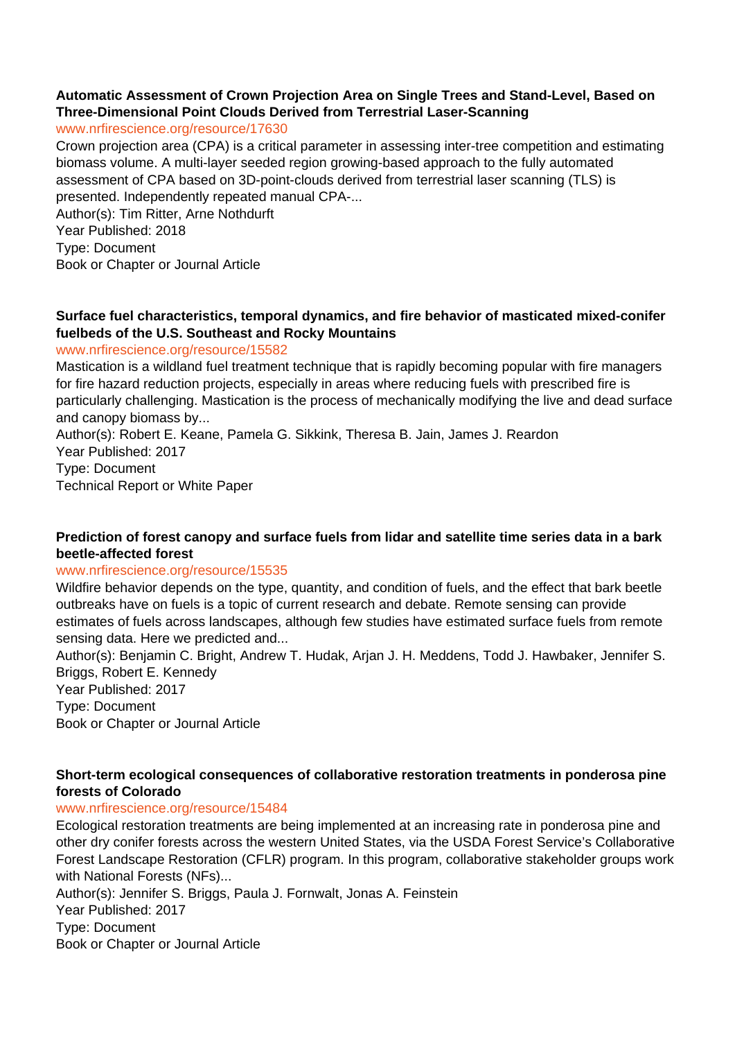**Automatic Assessment of Crown Projection Area on Single Trees and Stand-Level, Based on Three-Dimensional Point Clouds Derived from Terrestrial Laser-Scanning**

www.nrfirescience.org/resource/17630

Crown projection area (CPA) is a critical parameter in assessing inter-tree competition and estimating biomass volume. A multi-layer seeded region growing-based approach to the fully automated assessment of CPA based on 3D-point-clouds derived from terrestrial laser scanning (TLS) is presented. Independently repeated manual CPA-...

Author(s): Tim Ritter, Arne Nothdurft

Year Published: 2018

Type: Document

Book or Chapter or Journal Article

**Surface fuel characteristics, temporal dynamics, and fire behavior of masticated mixed-conifer fuelbeds of the U.S. Southeast and Rocky Mountains**

www.nrfirescience.org/resource/15582

Mastication is a wildland fuel treatment technique that is rapidly becoming popular with fire managers for fire hazard reduction projects, especially in areas where reducing fuels with prescribed fire is particularly challenging. Mastication is the process of mechanically modifying the live and dead surface and canopy biomass by...

Author(s): Robert E. Keane, Pamela G. Sikkink, Theresa B. Jain, James J. Reardon

Year Published: 2017

Type: Document

Technical Report or White Paper

**Prediction of forest canopy and surface fuels from lidar and satellite time series data in a bark beetle-affected forest**

www.nrfirescience.org/resource/15535

Wildfire behavior depends on the type, quantity, and condition of fuels, and the effect that bark beetle outbreaks have on fuels is a topic of current research and debate. Remote sensing can provide estimates of fuels across landscapes, although few studies have estimated surface fuels from remote sensing data. Here we predicted and...

Author(s): Benjamin C. Bright, Andrew T. Hudak, Arjan J. H. Meddens, Todd J. Hawbaker, Jennifer S. Briggs, Robert E. Kennedy

Year Published: 2017

Type: Document

Book or Chapter or Journal Article

**Short-term ecological consequences of collaborative restoration treatments in ponderosa pine forests of Colorado**

www.nrfirescience.org/resource/15484

Ecological restoration treatments are being implemented at an increasing rate in ponderosa pine and other dry conifer forests across the western United States, via the USDA Forest Service's Collaborative Forest Landscape Restoration (CFLR) program. In this program, collaborative stakeholder groups work with National Forests (NFs)...

Author(s): Jennifer S. Briggs, Paula J. Fornwalt, Jonas A. Feinstein

Year Published: 2017

Type: Document

Book or Chapter or Journal Article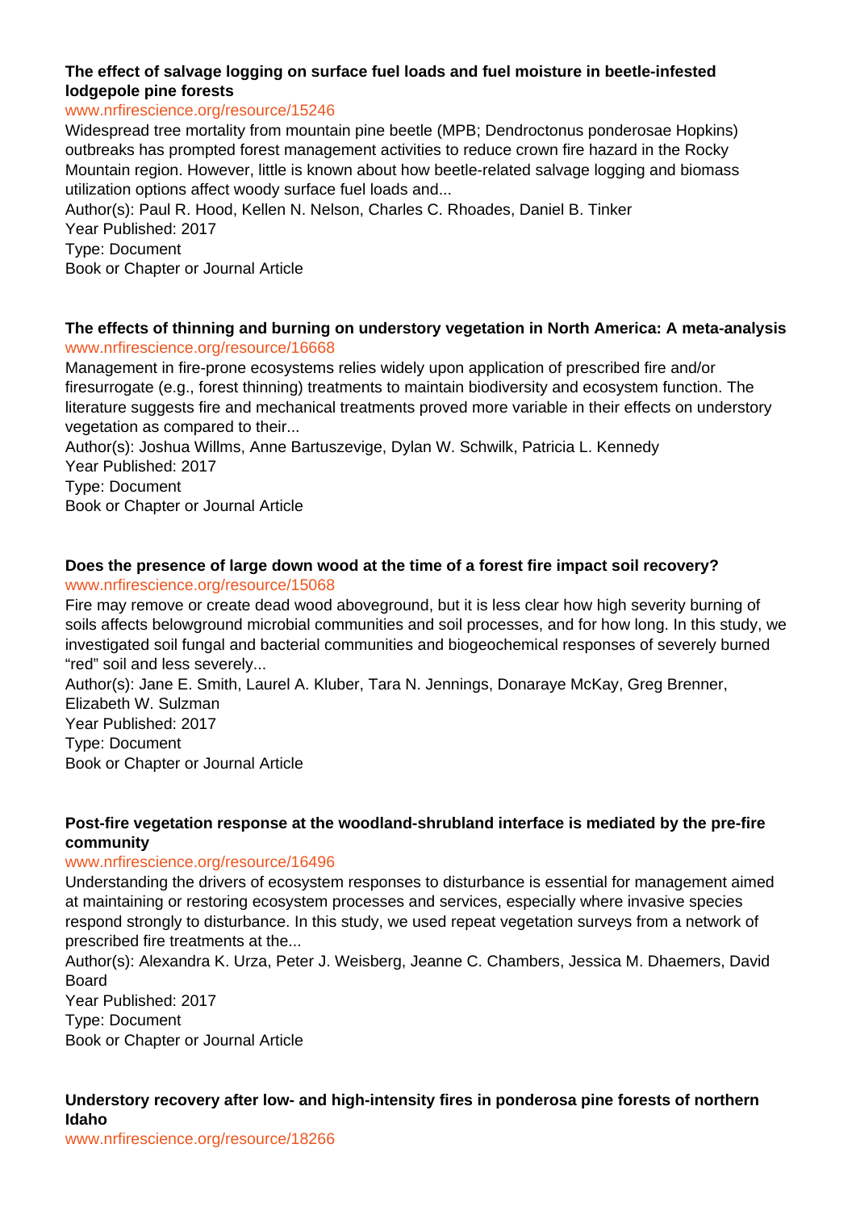**The effect of salvage logging on surface fuel loads and fuel moisture in beetle-infested lodgepole pine forests**

www.nrfirescience.org/resource/15246

Widespread tree mortality from mountain pine beetle (MPB; Dendroctonus ponderosae Hopkins) outbreaks has prompted forest management activities to reduce crown fire hazard in the Rocky Mountain region. However, little is known about how beetle-related salvage logging and biomass utilization options affect woody surface fuel loads and...

Author(s): Paul R. Hood, Kellen N. Nelson, Charles C. Rhoades, Daniel B. Tinker

Year Published: 2017

Type: Document

Book or Chapter or Journal Article

**The effects of thinning and burning on understory vegetation in North America: A meta-analysis**

www.nrfirescience.org/resource/16668

Management in fire-prone ecosystems relies widely upon application of prescribed fire and/or firesurrogate (e.g., forest thinning) treatments to maintain biodiversity and ecosystem function. The literature suggests fire and mechanical treatments proved more variable in their effects on understory vegetation as compared to their...

Author(s): Joshua Willms, Anne Bartuszevige, Dylan W. Schwilk, Patricia L. Kennedy

Year Published: 2017

Type: Document

Book or Chapter or Journal Article

**Does the presence of large down wood at the time of a forest fire impact soil recovery?**

www.nrfirescience.org/resource/15068

Fire may remove or create dead wood aboveground, but it is less clear how high severity burning of soils affects belowground microbial communities and soil processes, and for how long. In this study, we investigated soil fungal and bacterial communities and biogeochemical responses of severely burned “red” soil and less severely...

Author(s): Jane E. Smith, Laurel A. Kluber, Tara N. Jennings, Donaraye McKay, Greg Brenner, Elizabeth W. Sulzman

Year Published: 2017

Type: Document

Book or Chapter or Journal Article

**Post-fire vegetation response at the woodland-shrubland interface is mediated by the pre-fire community**

www.nrfirescience.org/resource/16496

Understanding the drivers of ecosystem responses to disturbance is essential for management aimed at maintaining or restoring ecosystem processes and services, especially where invasive species respond strongly to disturbance. In this study, we used repeat vegetation surveys from a network of prescribed fire treatments at the...

Author(s): Alexandra K. Urza, Peter J. Weisberg, Jeanne C. Chambers, Jessica M. Dhaemers, David Board

Year Published: 2017

Type: Document

Book or Chapter or Journal Article

**Understory recovery after low- and high-intensity fires in ponderosa pine forests of northern Idaho**

www.nrfirescience.org/resource/18266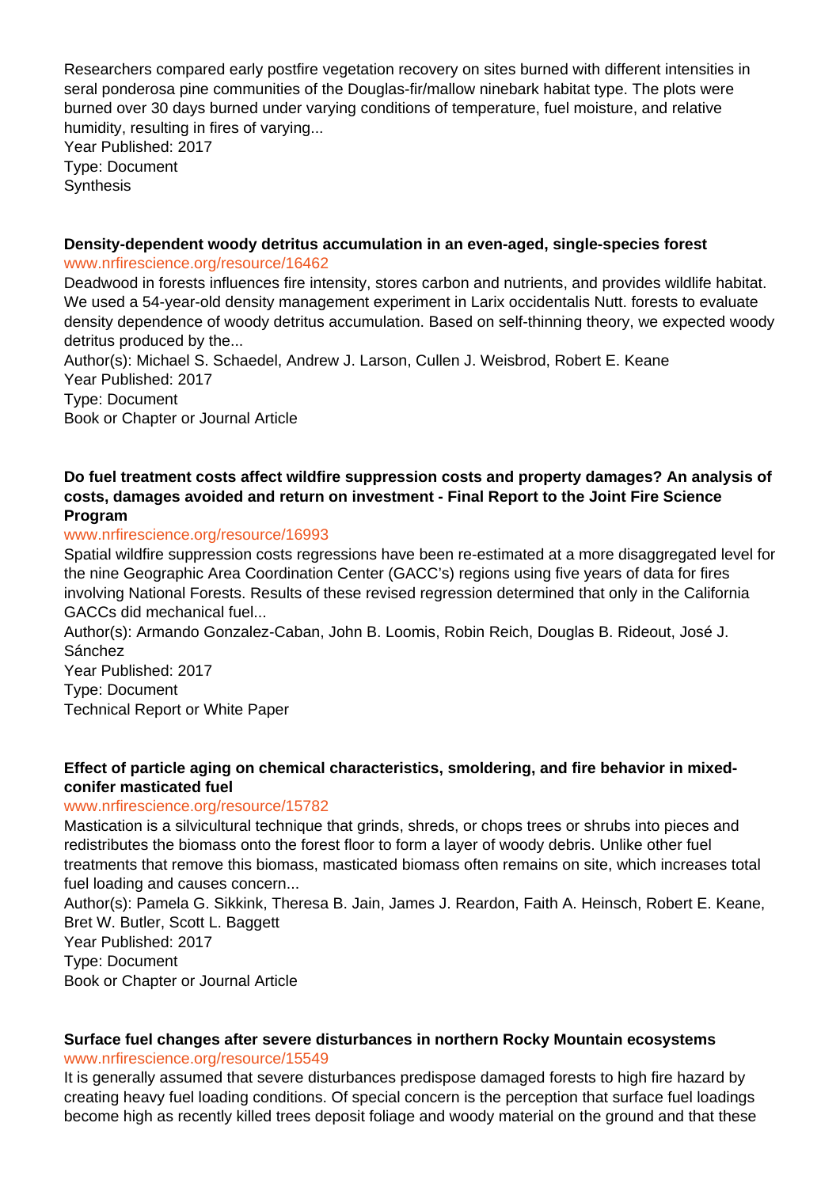Researchers compared early postfire vegetation recovery on sites burned with different intensities in seral ponderosa pine communities of the Douglas-fir/mallow ninebark habitat type. The plots were burned over 30 days burned under varying conditions of temperature, fuel moisture, and relative humidity, resulting in fires of varying...
Year Published: 2017
Type: Document
Synthesis

**Density-dependent woody detritus accumulation in an even-aged, single-species forest**
www.nrfirescience.org/resource/16462
Deadwood in forests influences fire intensity, stores carbon and nutrients, and provides wildlife habitat. We used a 54-year-old density management experiment in Larix occidentalis Nutt. forests to evaluate density dependence of woody detritus accumulation. Based on self-thinning theory, we expected woody detritus produced by the...
Author(s): Michael S. Schaedel, Andrew J. Larson, Cullen J. Weisbrod, Robert E. Keane
Year Published: 2017
Type: Document
Book or Chapter or Journal Article

**Do fuel treatment costs affect wildfire suppression costs and property damages? An analysis of costs, damages avoided and return on investment - Final Report to the Joint Fire Science Program**
www.nrfirescience.org/resource/16993
Spatial wildfire suppression costs regressions have been re-estimated at a more disaggregated level for the nine Geographic Area Coordination Center (GACC's) regions using five years of data for fires involving National Forests. Results of these revised regression determined that only in the California GACCs did mechanical fuel...
Author(s): Armando Gonzalez-Caban, John B. Loomis, Robin Reich, Douglas B. Rideout, José J. Sánchez
Year Published: 2017
Type: Document
Technical Report or White Paper

**Effect of particle aging on chemical characteristics, smoldering, and fire behavior in mixed-conifer masticated fuel**
www.nrfirescience.org/resource/15782
Mastication is a silvicultural technique that grinds, shreds, or chops trees or shrubs into pieces and redistributes the biomass onto the forest floor to form a layer of woody debris. Unlike other fuel treatments that remove this biomass, masticated biomass often remains on site, which increases total fuel loading and causes concern...
Author(s): Pamela G. Sikkink, Theresa B. Jain, James J. Reardon, Faith A. Heinsch, Robert E. Keane, Bret W. Butler, Scott L. Baggett
Year Published: 2017
Type: Document
Book or Chapter or Journal Article

**Surface fuel changes after severe disturbances in northern Rocky Mountain ecosystems**
www.nrfirescience.org/resource/15549
It is generally assumed that severe disturbances predispose damaged forests to high fire hazard by creating heavy fuel loading conditions. Of special concern is the perception that surface fuel loadings become high as recently killed trees deposit foliage and woody material on the ground and that these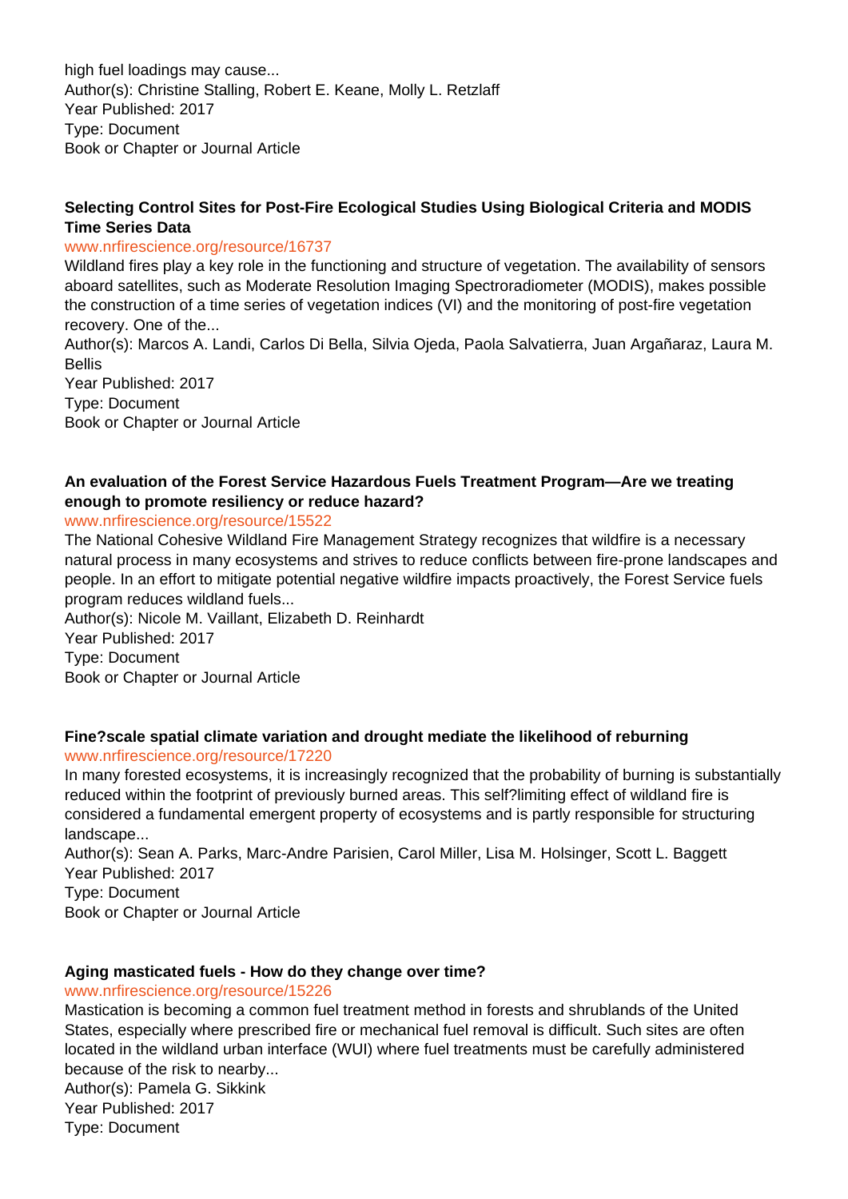high fuel loadings may cause...
Author(s): Christine Stalling, Robert E. Keane, Molly L. Retzlaff
Year Published: 2017
Type: Document
Book or Chapter or Journal Article

**Selecting Control Sites for Post-Fire Ecological Studies Using Biological Criteria and MODIS Time Series Data**
www.nrfirescience.org/resource/16737
Wildland fires play a key role in the functioning and structure of vegetation. The availability of sensors aboard satellites, such as Moderate Resolution Imaging Spectroradiometer (MODIS), makes possible the construction of a time series of vegetation indices (VI) and the monitoring of post-fire vegetation recovery. One of the...
Author(s): Marcos A. Landi, Carlos Di Bella, Silvia Ojeda, Paola Salvatierra, Juan Argañaraz, Laura M. Bellis
Year Published: 2017
Type: Document
Book or Chapter or Journal Article

**An evaluation of the Forest Service Hazardous Fuels Treatment Program—Are we treating enough to promote resiliency or reduce hazard?**
www.nrfirescience.org/resource/15522
The National Cohesive Wildland Fire Management Strategy recognizes that wildfire is a necessary natural process in many ecosystems and strives to reduce conflicts between fire-prone landscapes and people. In an effort to mitigate potential negative wildfire impacts proactively, the Forest Service fuels program reduces wildland fuels...
Author(s): Nicole M. Vaillant, Elizabeth D. Reinhardt
Year Published: 2017
Type: Document
Book or Chapter or Journal Article

**Fine?scale spatial climate variation and drought mediate the likelihood of reburning**
www.nrfirescience.org/resource/17220
In many forested ecosystems, it is increasingly recognized that the probability of burning is substantially reduced within the footprint of previously burned areas. This self?limiting effect of wildland fire is considered a fundamental emergent property of ecosystems and is partly responsible for structuring landscape...
Author(s): Sean A. Parks, Marc-Andre Parisien, Carol Miller, Lisa M. Holsinger, Scott L. Baggett
Year Published: 2017
Type: Document
Book or Chapter or Journal Article

**Aging masticated fuels - How do they change over time?**
www.nrfirescience.org/resource/15226
Mastication is becoming a common fuel treatment method in forests and shrublands of the United States, especially where prescribed fire or mechanical fuel removal is difficult. Such sites are often located in the wildland urban interface (WUI) where fuel treatments must be carefully administered because of the risk to nearby...
Author(s): Pamela G. Sikkink
Year Published: 2017
Type: Document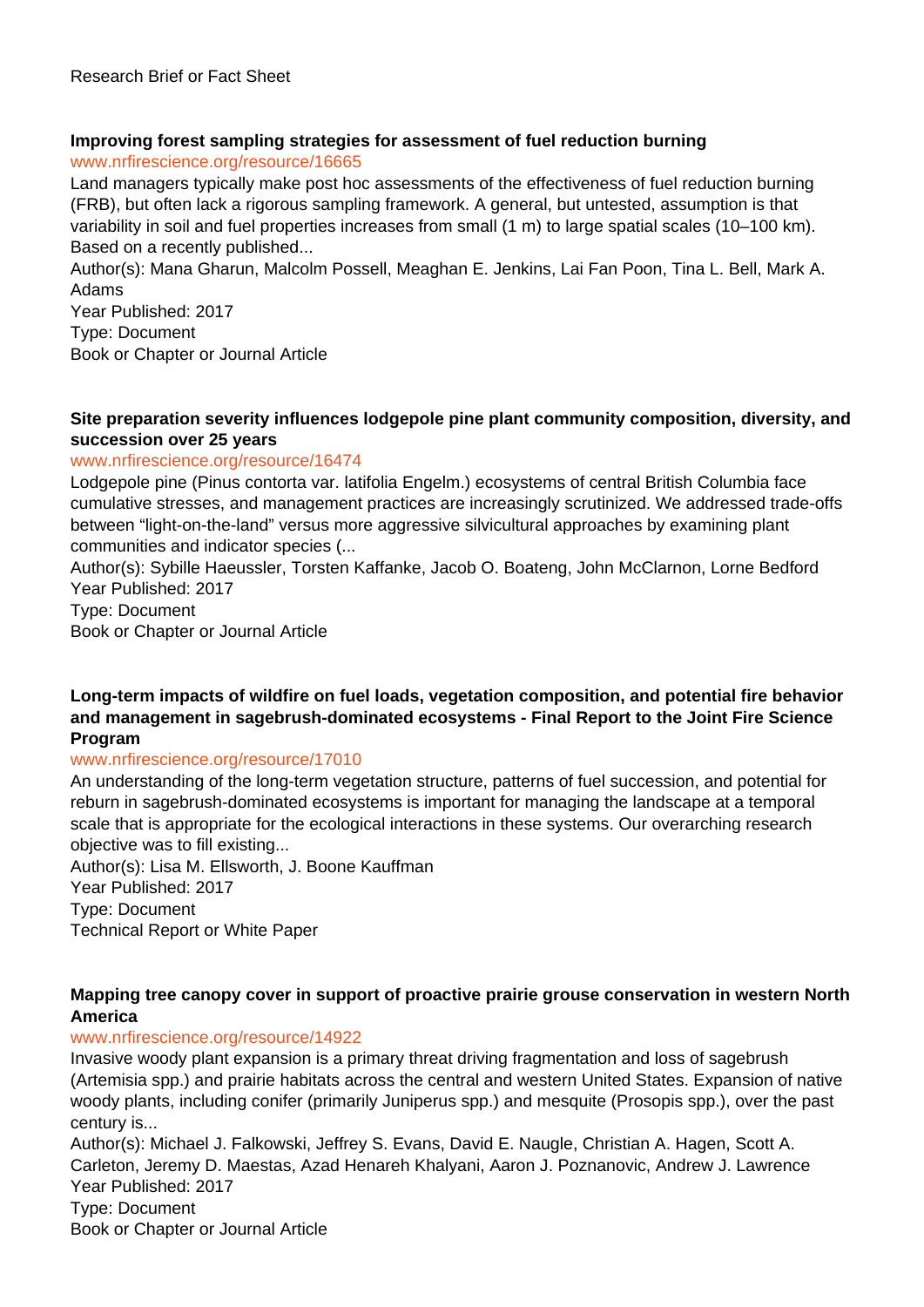Research Brief or Fact Sheet

**Improving forest sampling strategies for assessment of fuel reduction burning**
www.nrfirescience.org/resource/16665
Land managers typically make post hoc assessments of the effectiveness of fuel reduction burning (FRB), but often lack a rigorous sampling framework. A general, but untested, assumption is that variability in soil and fuel properties increases from small (1 m) to large spatial scales (10–100 km). Based on a recently published...
Author(s): Mana Gharun, Malcolm Possell, Meaghan E. Jenkins, Lai Fan Poon, Tina L. Bell, Mark A. Adams
Year Published: 2017
Type: Document
Book or Chapter or Journal Article

**Site preparation severity influences lodgepole pine plant community composition, diversity, and succession over 25 years**
www.nrfirescience.org/resource/16474
Lodgepole pine (Pinus contorta var. latifolia Engelm.) ecosystems of central British Columbia face cumulative stresses, and management practices are increasingly scrutinized. We addressed trade-offs between "light-on-the-land" versus more aggressive silvicultural approaches by examining plant communities and indicator species (...
Author(s): Sybille Haeussler, Torsten Kaffanke, Jacob O. Boateng, John McClarnon, Lorne Bedford
Year Published: 2017
Type: Document
Book or Chapter or Journal Article

**Long-term impacts of wildfire on fuel loads, vegetation composition, and potential fire behavior and management in sagebrush-dominated ecosystems - Final Report to the Joint Fire Science Program**
www.nrfirescience.org/resource/17010
An understanding of the long-term vegetation structure, patterns of fuel succession, and potential for reburn in sagebrush-dominated ecosystems is important for managing the landscape at a temporal scale that is appropriate for the ecological interactions in these systems. Our overarching research objective was to fill existing...
Author(s): Lisa M. Ellsworth, J. Boone Kauffman
Year Published: 2017
Type: Document
Technical Report or White Paper

**Mapping tree canopy cover in support of proactive prairie grouse conservation in western North America**
www.nrfirescience.org/resource/14922
Invasive woody plant expansion is a primary threat driving fragmentation and loss of sagebrush (Artemisia spp.) and prairie habitats across the central and western United States. Expansion of native woody plants, including conifer (primarily Juniperus spp.) and mesquite (Prosopis spp.), over the past century is...
Author(s): Michael J. Falkowski, Jeffrey S. Evans, David E. Naugle, Christian A. Hagen, Scott A. Carleton, Jeremy D. Maestas, Azad Henareh Khalyani, Aaron J. Poznanovic, Andrew J. Lawrence
Year Published: 2017
Type: Document
Book or Chapter or Journal Article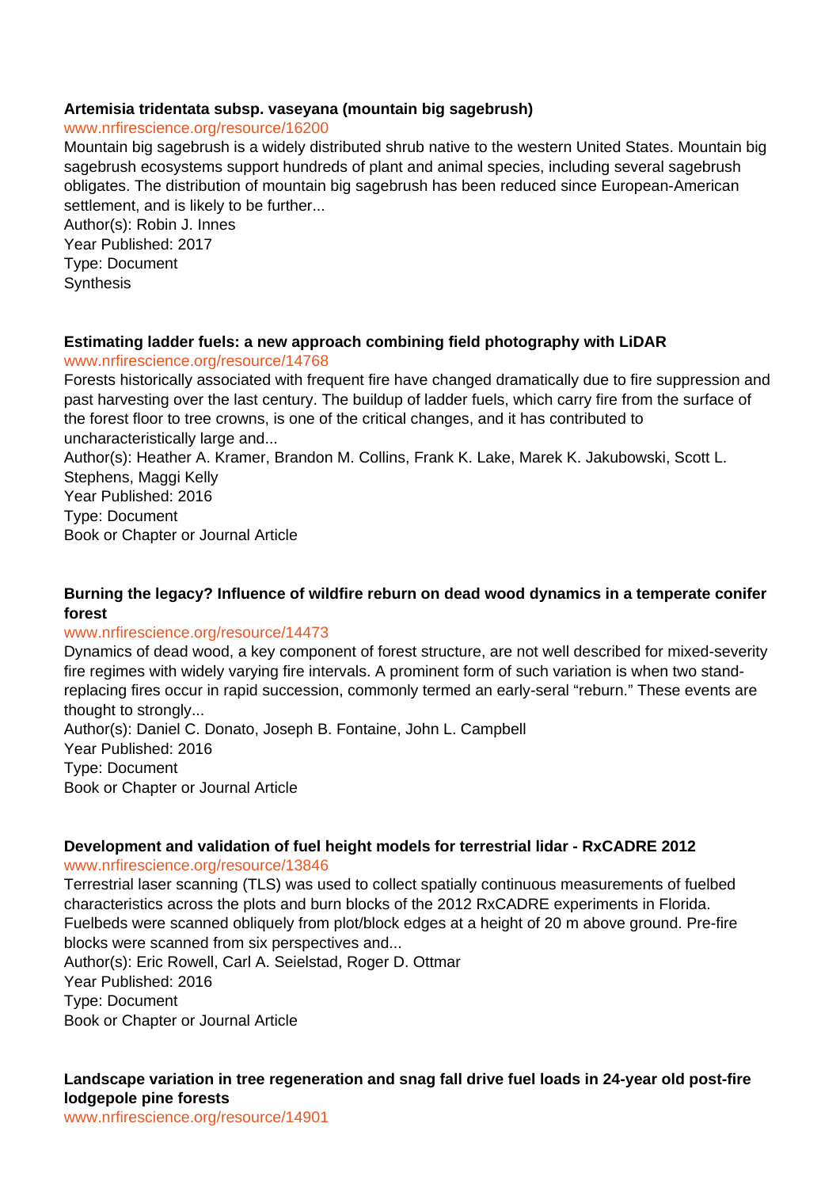**Artemisia tridentata subsp. vaseyana (mountain big sagebrush)**
www.nrfirescience.org/resource/16200
Mountain big sagebrush is a widely distributed shrub native to the western United States. Mountain big sagebrush ecosystems support hundreds of plant and animal species, including several sagebrush obligates. The distribution of mountain big sagebrush has been reduced since European-American settlement, and is likely to be further...
Author(s): Robin J. Innes
Year Published: 2017
Type: Document
Synthesis

**Estimating ladder fuels: a new approach combining field photography with LiDAR**
www.nrfirescience.org/resource/14768
Forests historically associated with frequent fire have changed dramatically due to fire suppression and past harvesting over the last century. The buildup of ladder fuels, which carry fire from the surface of the forest floor to tree crowns, is one of the critical changes, and it has contributed to uncharacteristically large and...
Author(s): Heather A. Kramer, Brandon M. Collins, Frank K. Lake, Marek K. Jakubowski, Scott L. Stephens, Maggi Kelly
Year Published: 2016
Type: Document
Book or Chapter or Journal Article

**Burning the legacy? Influence of wildfire reburn on dead wood dynamics in a temperate conifer forest**
www.nrfirescience.org/resource/14473
Dynamics of dead wood, a key component of forest structure, are not well described for mixed-severity fire regimes with widely varying fire intervals. A prominent form of such variation is when two stand-replacing fires occur in rapid succession, commonly termed an early-seral "reburn." These events are thought to strongly...
Author(s): Daniel C. Donato, Joseph B. Fontaine, John L. Campbell
Year Published: 2016
Type: Document
Book or Chapter or Journal Article

**Development and validation of fuel height models for terrestrial lidar - RxCADRE 2012**
www.nrfirescience.org/resource/13846
Terrestrial laser scanning (TLS) was used to collect spatially continuous measurements of fuelbed characteristics across the plots and burn blocks of the 2012 RxCADRE experiments in Florida. Fuelbeds were scanned obliquely from plot/block edges at a height of 20 m above ground. Pre-fire blocks were scanned from six perspectives and...
Author(s): Eric Rowell, Carl A. Seielstad, Roger D. Ottmar
Year Published: 2016
Type: Document
Book or Chapter or Journal Article

**Landscape variation in tree regeneration and snag fall drive fuel loads in 24-year old post-fire lodgepole pine forests**
www.nrfirescience.org/resource/14901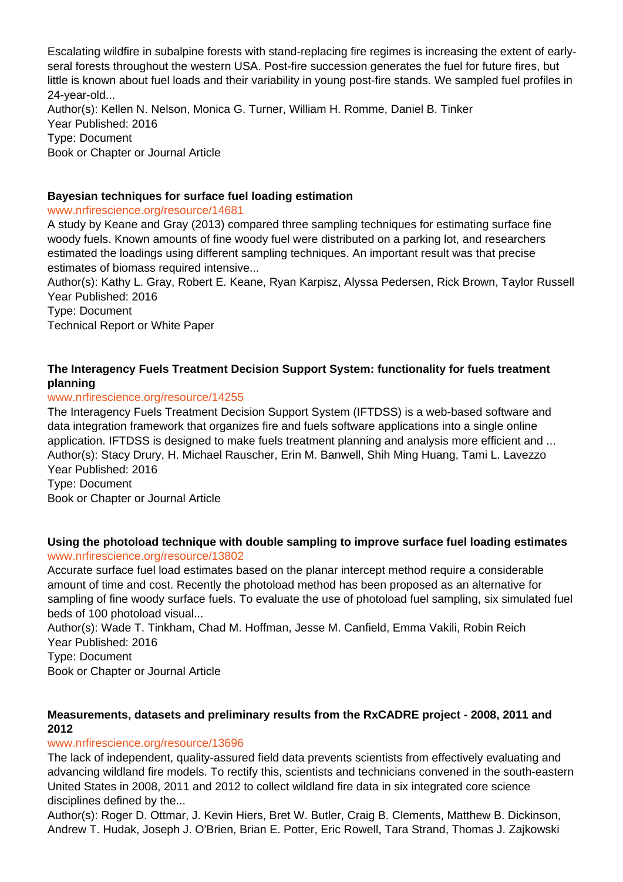Escalating wildfire in subalpine forests with stand-replacing fire regimes is increasing the extent of early-seral forests throughout the western USA. Post-fire succession generates the fuel for future fires, but little is known about fuel loads and their variability in young post-fire stands. We sampled fuel profiles in 24-year-old...
Author(s): Kellen N. Nelson, Monica G. Turner, William H. Romme, Daniel B. Tinker
Year Published: 2016
Type: Document
Book or Chapter or Journal Article

**Bayesian techniques for surface fuel loading estimation**
www.nrfirescience.org/resource/14681
A study by Keane and Gray (2013) compared three sampling techniques for estimating surface fine woody fuels. Known amounts of fine woody fuel were distributed on a parking lot, and researchers estimated the loadings using different sampling techniques. An important result was that precise estimates of biomass required intensive...
Author(s): Kathy L. Gray, Robert E. Keane, Ryan Karpisz, Alyssa Pedersen, Rick Brown, Taylor Russell
Year Published: 2016
Type: Document
Technical Report or White Paper

**The Interagency Fuels Treatment Decision Support System: functionality for fuels treatment planning**
www.nrfirescience.org/resource/14255
The Interagency Fuels Treatment Decision Support System (IFTDSS) is a web-based software and data integration framework that organizes fire and fuels software applications into a single online application. IFTDSS is designed to make fuels treatment planning and analysis more efficient and ...
Author(s): Stacy Drury, H. Michael Rauscher, Erin M. Banwell, Shih Ming Huang, Tami L. Lavezzo
Year Published: 2016
Type: Document
Book or Chapter or Journal Article

**Using the photoload technique with double sampling to improve surface fuel loading estimates**
www.nrfirescience.org/resource/13802
Accurate surface fuel load estimates based on the planar intercept method require a considerable amount of time and cost. Recently the photoload method has been proposed as an alternative for sampling of fine woody surface fuels. To evaluate the use of photoload fuel sampling, six simulated fuel beds of 100 photoload visual...
Author(s): Wade T. Tinkham, Chad M. Hoffman, Jesse M. Canfield, Emma Vakili, Robin Reich
Year Published: 2016
Type: Document
Book or Chapter or Journal Article

**Measurements, datasets and preliminary results from the RxCADRE project - 2008, 2011 and 2012**
www.nrfirescience.org/resource/13696
The lack of independent, quality-assured field data prevents scientists from effectively evaluating and advancing wildland fire models. To rectify this, scientists and technicians convened in the south-eastern United States in 2008, 2011 and 2012 to collect wildland fire data in six integrated core science disciplines defined by the...
Author(s): Roger D. Ottmar, J. Kevin Hiers, Bret W. Butler, Craig B. Clements, Matthew B. Dickinson, Andrew T. Hudak, Joseph J. O'Brien, Brian E. Potter, Eric Rowell, Tara Strand, Thomas J. Zajkowski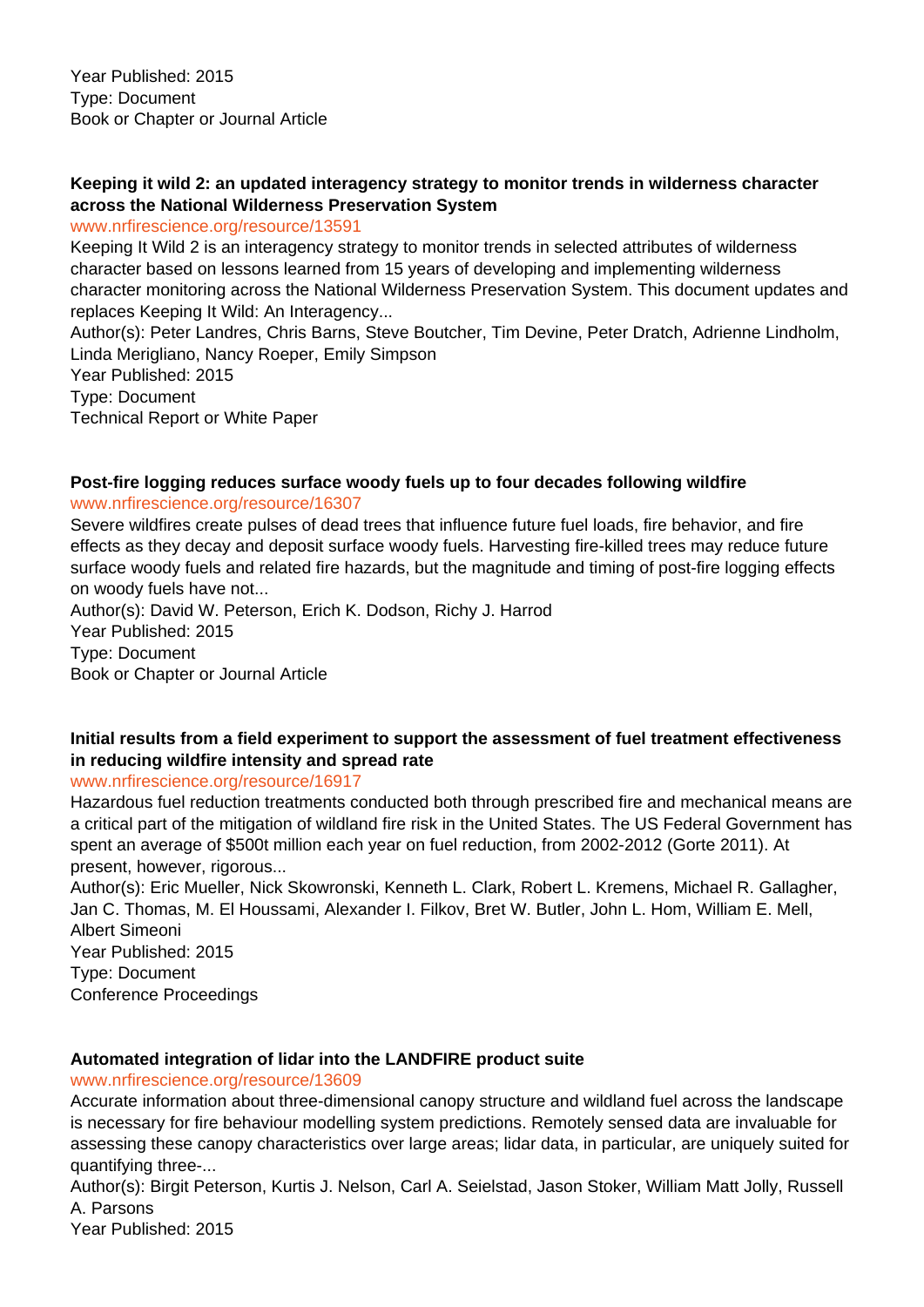Year Published: 2015
Type: Document
Book or Chapter or Journal Article

**Keeping it wild 2: an updated interagency strategy to monitor trends in wilderness character across the National Wilderness Preservation System**
www.nrfirescience.org/resource/13591
Keeping It Wild 2 is an interagency strategy to monitor trends in selected attributes of wilderness character based on lessons learned from 15 years of developing and implementing wilderness character monitoring across the National Wilderness Preservation System. This document updates and replaces Keeping It Wild: An Interagency...
Author(s): Peter Landres, Chris Barns, Steve Boutcher, Tim Devine, Peter Dratch, Adrienne Lindholm, Linda Merigliano, Nancy Roeper, Emily Simpson
Year Published: 2015
Type: Document
Technical Report or White Paper

**Post-fire logging reduces surface woody fuels up to four decades following wildfire**
www.nrfirescience.org/resource/16307
Severe wildfires create pulses of dead trees that influence future fuel loads, fire behavior, and fire effects as they decay and deposit surface woody fuels. Harvesting fire-killed trees may reduce future surface woody fuels and related fire hazards, but the magnitude and timing of post-fire logging effects on woody fuels have not...
Author(s): David W. Peterson, Erich K. Dodson, Richy J. Harrod
Year Published: 2015
Type: Document
Book or Chapter or Journal Article

**Initial results from a field experiment to support the assessment of fuel treatment effectiveness in reducing wildfire intensity and spread rate**
www.nrfirescience.org/resource/16917
Hazardous fuel reduction treatments conducted both through prescribed fire and mechanical means are a critical part of the mitigation of wildland fire risk in the United States. The US Federal Government has spent an average of $500t million each year on fuel reduction, from 2002-2012 (Gorte 2011). At present, however, rigorous...
Author(s): Eric Mueller, Nick Skowronski, Kenneth L. Clark, Robert L. Kremens, Michael R. Gallagher, Jan C. Thomas, M. El Houssami, Alexander I. Filkov, Bret W. Butler, John L. Hom, William E. Mell, Albert Simeoni
Year Published: 2015
Type: Document
Conference Proceedings

**Automated integration of lidar into the LANDFIRE product suite**
www.nrfirescience.org/resource/13609
Accurate information about three-dimensional canopy structure and wildland fuel across the landscape is necessary for fire behaviour modelling system predictions. Remotely sensed data are invaluable for assessing these canopy characteristics over large areas; lidar data, in particular, are uniquely suited for quantifying three-...
Author(s): Birgit Peterson, Kurtis J. Nelson, Carl A. Seielstad, Jason Stoker, William Matt Jolly, Russell A. Parsons
Year Published: 2015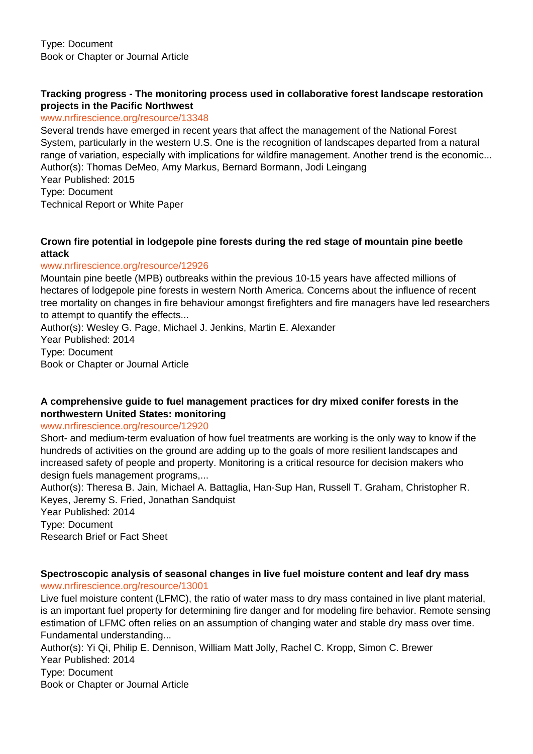Type: Document
Book or Chapter or Journal Article

**Tracking progress - The monitoring process used in collaborative forest landscape restoration projects in the Pacific Northwest**
www.nrfirescience.org/resource/13348
Several trends have emerged in recent years that affect the management of the National Forest System, particularly in the western U.S. One is the recognition of landscapes departed from a natural range of variation, especially with implications for wildfire management. Another trend is the economic...
Author(s): Thomas DeMeo, Amy Markus, Bernard Bormann, Jodi Leingang
Year Published: 2015
Type: Document
Technical Report or White Paper

**Crown fire potential in lodgepole pine forests during the red stage of mountain pine beetle attack**
www.nrfirescience.org/resource/12926
Mountain pine beetle (MPB) outbreaks within the previous 10-15 years have affected millions of hectares of lodgepole pine forests in western North America. Concerns about the influence of recent tree mortality on changes in fire behaviour amongst firefighters and fire managers have led researchers to attempt to quantify the effects...
Author(s): Wesley G. Page, Michael J. Jenkins, Martin E. Alexander
Year Published: 2014
Type: Document
Book or Chapter or Journal Article

**A comprehensive guide to fuel management practices for dry mixed conifer forests in the northwestern United States: monitoring**
www.nrfirescience.org/resource/12920
Short- and medium-term evaluation of how fuel treatments are working is the only way to know if the hundreds of activities on the ground are adding up to the goals of more resilient landscapes and increased safety of people and property. Monitoring is a critical resource for decision makers who design fuels management programs,...
Author(s): Theresa B. Jain, Michael A. Battaglia, Han-Sup Han, Russell T. Graham, Christopher R. Keyes, Jeremy S. Fried, Jonathan Sandquist
Year Published: 2014
Type: Document
Research Brief or Fact Sheet

**Spectroscopic analysis of seasonal changes in live fuel moisture content and leaf dry mass**
www.nrfirescience.org/resource/13001
Live fuel moisture content (LFMC), the ratio of water mass to dry mass contained in live plant material, is an important fuel property for determining fire danger and for modeling fire behavior. Remote sensing estimation of LFMC often relies on an assumption of changing water and stable dry mass over time. Fundamental understanding...
Author(s): Yi Qi, Philip E. Dennison, William Matt Jolly, Rachel C. Kropp, Simon C. Brewer
Year Published: 2014
Type: Document
Book or Chapter or Journal Article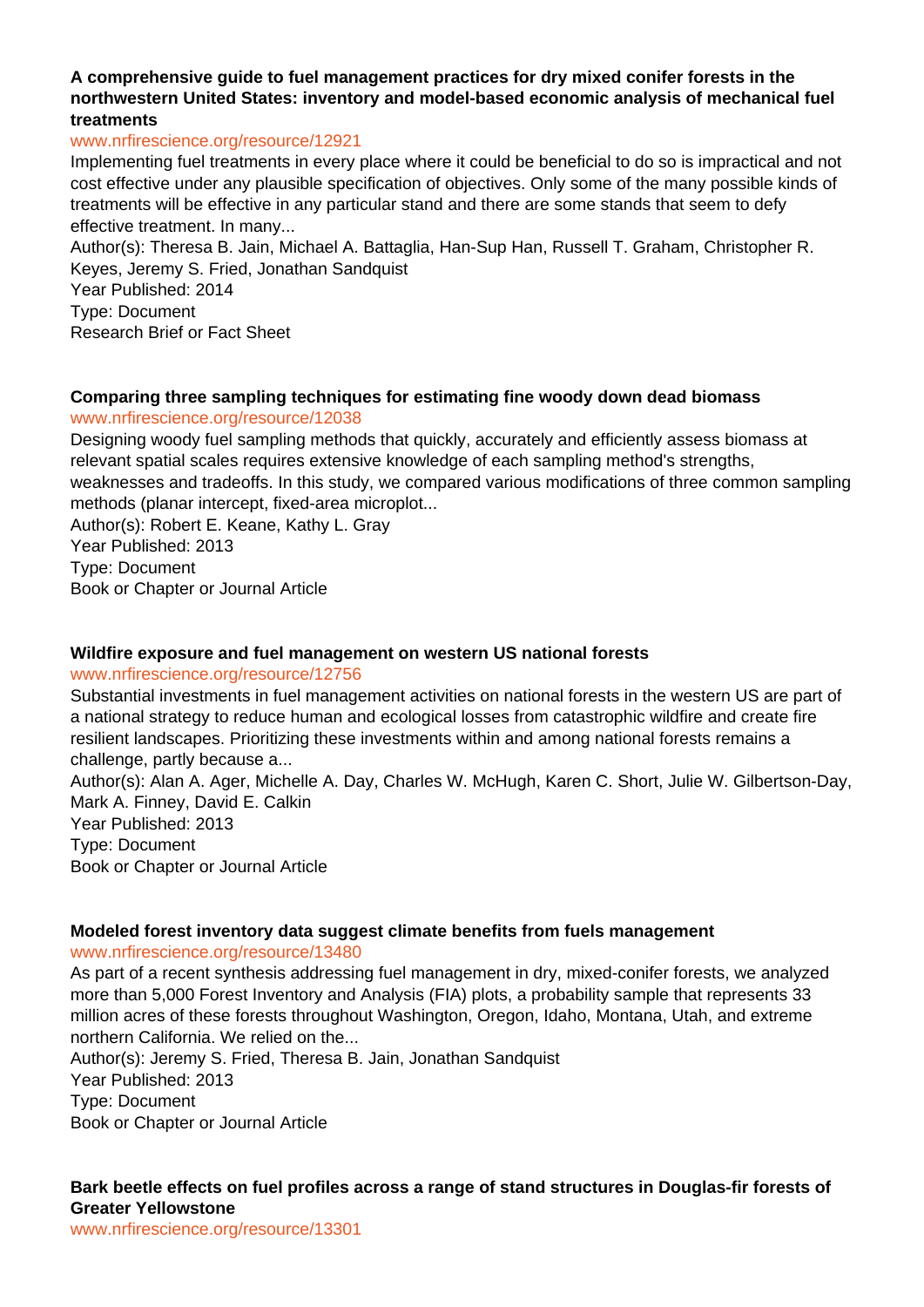**A comprehensive guide to fuel management practices for dry mixed conifer forests in the northwestern United States: inventory and model-based economic analysis of mechanical fuel treatments**

www.nrfirescience.org/resource/12921

Implementing fuel treatments in every place where it could be beneficial to do so is impractical and not cost effective under any plausible specification of objectives. Only some of the many possible kinds of treatments will be effective in any particular stand and there are some stands that seem to defy effective treatment. In many...

Author(s): Theresa B. Jain, Michael A. Battaglia, Han-Sup Han, Russell T. Graham, Christopher R. Keyes, Jeremy S. Fried, Jonathan Sandquist

Year Published: 2014

Type: Document

Research Brief or Fact Sheet

**Comparing three sampling techniques for estimating fine woody down dead biomass**

www.nrfirescience.org/resource/12038

Designing woody fuel sampling methods that quickly, accurately and efficiently assess biomass at relevant spatial scales requires extensive knowledge of each sampling method's strengths, weaknesses and tradeoffs. In this study, we compared various modifications of three common sampling methods (planar intercept, fixed-area microplot...

Author(s): Robert E. Keane, Kathy L. Gray

Year Published: 2013

Type: Document

Book or Chapter or Journal Article

**Wildfire exposure and fuel management on western US national forests**

www.nrfirescience.org/resource/12756

Substantial investments in fuel management activities on national forests in the western US are part of a national strategy to reduce human and ecological losses from catastrophic wildfire and create fire resilient landscapes. Prioritizing these investments within and among national forests remains a challenge, partly because a...

Author(s): Alan A. Ager, Michelle A. Day, Charles W. McHugh, Karen C. Short, Julie W. Gilbertson-Day, Mark A. Finney, David E. Calkin

Year Published: 2013

Type: Document

Book or Chapter or Journal Article

**Modeled forest inventory data suggest climate benefits from fuels management**

www.nrfirescience.org/resource/13480

As part of a recent synthesis addressing fuel management in dry, mixed-conifer forests, we analyzed more than 5,000 Forest Inventory and Analysis (FIA) plots, a probability sample that represents 33 million acres of these forests throughout Washington, Oregon, Idaho, Montana, Utah, and extreme northern California. We relied on the...

Author(s): Jeremy S. Fried, Theresa B. Jain, Jonathan Sandquist

Year Published: 2013

Type: Document

Book or Chapter or Journal Article

**Bark beetle effects on fuel profiles across a range of stand structures in Douglas-fir forests of Greater Yellowstone**

www.nrfirescience.org/resource/13301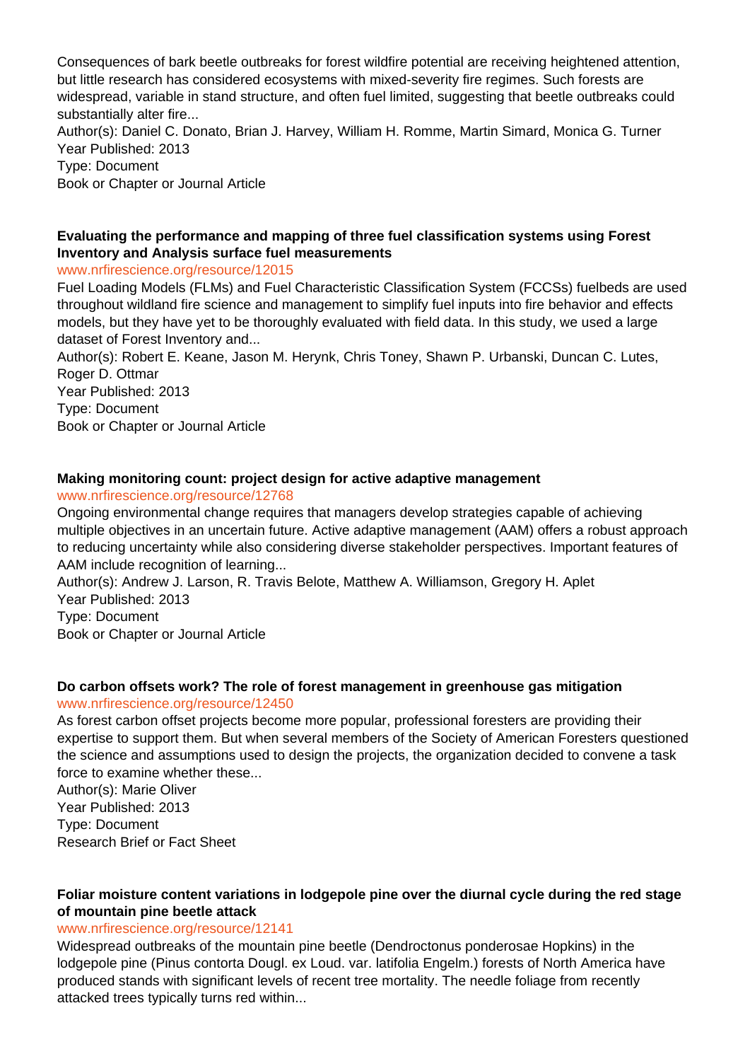Consequences of bark beetle outbreaks for forest wildfire potential are receiving heightened attention, but little research has considered ecosystems with mixed-severity fire regimes. Such forests are widespread, variable in stand structure, and often fuel limited, suggesting that beetle outbreaks could substantially alter fire...

Author(s): Daniel C. Donato, Brian J. Harvey, William H. Romme, Martin Simard, Monica G. Turner

Year Published: 2013

Type: Document

Book or Chapter or Journal Article

**Evaluating the performance and mapping of three fuel classification systems using Forest Inventory and Analysis surface fuel measurements**

www.nrfirescience.org/resource/12015

Fuel Loading Models (FLMs) and Fuel Characteristic Classification System (FCCSs) fuelbeds are used throughout wildland fire science and management to simplify fuel inputs into fire behavior and effects models, but they have yet to be thoroughly evaluated with field data. In this study, we used a large dataset of Forest Inventory and...

Author(s): Robert E. Keane, Jason M. Herynk, Chris Toney, Shawn P. Urbanski, Duncan C. Lutes, Roger D. Ottmar

Year Published: 2013

Type: Document

Book or Chapter or Journal Article

**Making monitoring count: project design for active adaptive management**

www.nrfirescience.org/resource/12768

Ongoing environmental change requires that managers develop strategies capable of achieving multiple objectives in an uncertain future. Active adaptive management (AAM) offers a robust approach to reducing uncertainty while also considering diverse stakeholder perspectives. Important features of AAM include recognition of learning...

Author(s): Andrew J. Larson, R. Travis Belote, Matthew A. Williamson, Gregory H. Aplet

Year Published: 2013

Type: Document

Book or Chapter or Journal Article

**Do carbon offsets work? The role of forest management in greenhouse gas mitigation**

www.nrfirescience.org/resource/12450

As forest carbon offset projects become more popular, professional foresters are providing their expertise to support them. But when several members of the Society of American Foresters questioned the science and assumptions used to design the projects, the organization decided to convene a task force to examine whether these...

Author(s): Marie Oliver

Year Published: 2013

Type: Document

Research Brief or Fact Sheet

**Foliar moisture content variations in lodgepole pine over the diurnal cycle during the red stage of mountain pine beetle attack**

www.nrfirescience.org/resource/12141

Widespread outbreaks of the mountain pine beetle (Dendroctonus ponderosae Hopkins) in the lodgepole pine (Pinus contorta Dougl. ex Loud. var. latifolia Engelm.) forests of North America have produced stands with significant levels of recent tree mortality. The needle foliage from recently attacked trees typically turns red within...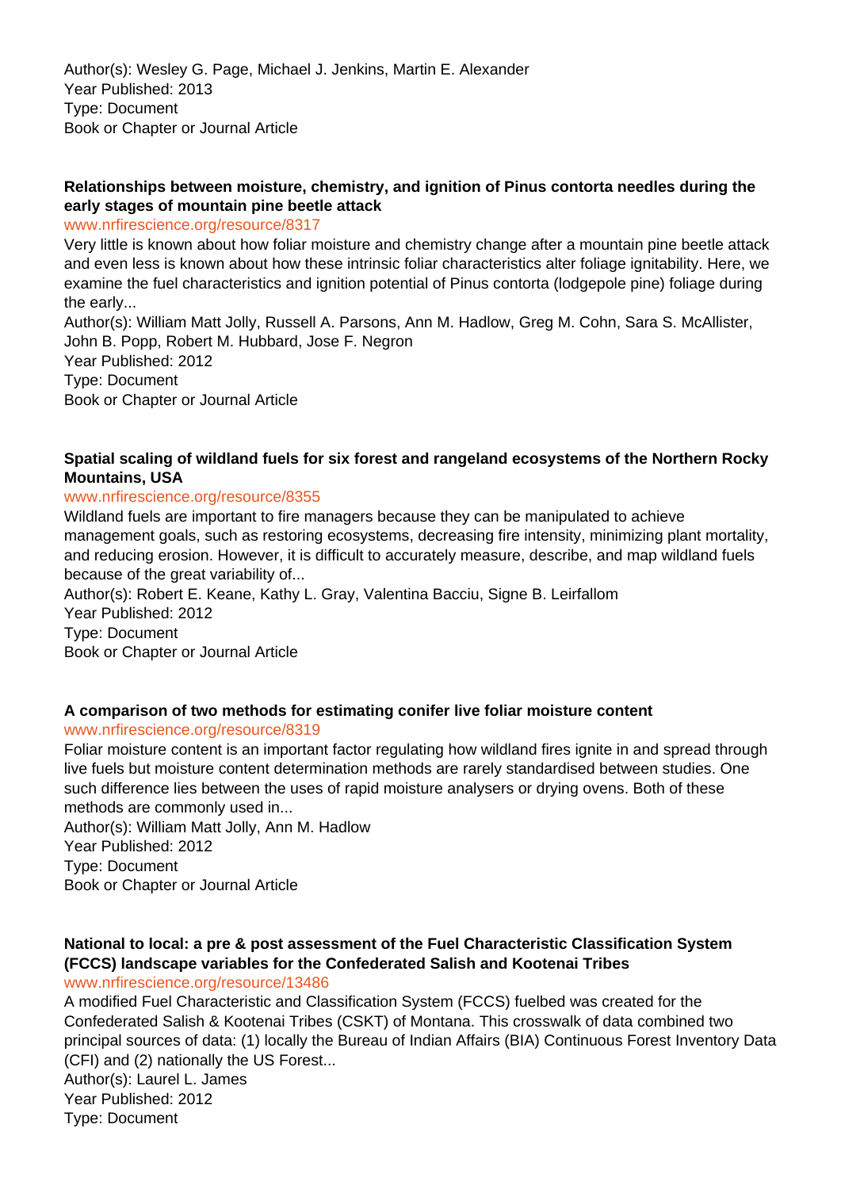Author(s): Wesley G. Page, Michael J. Jenkins, Martin E. Alexander
Year Published: 2013
Type: Document
Book or Chapter or Journal Article

**Relationships between moisture, chemistry, and ignition of Pinus contorta needles during the early stages of mountain pine beetle attack**

www.nrfirescience.org/resource/8317

Very little is known about how foliar moisture and chemistry change after a mountain pine beetle attack and even less is known about how these intrinsic foliar characteristics alter foliage ignitability. Here, we examine the fuel characteristics and ignition potential of Pinus contorta (lodgepole pine) foliage during the early...

Author(s): William Matt Jolly, Russell A. Parsons, Ann M. Hadlow, Greg M. Cohn, Sara S. McAllister, John B. Popp, Robert M. Hubbard, Jose F. Negron
Year Published: 2012
Type: Document
Book or Chapter or Journal Article

**Spatial scaling of wildland fuels for six forest and rangeland ecosystems of the Northern Rocky Mountains, USA**

www.nrfirescience.org/resource/8355

Wildland fuels are important to fire managers because they can be manipulated to achieve management goals, such as restoring ecosystems, decreasing fire intensity, minimizing plant mortality, and reducing erosion. However, it is difficult to accurately measure, describe, and map wildland fuels because of the great variability of...

Author(s): Robert E. Keane, Kathy L. Gray, Valentina Bacciu, Signe B. Leirfallom
Year Published: 2012
Type: Document
Book or Chapter or Journal Article

**A comparison of two methods for estimating conifer live foliar moisture content**

www.nrfirescience.org/resource/8319

Foliar moisture content is an important factor regulating how wildland fires ignite in and spread through live fuels but moisture content determination methods are rarely standardised between studies. One such difference lies between the uses of rapid moisture analysers or drying ovens. Both of these methods are commonly used in...

Author(s): William Matt Jolly, Ann M. Hadlow
Year Published: 2012
Type: Document
Book or Chapter or Journal Article

**National to local: a pre & post assessment of the Fuel Characteristic Classification System (FCCS) landscape variables for the Confederated Salish and Kootenai Tribes**

www.nrfirescience.org/resource/13486

A modified Fuel Characteristic and Classification System (FCCS) fuelbed was created for the Confederated Salish & Kootenai Tribes (CSKT) of Montana. This crosswalk of data combined two principal sources of data: (1) locally the Bureau of Indian Affairs (BIA) Continuous Forest Inventory Data (CFI) and (2) nationally the US Forest...

Author(s): Laurel L. James
Year Published: 2012
Type: Document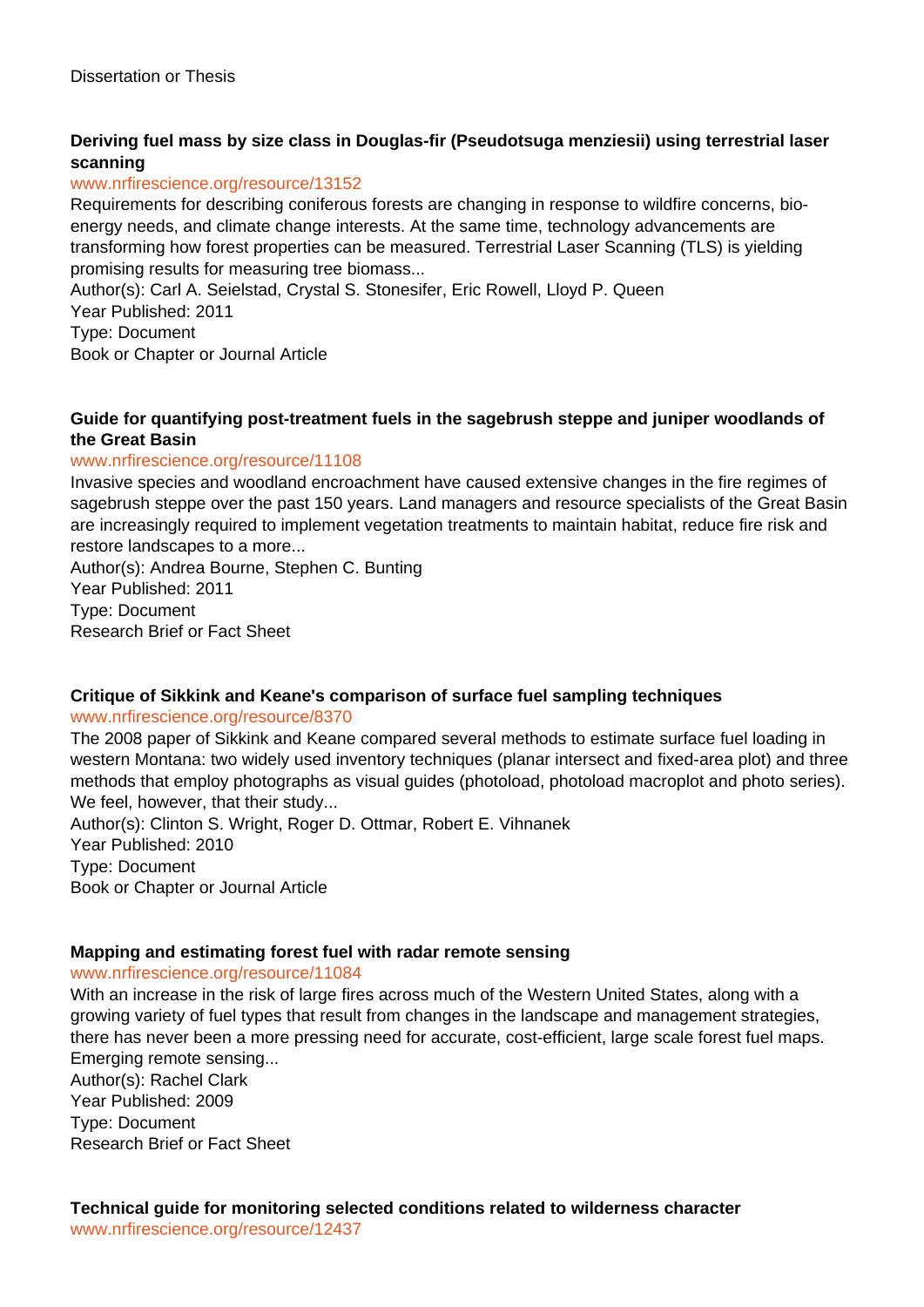Dissertation or Thesis

### Deriving fuel mass by size class in Douglas-fir (Pseudotsuga menziesii) using terrestrial laser scanning

www.nrfirescience.org/resource/13152

Requirements for describing coniferous forests are changing in response to wildfire concerns, bio-energy needs, and climate change interests. At the same time, technology advancements are transforming how forest properties can be measured. Terrestrial Laser Scanning (TLS) is yielding promising results for measuring tree biomass...

Author(s): Carl A. Seielstad, Crystal S. Stonesifer, Eric Rowell, Lloyd P. Queen
Year Published: 2011
Type: Document
Book or Chapter or Journal Article

### Guide for quantifying post-treatment fuels in the sagebrush steppe and juniper woodlands of the Great Basin

www.nrfirescience.org/resource/11108

Invasive species and woodland encroachment have caused extensive changes in the fire regimes of sagebrush steppe over the past 150 years. Land managers and resource specialists of the Great Basin are increasingly required to implement vegetation treatments to maintain habitat, reduce fire risk and restore landscapes to a more...

Author(s): Andrea Bourne, Stephen C. Bunting
Year Published: 2011
Type: Document
Research Brief or Fact Sheet

### Critique of Sikkink and Keane's comparison of surface fuel sampling techniques

www.nrfirescience.org/resource/8370

The 2008 paper of Sikkink and Keane compared several methods to estimate surface fuel loading in western Montana: two widely used inventory techniques (planar intersect and fixed-area plot) and three methods that employ photographs as visual guides (photoload, photoload macroplot and photo series). We feel, however, that their study...

Author(s): Clinton S. Wright, Roger D. Ottmar, Robert E. Vihnanek
Year Published: 2010
Type: Document
Book or Chapter or Journal Article

### Mapping and estimating forest fuel with radar remote sensing

www.nrfirescience.org/resource/11084

With an increase in the risk of large fires across much of the Western United States, along with a growing variety of fuel types that result from changes in the landscape and management strategies, there has never been a more pressing need for accurate, cost-efficient, large scale forest fuel maps. Emerging remote sensing...

Author(s): Rachel Clark
Year Published: 2009
Type: Document
Research Brief or Fact Sheet

### Technical guide for monitoring selected conditions related to wilderness character

www.nrfirescience.org/resource/12437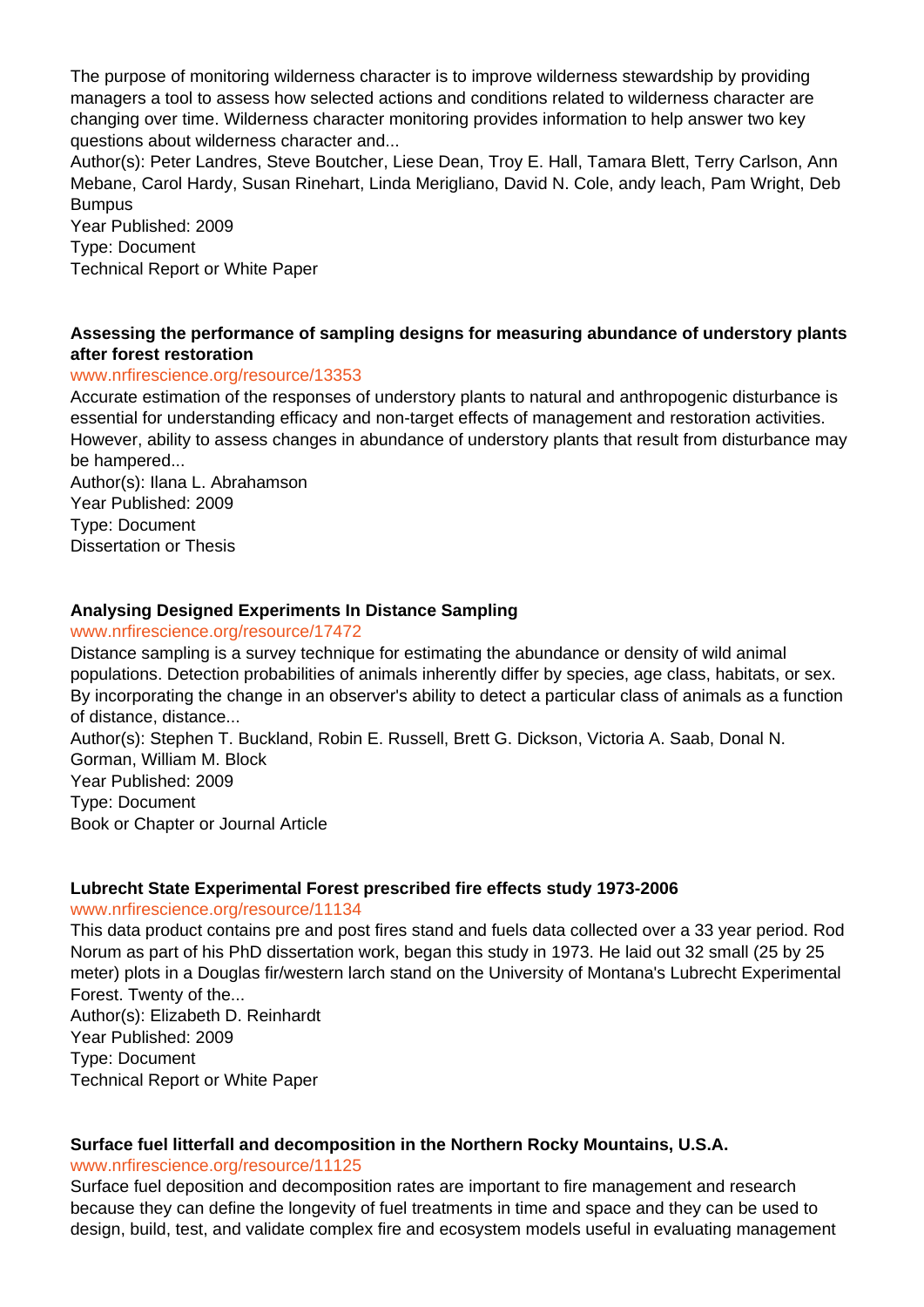The purpose of monitoring wilderness character is to improve wilderness stewardship by providing managers a tool to assess how selected actions and conditions related to wilderness character are changing over time. Wilderness character monitoring provides information to help answer two key questions about wilderness character and...
Author(s): Peter Landres, Steve Boutcher, Liese Dean, Troy E. Hall, Tamara Blett, Terry Carlson, Ann Mebane, Carol Hardy, Susan Rinehart, Linda Merigliano, David N. Cole, andy leach, Pam Wright, Deb Bumpus
Year Published: 2009
Type: Document
Technical Report or White Paper

### Assessing the performance of sampling designs for measuring abundance of understory plants after forest restoration

www.nrfirescience.org/resource/13353

Accurate estimation of the responses of understory plants to natural and anthropogenic disturbance is essential for understanding efficacy and non-target effects of management and restoration activities. However, ability to assess changes in abundance of understory plants that result from disturbance may be hampered...
Author(s): Ilana L. Abrahamson
Year Published: 2009
Type: Document
Dissertation or Thesis

### Analysing Designed Experiments In Distance Sampling

www.nrfirescience.org/resource/17472

Distance sampling is a survey technique for estimating the abundance or density of wild animal populations. Detection probabilities of animals inherently differ by species, age class, habitats, or sex. By incorporating the change in an observer's ability to detect a particular class of animals as a function of distance, distance...
Author(s): Stephen T. Buckland, Robin E. Russell, Brett G. Dickson, Victoria A. Saab, Donal N. Gorman, William M. Block
Year Published: 2009
Type: Document
Book or Chapter or Journal Article

### Lubrecht State Experimental Forest prescribed fire effects study 1973-2006

www.nrfirescience.org/resource/11134

This data product contains pre and post fires stand and fuels data collected over a 33 year period. Rod Norum as part of his PhD dissertation work, began this study in 1973. He laid out 32 small (25 by 25 meter) plots in a Douglas fir/western larch stand on the University of Montana's Lubrecht Experimental Forest. Twenty of the...
Author(s): Elizabeth D. Reinhardt
Year Published: 2009
Type: Document
Technical Report or White Paper

### Surface fuel litterfall and decomposition in the Northern Rocky Mountains, U.S.A.

www.nrfirescience.org/resource/11125

Surface fuel deposition and decomposition rates are important to fire management and research because they can define the longevity of fuel treatments in time and space and they can be used to design, build, test, and validate complex fire and ecosystem models useful in evaluating management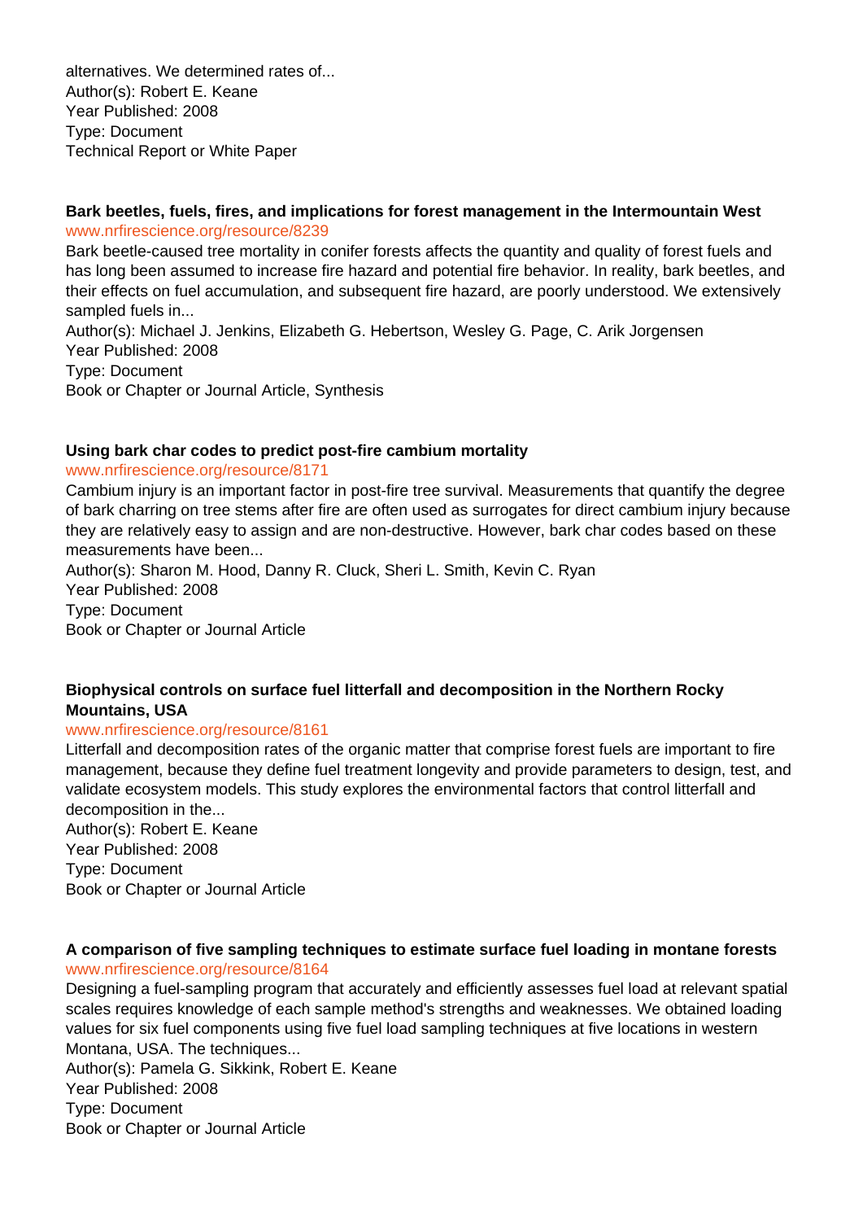alternatives. We determined rates of...
Author(s): Robert E. Keane
Year Published: 2008
Type: Document
Technical Report or White Paper

### Bark beetles, fuels, fires, and implications for forest management in the Intermountain West

www.nrfirescience.org/resource/8239

Bark beetle-caused tree mortality in conifer forests affects the quantity and quality of forest fuels and has long been assumed to increase fire hazard and potential fire behavior. In reality, bark beetles, and their effects on fuel accumulation, and subsequent fire hazard, are poorly understood. We extensively sampled fuels in...
Author(s): Michael J. Jenkins, Elizabeth G. Hebertson, Wesley G. Page, C. Arik Jorgensen
Year Published: 2008
Type: Document
Book or Chapter or Journal Article, Synthesis

### Using bark char codes to predict post-fire cambium mortality

www.nrfirescience.org/resource/8171

Cambium injury is an important factor in post-fire tree survival. Measurements that quantify the degree of bark charring on tree stems after fire are often used as surrogates for direct cambium injury because they are relatively easy to assign and are non-destructive. However, bark char codes based on these measurements have been...
Author(s): Sharon M. Hood, Danny R. Cluck, Sheri L. Smith, Kevin C. Ryan
Year Published: 2008
Type: Document
Book or Chapter or Journal Article

### Biophysical controls on surface fuel litterfall and decomposition in the Northern Rocky Mountains, USA

www.nrfirescience.org/resource/8161

Litterfall and decomposition rates of the organic matter that comprise forest fuels are important to fire management, because they define fuel treatment longevity and provide parameters to design, test, and validate ecosystem models. This study explores the environmental factors that control litterfall and decomposition in the...
Author(s): Robert E. Keane
Year Published: 2008
Type: Document
Book or Chapter or Journal Article

### A comparison of five sampling techniques to estimate surface fuel loading in montane forests

www.nrfirescience.org/resource/8164

Designing a fuel-sampling program that accurately and efficiently assesses fuel load at relevant spatial scales requires knowledge of each sample method's strengths and weaknesses. We obtained loading values for six fuel components using five fuel load sampling techniques at five locations in western Montana, USA. The techniques...
Author(s): Pamela G. Sikkink, Robert E. Keane
Year Published: 2008
Type: Document
Book or Chapter or Journal Article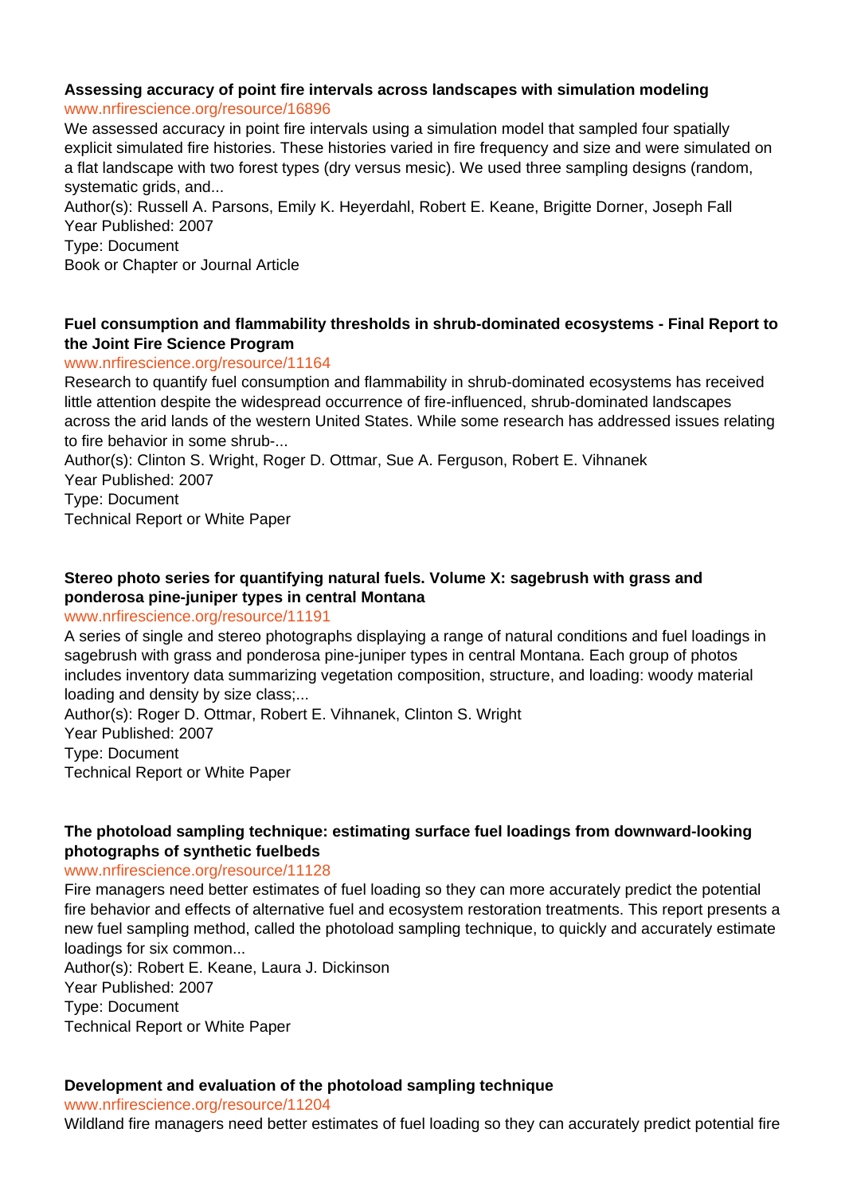### Assessing accuracy of point fire intervals across landscapes with simulation modeling

www.nrfirescience.org/resource/16896

We assessed accuracy in point fire intervals using a simulation model that sampled four spatially explicit simulated fire histories. These histories varied in fire frequency and size and were simulated on a flat landscape with two forest types (dry versus mesic). We used three sampling designs (random, systematic grids, and...

Author(s): Russell A. Parsons, Emily K. Heyerdahl, Robert E. Keane, Brigitte Dorner, Joseph Fall
Year Published: 2007
Type: Document
Book or Chapter or Journal Article

### Fuel consumption and flammability thresholds in shrub-dominated ecosystems - Final Report to the Joint Fire Science Program

www.nrfirescience.org/resource/11164

Research to quantify fuel consumption and flammability in shrub-dominated ecosystems has received little attention despite the widespread occurrence of fire-influenced, shrub-dominated landscapes across the arid lands of the western United States. While some research has addressed issues relating to fire behavior in some shrub-...

Author(s): Clinton S. Wright, Roger D. Ottmar, Sue A. Ferguson, Robert E. Vihnanek
Year Published: 2007
Type: Document
Technical Report or White Paper

### Stereo photo series for quantifying natural fuels. Volume X: sagebrush with grass and ponderosa pine-juniper types in central Montana

www.nrfirescience.org/resource/11191

A series of single and stereo photographs displaying a range of natural conditions and fuel loadings in sagebrush with grass and ponderosa pine-juniper types in central Montana. Each group of photos includes inventory data summarizing vegetation composition, structure, and loading: woody material loading and density by size class;...

Author(s): Roger D. Ottmar, Robert E. Vihnanek, Clinton S. Wright
Year Published: 2007
Type: Document
Technical Report or White Paper

### The photoload sampling technique: estimating surface fuel loadings from downward-looking photographs of synthetic fuelbeds

www.nrfirescience.org/resource/11128

Fire managers need better estimates of fuel loading so they can more accurately predict the potential fire behavior and effects of alternative fuel and ecosystem restoration treatments. This report presents a new fuel sampling method, called the photoload sampling technique, to quickly and accurately estimate loadings for six common...

Author(s): Robert E. Keane, Laura J. Dickinson
Year Published: 2007
Type: Document
Technical Report or White Paper

### Development and evaluation of the photoload sampling technique

www.nrfirescience.org/resource/11204

Wildland fire managers need better estimates of fuel loading so they can accurately predict potential fire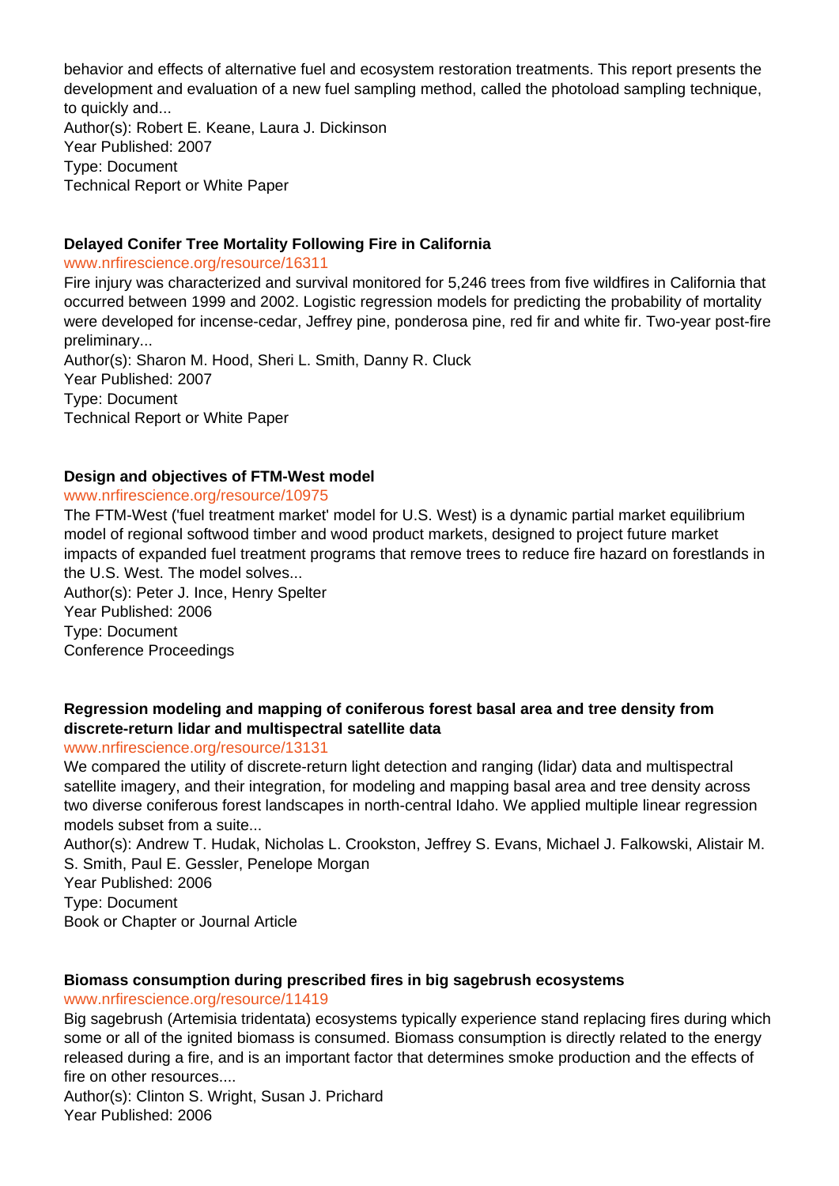behavior and effects of alternative fuel and ecosystem restoration treatments. This report presents the development and evaluation of a new fuel sampling method, called the photoload sampling technique, to quickly and...
Author(s): Robert E. Keane, Laura J. Dickinson
Year Published: 2007
Type: Document
Technical Report or White Paper

**Delayed Conifer Tree Mortality Following Fire in California**
www.nrfirescience.org/resource/16311
Fire injury was characterized and survival monitored for 5,246 trees from five wildfires in California that occurred between 1999 and 2002. Logistic regression models for predicting the probability of mortality were developed for incense-cedar, Jeffrey pine, ponderosa pine, red fir and white fir. Two-year post-fire preliminary...
Author(s): Sharon M. Hood, Sheri L. Smith, Danny R. Cluck
Year Published: 2007
Type: Document
Technical Report or White Paper

**Design and objectives of FTM-West model**
www.nrfirescience.org/resource/10975
The FTM-West ('fuel treatment market' model for U.S. West) is a dynamic partial market equilibrium model of regional softwood timber and wood product markets, designed to project future market impacts of expanded fuel treatment programs that remove trees to reduce fire hazard on forestlands in the U.S. West. The model solves...
Author(s): Peter J. Ince, Henry Spelter
Year Published: 2006
Type: Document
Conference Proceedings

**Regression modeling and mapping of coniferous forest basal area and tree density from discrete-return lidar and multispectral satellite data**
www.nrfirescience.org/resource/13131
We compared the utility of discrete-return light detection and ranging (lidar) data and multispectral satellite imagery, and their integration, for modeling and mapping basal area and tree density across two diverse coniferous forest landscapes in north-central Idaho. We applied multiple linear regression models subset from a suite...
Author(s): Andrew T. Hudak, Nicholas L. Crookston, Jeffrey S. Evans, Michael J. Falkowski, Alistair M. S. Smith, Paul E. Gessler, Penelope Morgan
Year Published: 2006
Type: Document
Book or Chapter or Journal Article

**Biomass consumption during prescribed fires in big sagebrush ecosystems**
www.nrfirescience.org/resource/11419
Big sagebrush (Artemisia tridentata) ecosystems typically experience stand replacing fires during which some or all of the ignited biomass is consumed. Biomass consumption is directly related to the energy released during a fire, and is an important factor that determines smoke production and the effects of fire on other resources....
Author(s): Clinton S. Wright, Susan J. Prichard
Year Published: 2006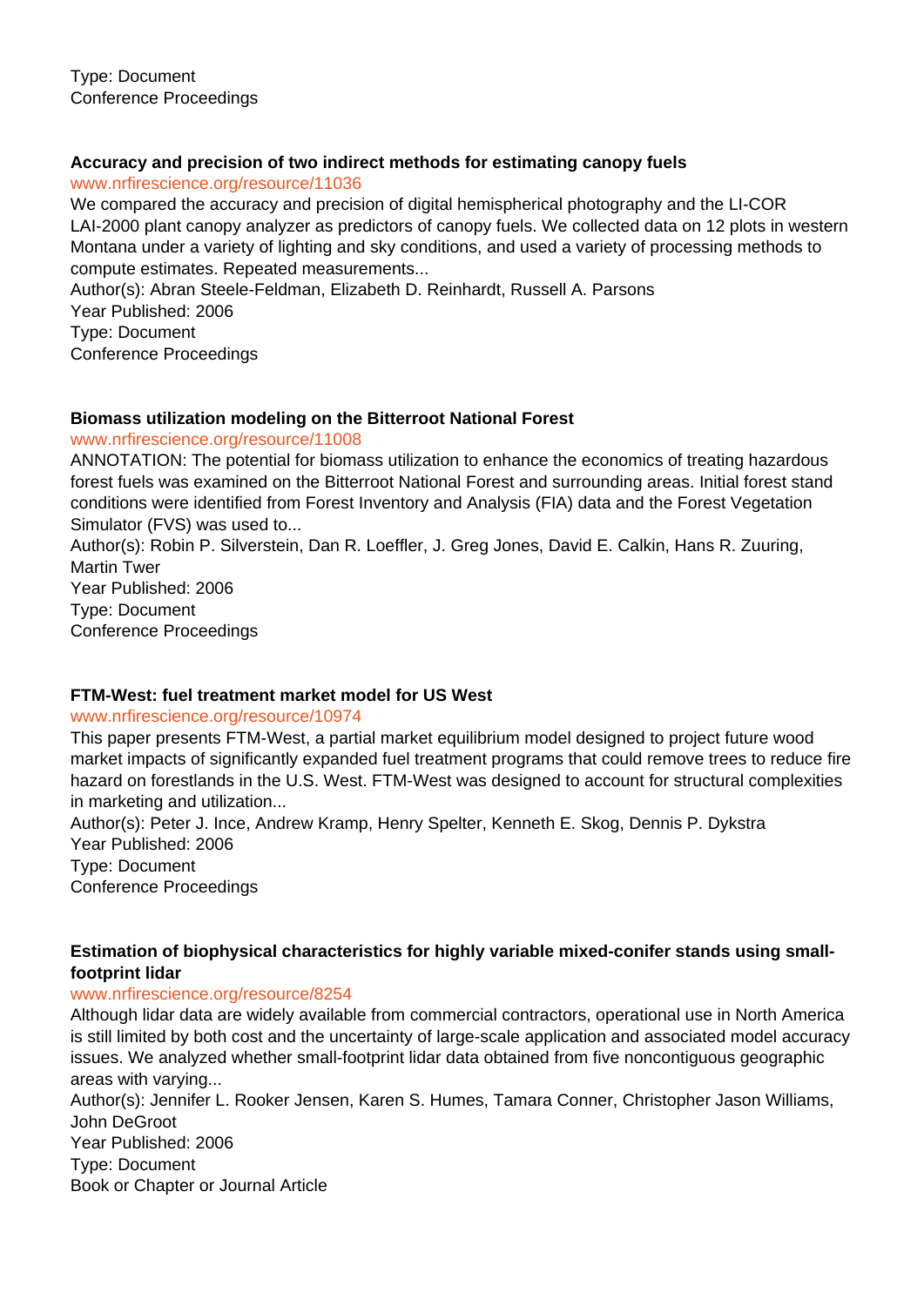Type: Document
Conference Proceedings

**Accuracy and precision of two indirect methods for estimating canopy fuels**
www.nrfirescience.org/resource/11036
We compared the accuracy and precision of digital hemispherical photography and the LI-COR LAI-2000 plant canopy analyzer as predictors of canopy fuels. We collected data on 12 plots in western Montana under a variety of lighting and sky conditions, and used a variety of processing methods to compute estimates. Repeated measurements...
Author(s): Abran Steele-Feldman, Elizabeth D. Reinhardt, Russell A. Parsons
Year Published: 2006
Type: Document
Conference Proceedings

**Biomass utilization modeling on the Bitterroot National Forest**
www.nrfirescience.org/resource/11008
ANNOTATION: The potential for biomass utilization to enhance the economics of treating hazardous forest fuels was examined on the Bitterroot National Forest and surrounding areas. Initial forest stand conditions were identified from Forest Inventory and Analysis (FIA) data and the Forest Vegetation Simulator (FVS) was used to...
Author(s): Robin P. Silverstein, Dan R. Loeffler, J. Greg Jones, David E. Calkin, Hans R. Zuuring, Martin Twer
Year Published: 2006
Type: Document
Conference Proceedings

**FTM-West: fuel treatment market model for US West**
www.nrfirescience.org/resource/10974
This paper presents FTM-West, a partial market equilibrium model designed to project future wood market impacts of significantly expanded fuel treatment programs that could remove trees to reduce fire hazard on forestlands in the U.S. West. FTM-West was designed to account for structural complexities in marketing and utilization...
Author(s): Peter J. Ince, Andrew Kramp, Henry Spelter, Kenneth E. Skog, Dennis P. Dykstra
Year Published: 2006
Type: Document
Conference Proceedings

**Estimation of biophysical characteristics for highly variable mixed-conifer stands using small-footprint lidar**
www.nrfirescience.org/resource/8254
Although lidar data are widely available from commercial contractors, operational use in North America is still limited by both cost and the uncertainty of large-scale application and associated model accuracy issues. We analyzed whether small-footprint lidar data obtained from five noncontiguous geographic areas with varying...
Author(s): Jennifer L. Rooker Jensen, Karen S. Humes, Tamara Conner, Christopher Jason Williams, John DeGroot
Year Published: 2006
Type: Document
Book or Chapter or Journal Article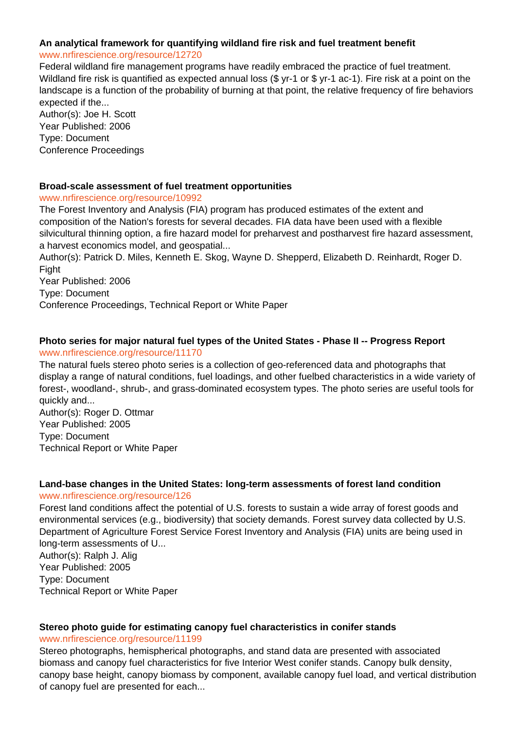**An analytical framework for quantifying wildland fire risk and fuel treatment benefit**
www.nrfirescience.org/resource/12720
Federal wildland fire management programs have readily embraced the practice of fuel treatment. Wildland fire risk is quantified as expected annual loss ($ yr-1 or $ yr-1 ac-1). Fire risk at a point on the landscape is a function of the probability of burning at that point, the relative frequency of fire behaviors expected if the...
Author(s): Joe H. Scott
Year Published: 2006
Type: Document
Conference Proceedings

**Broad-scale assessment of fuel treatment opportunities**
www.nrfirescience.org/resource/10992
The Forest Inventory and Analysis (FIA) program has produced estimates of the extent and composition of the Nation's forests for several decades. FIA data have been used with a flexible silvicultural thinning option, a fire hazard model for preharvest and postharvest fire hazard assessment, a harvest economics model, and geospatial...
Author(s): Patrick D. Miles, Kenneth E. Skog, Wayne D. Shepperd, Elizabeth D. Reinhardt, Roger D. Fight
Year Published: 2006
Type: Document
Conference Proceedings, Technical Report or White Paper

**Photo series for major natural fuel types of the United States - Phase II -- Progress Report**
www.nrfirescience.org/resource/11170
The natural fuels stereo photo series is a collection of geo-referenced data and photographs that display a range of natural conditions, fuel loadings, and other fuelbed characteristics in a wide variety of forest-, woodland-, shrub-, and grass-dominated ecosystem types. The photo series are useful tools for quickly and...
Author(s): Roger D. Ottmar
Year Published: 2005
Type: Document
Technical Report or White Paper

**Land-base changes in the United States: long-term assessments of forest land condition**
www.nrfirescience.org/resource/126
Forest land conditions affect the potential of U.S. forests to sustain a wide array of forest goods and environmental services (e.g., biodiversity) that society demands. Forest survey data collected by U.S. Department of Agriculture Forest Service Forest Inventory and Analysis (FIA) units are being used in long-term assessments of U...
Author(s): Ralph J. Alig
Year Published: 2005
Type: Document
Technical Report or White Paper

**Stereo photo guide for estimating canopy fuel characteristics in conifer stands**
www.nrfirescience.org/resource/11199
Stereo photographs, hemispherical photographs, and stand data are presented with associated biomass and canopy fuel characteristics for five Interior West conifer stands. Canopy bulk density, canopy base height, canopy biomass by component, available canopy fuel load, and vertical distribution of canopy fuel are presented for each...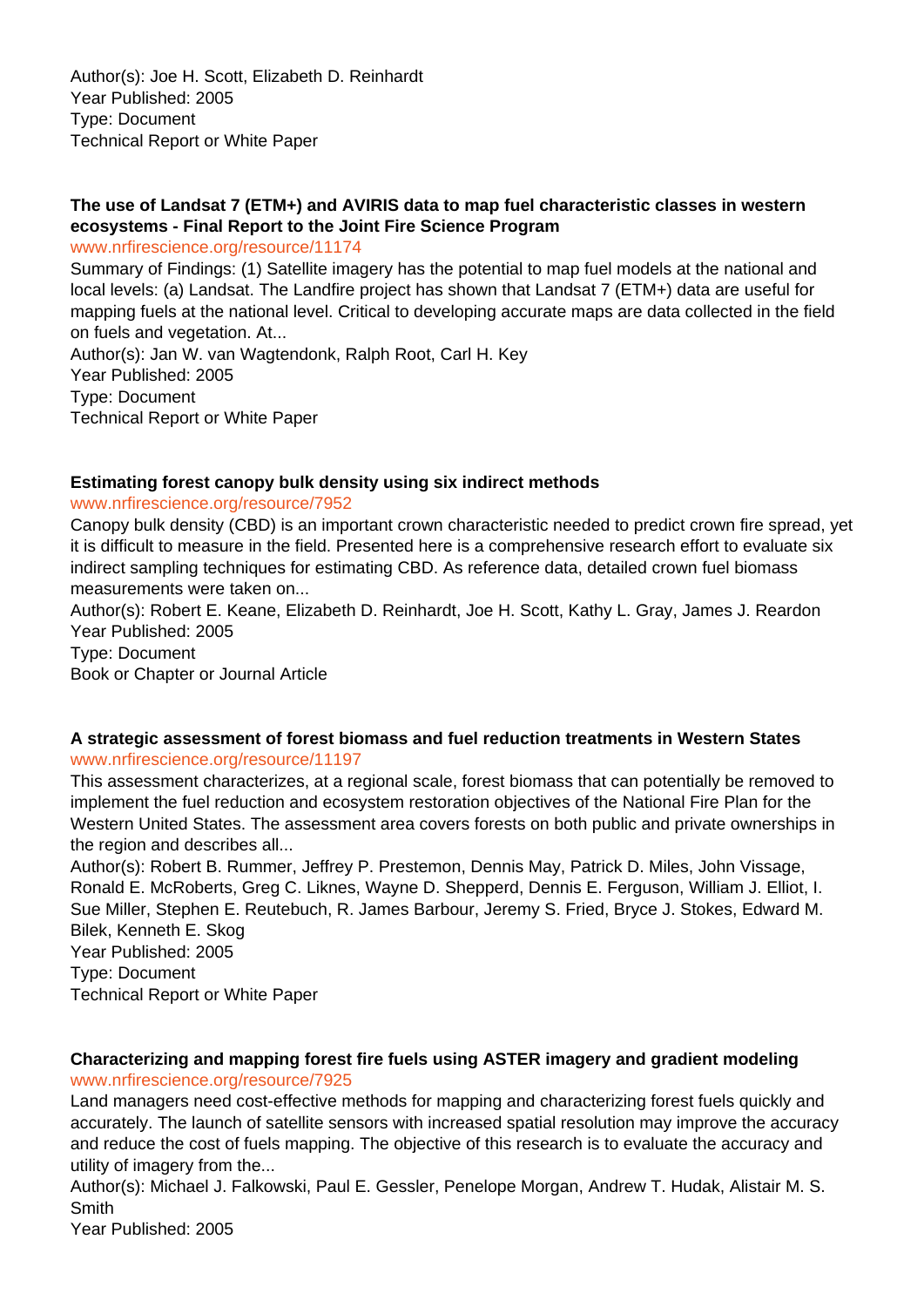Author(s): Joe H. Scott, Elizabeth D. Reinhardt
Year Published: 2005
Type: Document
Technical Report or White Paper

**The use of Landsat 7 (ETM+) and AVIRIS data to map fuel characteristic classes in western ecosystems - Final Report to the Joint Fire Science Program**
www.nrfirescience.org/resource/11174
Summary of Findings: (1) Satellite imagery has the potential to map fuel models at the national and local levels: (a) Landsat. The Landfire project has shown that Landsat 7 (ETM+) data are useful for mapping fuels at the national level. Critical to developing accurate maps are data collected in the field on fuels and vegetation. At...
Author(s): Jan W. van Wagtendonk, Ralph Root, Carl H. Key
Year Published: 2005
Type: Document
Technical Report or White Paper

**Estimating forest canopy bulk density using six indirect methods**
www.nrfirescience.org/resource/7952
Canopy bulk density (CBD) is an important crown characteristic needed to predict crown fire spread, yet it is difficult to measure in the field. Presented here is a comprehensive research effort to evaluate six indirect sampling techniques for estimating CBD. As reference data, detailed crown fuel biomass measurements were taken on...
Author(s): Robert E. Keane, Elizabeth D. Reinhardt, Joe H. Scott, Kathy L. Gray, James J. Reardon
Year Published: 2005
Type: Document
Book or Chapter or Journal Article

**A strategic assessment of forest biomass and fuel reduction treatments in Western States**
www.nrfirescience.org/resource/11197
This assessment characterizes, at a regional scale, forest biomass that can potentially be removed to implement the fuel reduction and ecosystem restoration objectives of the National Fire Plan for the Western United States. The assessment area covers forests on both public and private ownerships in the region and describes all...
Author(s): Robert B. Rummer, Jeffrey P. Prestemon, Dennis May, Patrick D. Miles, John Vissage, Ronald E. McRoberts, Greg C. Liknes, Wayne D. Shepperd, Dennis E. Ferguson, William J. Elliot, I. Sue Miller, Stephen E. Reutebuch, R. James Barbour, Jeremy S. Fried, Bryce J. Stokes, Edward M. Bilek, Kenneth E. Skog
Year Published: 2005
Type: Document
Technical Report or White Paper

**Characterizing and mapping forest fire fuels using ASTER imagery and gradient modeling**
www.nrfirescience.org/resource/7925
Land managers need cost-effective methods for mapping and characterizing forest fuels quickly and accurately. The launch of satellite sensors with increased spatial resolution may improve the accuracy and reduce the cost of fuels mapping. The objective of this research is to evaluate the accuracy and utility of imagery from the...
Author(s): Michael J. Falkowski, Paul E. Gessler, Penelope Morgan, Andrew T. Hudak, Alistair M. S. Smith
Year Published: 2005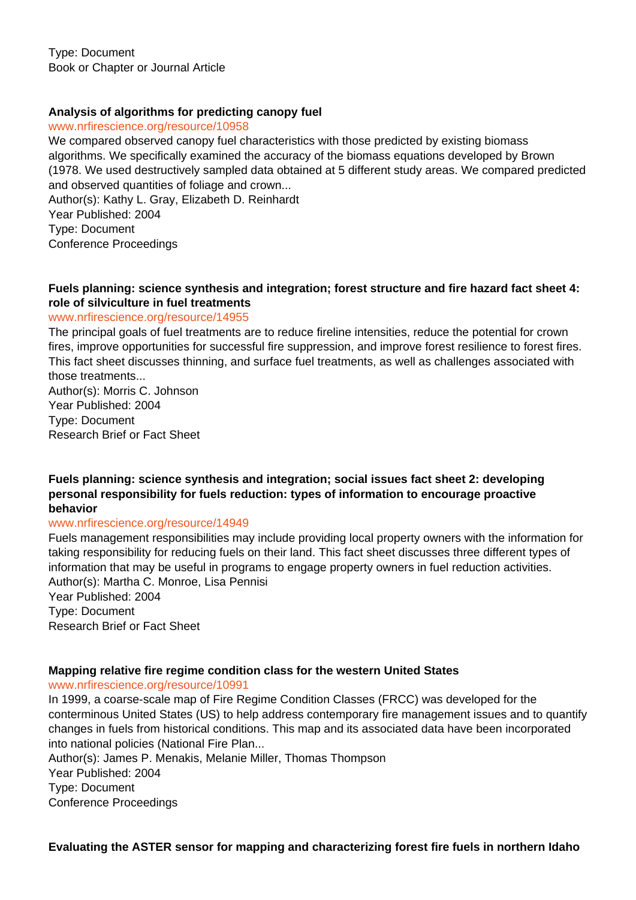Type: Document
Book or Chapter or Journal Article

**Analysis of algorithms for predicting canopy fuel**
www.nrfirescience.org/resource/10958
We compared observed canopy fuel characteristics with those predicted by existing biomass algorithms. We specifically examined the accuracy of the biomass equations developed by Brown (1978. We used destructively sampled data obtained at 5 different study areas. We compared predicted and observed quantities of foliage and crown...
Author(s): Kathy L. Gray, Elizabeth D. Reinhardt
Year Published: 2004
Type: Document
Conference Proceedings

**Fuels planning: science synthesis and integration; forest structure and fire hazard fact sheet 4: role of silviculture in fuel treatments**
www.nrfirescience.org/resource/14955
The principal goals of fuel treatments are to reduce fireline intensities, reduce the potential for crown fires, improve opportunities for successful fire suppression, and improve forest resilience to forest fires. This fact sheet discusses thinning, and surface fuel treatments, as well as challenges associated with those treatments...
Author(s): Morris C. Johnson
Year Published: 2004
Type: Document
Research Brief or Fact Sheet

**Fuels planning: science synthesis and integration; social issues fact sheet 2: developing personal responsibility for fuels reduction: types of information to encourage proactive behavior**
www.nrfirescience.org/resource/14949
Fuels management responsibilities may include providing local property owners with the information for taking responsibility for reducing fuels on their land. This fact sheet discusses three different types of information that may be useful in programs to engage property owners in fuel reduction activities.
Author(s): Martha C. Monroe, Lisa Pennisi
Year Published: 2004
Type: Document
Research Brief or Fact Sheet

**Mapping relative fire regime condition class for the western United States**
www.nrfirescience.org/resource/10991
In 1999, a coarse-scale map of Fire Regime Condition Classes (FRCC) was developed for the conterminous United States (US) to help address contemporary fire management issues and to quantify changes in fuels from historical conditions. This map and its associated data have been incorporated into national policies (National Fire Plan...
Author(s): James P. Menakis, Melanie Miller, Thomas Thompson
Year Published: 2004
Type: Document
Conference Proceedings

**Evaluating the ASTER sensor for mapping and characterizing forest fire fuels in northern Idaho**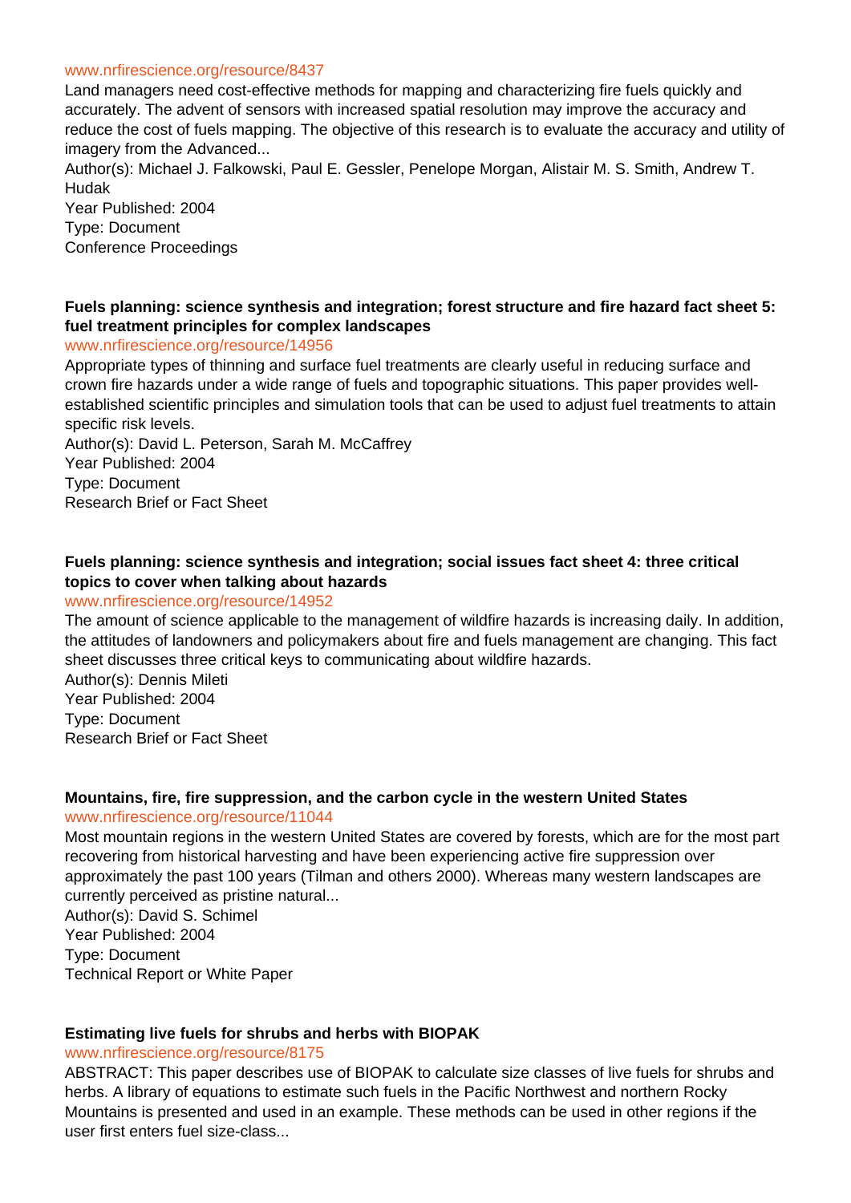www.nrfirescience.org/resource/8437

Land managers need cost-effective methods for mapping and characterizing fire fuels quickly and accurately. The advent of sensors with increased spatial resolution may improve the accuracy and reduce the cost of fuels mapping. The objective of this research is to evaluate the accuracy and utility of imagery from the Advanced...

Author(s): Michael J. Falkowski, Paul E. Gessler, Penelope Morgan, Alistair M. S. Smith, Andrew T. Hudak

Year Published: 2004

Type: Document

Conference Proceedings

**Fuels planning: science synthesis and integration; forest structure and fire hazard fact sheet 5: fuel treatment principles for complex landscapes**

www.nrfirescience.org/resource/14956

Appropriate types of thinning and surface fuel treatments are clearly useful in reducing surface and crown fire hazards under a wide range of fuels and topographic situations. This paper provides well-established scientific principles and simulation tools that can be used to adjust fuel treatments to attain specific risk levels.

Author(s): David L. Peterson, Sarah M. McCaffrey

Year Published: 2004

Type: Document

Research Brief or Fact Sheet

**Fuels planning: science synthesis and integration; social issues fact sheet 4: three critical topics to cover when talking about hazards**

www.nrfirescience.org/resource/14952

The amount of science applicable to the management of wildfire hazards is increasing daily. In addition, the attitudes of landowners and policymakers about fire and fuels management are changing. This fact sheet discusses three critical keys to communicating about wildfire hazards.

Author(s): Dennis Mileti

Year Published: 2004

Type: Document

Research Brief or Fact Sheet

**Mountains, fire, fire suppression, and the carbon cycle in the western United States**

www.nrfirescience.org/resource/11044

Most mountain regions in the western United States are covered by forests, which are for the most part recovering from historical harvesting and have been experiencing active fire suppression over approximately the past 100 years (Tilman and others 2000). Whereas many western landscapes are currently perceived as pristine natural...

Author(s): David S. Schimel

Year Published: 2004

Type: Document

Technical Report or White Paper

**Estimating live fuels for shrubs and herbs with BIOPAK**

www.nrfirescience.org/resource/8175

ABSTRACT: This paper describes use of BIOPAK to calculate size classes of live fuels for shrubs and herbs. A library of equations to estimate such fuels in the Pacific Northwest and northern Rocky Mountains is presented and used in an example. These methods can be used in other regions if the user first enters fuel size-class...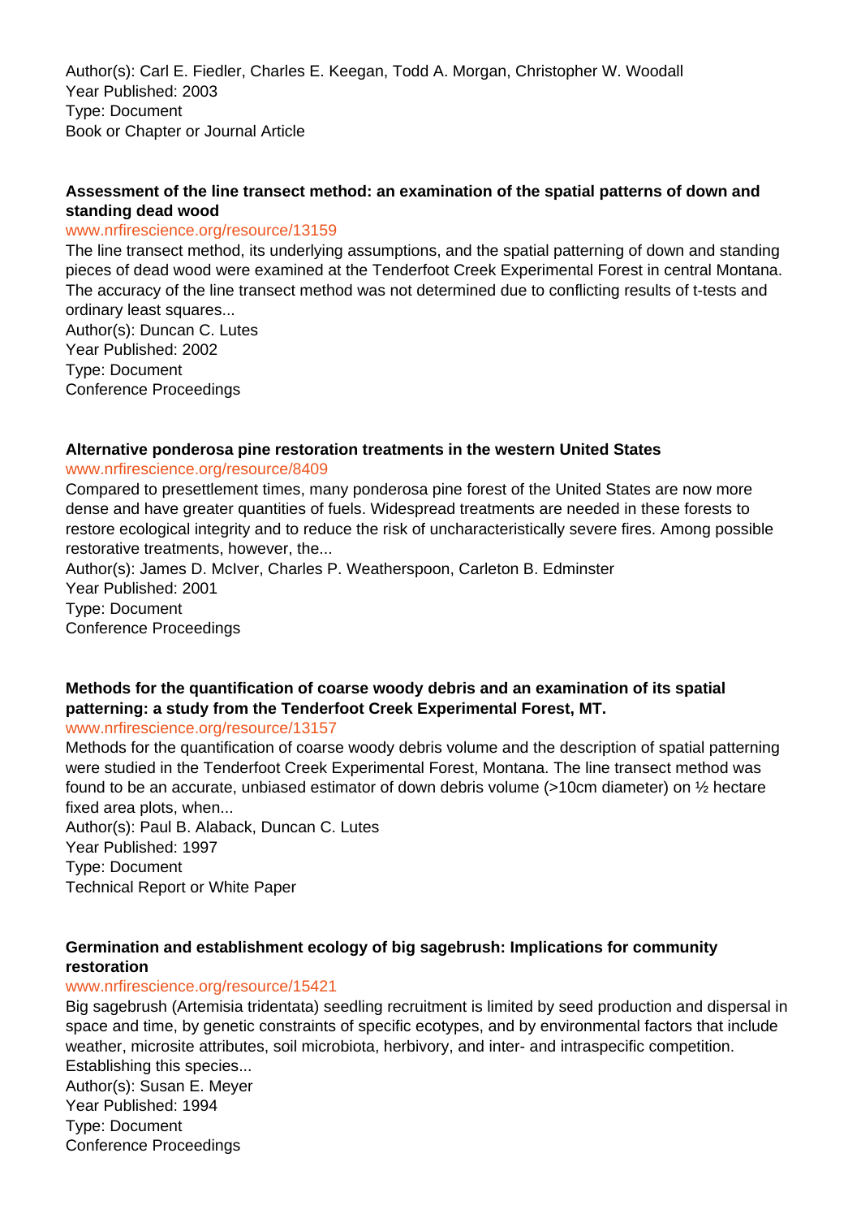Author(s): Carl E. Fiedler, Charles E. Keegan, Todd A. Morgan, Christopher W. Woodall
Year Published: 2003
Type: Document
Book or Chapter or Journal Article

**Assessment of the line transect method: an examination of the spatial patterns of down and standing dead wood**
www.nrfirescience.org/resource/13159
The line transect method, its underlying assumptions, and the spatial patterning of down and standing pieces of dead wood were examined at the Tenderfoot Creek Experimental Forest in central Montana. The accuracy of the line transect method was not determined due to conflicting results of t-tests and ordinary least squares...
Author(s): Duncan C. Lutes
Year Published: 2002
Type: Document
Conference Proceedings

**Alternative ponderosa pine restoration treatments in the western United States**
www.nrfirescience.org/resource/8409
Compared to presettlement times, many ponderosa pine forest of the United States are now more dense and have greater quantities of fuels. Widespread treatments are needed in these forests to restore ecological integrity and to reduce the risk of uncharacteristically severe fires. Among possible restorative treatments, however, the...
Author(s): James D. McIver, Charles P. Weatherspoon, Carleton B. Edminster
Year Published: 2001
Type: Document
Conference Proceedings

**Methods for the quantification of coarse woody debris and an examination of its spatial patterning: a study from the Tenderfoot Creek Experimental Forest, MT.**
www.nrfirescience.org/resource/13157
Methods for the quantification of coarse woody debris volume and the description of spatial patterning were studied in the Tenderfoot Creek Experimental Forest, Montana. The line transect method was found to be an accurate, unbiased estimator of down debris volume (>10cm diameter) on ½ hectare fixed area plots, when...
Author(s): Paul B. Alaback, Duncan C. Lutes
Year Published: 1997
Type: Document
Technical Report or White Paper

**Germination and establishment ecology of big sagebrush: Implications for community restoration**
www.nrfirescience.org/resource/15421
Big sagebrush (Artemisia tridentata) seedling recruitment is limited by seed production and dispersal in space and time, by genetic constraints of specific ecotypes, and by environmental factors that include weather, microsite attributes, soil microbiota, herbivory, and inter- and intraspecific competition. Establishing this species...
Author(s): Susan E. Meyer
Year Published: 1994
Type: Document
Conference Proceedings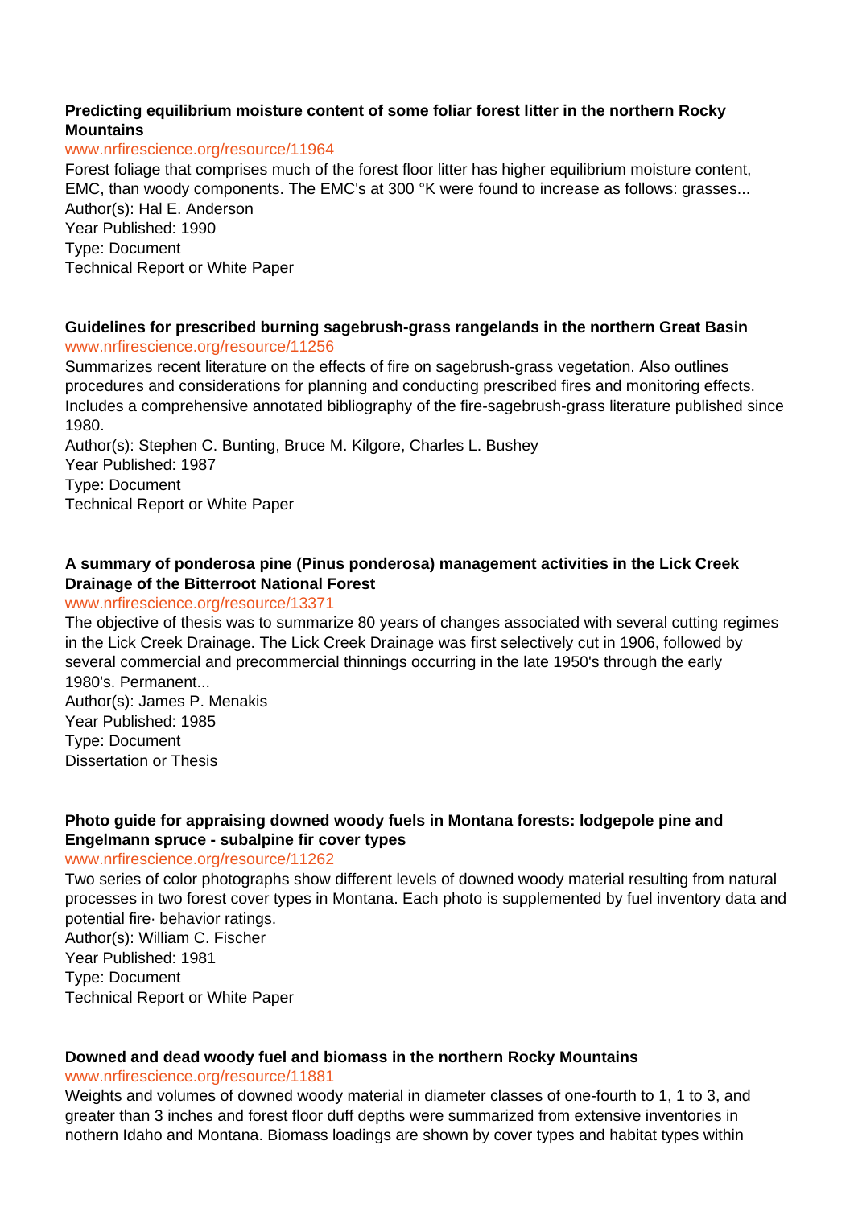### Predicting equilibrium moisture content of some foliar forest litter in the northern Rocky Mountains

www.nrfirescience.org/resource/11964

Forest foliage that comprises much of the forest floor litter has higher equilibrium moisture content, EMC, than woody components. The EMC's at 300 °K were found to increase as follows: grasses...

Author(s): Hal E. Anderson
Year Published: 1990
Type: Document
Technical Report or White Paper

### Guidelines for prescribed burning sagebrush-grass rangelands in the northern Great Basin

www.nrfirescience.org/resource/11256

Summarizes recent literature on the effects of fire on sagebrush-grass vegetation. Also outlines procedures and considerations for planning and conducting prescribed fires and monitoring effects. Includes a comprehensive annotated bibliography of the fire-sagebrush-grass literature published since 1980.

Author(s): Stephen C. Bunting, Bruce M. Kilgore, Charles L. Bushey
Year Published: 1987
Type: Document
Technical Report or White Paper

### A summary of ponderosa pine (Pinus ponderosa) management activities in the Lick Creek Drainage of the Bitterroot National Forest

www.nrfirescience.org/resource/13371

The objective of thesis was to summarize 80 years of changes associated with several cutting regimes in the Lick Creek Drainage. The Lick Creek Drainage was first selectively cut in 1906, followed by several commercial and precommercial thinnings occurring in the late 1950's through the early 1980's. Permanent...

Author(s): James P. Menakis
Year Published: 1985
Type: Document
Dissertation or Thesis

### Photo guide for appraising downed woody fuels in Montana forests: lodgepole pine and Engelmann spruce - subalpine fir cover types

www.nrfirescience.org/resource/11262

Two series of color photographs show different levels of downed woody material resulting from natural processes in two forest cover types in Montana. Each photo is supplemented by fuel inventory data and potential fire· behavior ratings.

Author(s): William C. Fischer
Year Published: 1981
Type: Document
Technical Report or White Paper

### Downed and dead woody fuel and biomass in the northern Rocky Mountains

www.nrfirescience.org/resource/11881

Weights and volumes of downed woody material in diameter classes of one-fourth to 1, 1 to 3, and greater than 3 inches and forest floor duff depths were summarized from extensive inventories in nothern Idaho and Montana. Biomass loadings are shown by cover types and habitat types within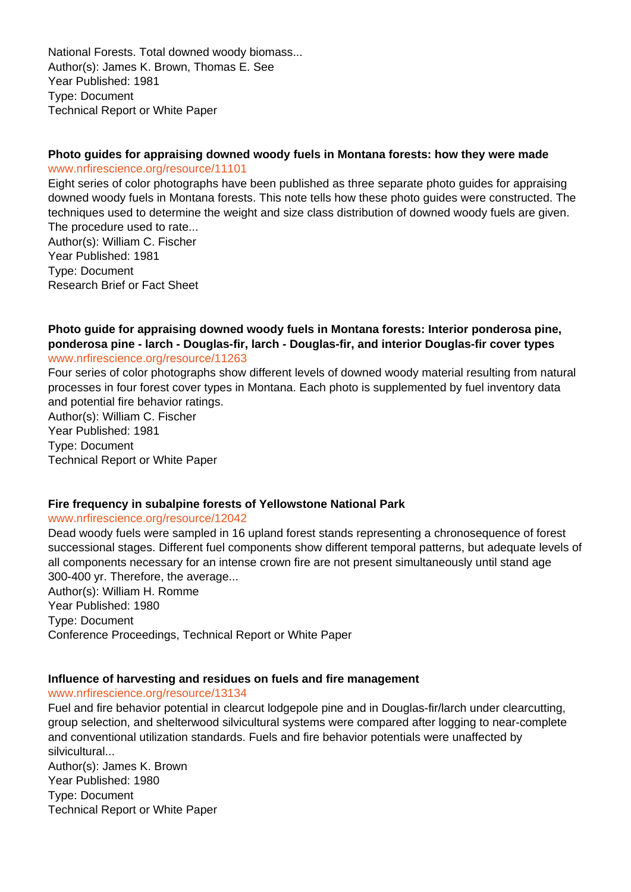National Forests. Total downed woody biomass...
Author(s): James K. Brown, Thomas E. See
Year Published: 1981
Type: Document
Technical Report or White Paper

**Photo guides for appraising downed woody fuels in Montana forests: how they were made**
www.nrfirescience.org/resource/11101
Eight series of color photographs have been published as three separate photo guides for appraising downed woody fuels in Montana forests. This note tells how these photo guides were constructed. The techniques used to determine the weight and size class distribution of downed woody fuels are given. The procedure used to rate...
Author(s): William C. Fischer
Year Published: 1981
Type: Document
Research Brief or Fact Sheet

**Photo guide for appraising downed woody fuels in Montana forests: Interior ponderosa pine, ponderosa pine - larch - Douglas-fir, larch - Douglas-fir, and interior Douglas-fir cover types**
www.nrfirescience.org/resource/11263
Four series of color photographs show different levels of downed woody material resulting from natural processes in four forest cover types in Montana. Each photo is supplemented by fuel inventory data and potential fire behavior ratings.
Author(s): William C. Fischer
Year Published: 1981
Type: Document
Technical Report or White Paper

**Fire frequency in subalpine forests of Yellowstone National Park**
www.nrfirescience.org/resource/12042
Dead woody fuels were sampled in 16 upland forest stands representing a chronosequence of forest successional stages. Different fuel components show different temporal patterns, but adequate levels of all components necessary for an intense crown fire are not present simultaneously until stand age 300-400 yr. Therefore, the average...
Author(s): William H. Romme
Year Published: 1980
Type: Document
Conference Proceedings, Technical Report or White Paper

**Influence of harvesting and residues on fuels and fire management**
www.nrfirescience.org/resource/13134
Fuel and fire behavior potential in clearcut lodgepole pine and in Douglas-fir/larch under clearcutting, group selection, and shelterwood silvicultural systems were compared after logging to near-complete and conventional utilization standards. Fuels and fire behavior potentials were unaffected by silvicultural...
Author(s): James K. Brown
Year Published: 1980
Type: Document
Technical Report or White Paper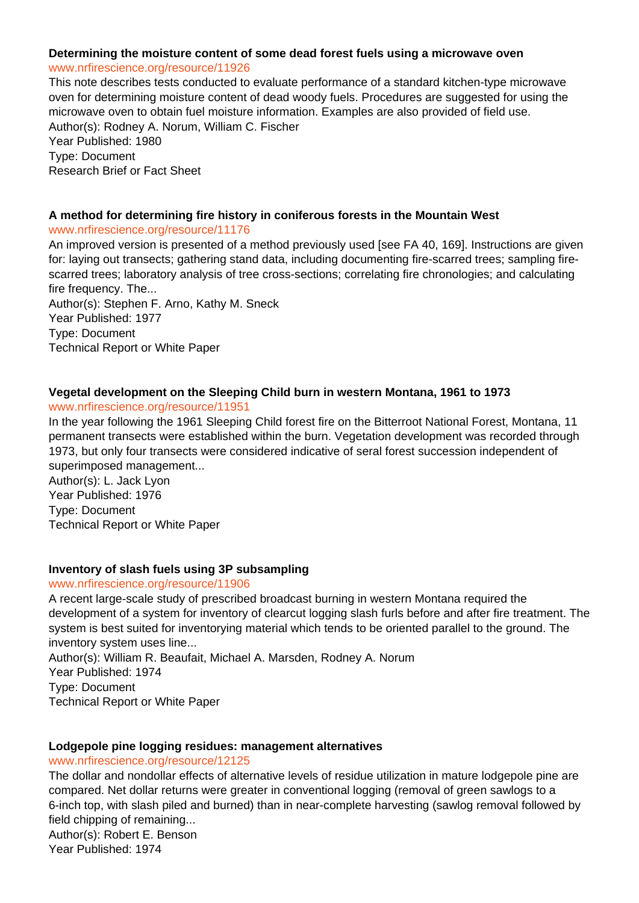**Determining the moisture content of some dead forest fuels using a microwave oven**
www.nrfirescience.org/resource/11926
This note describes tests conducted to evaluate performance of a standard kitchen-type microwave oven for determining moisture content of dead woody fuels. Procedures are suggested for using the microwave oven to obtain fuel moisture information. Examples are also provided of field use.
Author(s): Rodney A. Norum, William C. Fischer
Year Published: 1980
Type: Document
Research Brief or Fact Sheet

**A method for determining fire history in coniferous forests in the Mountain West**
www.nrfirescience.org/resource/11176
An improved version is presented of a method previously used [see FA 40, 169]. Instructions are given for: laying out transects; gathering stand data, including documenting fire-scarred trees; sampling fire-scarred trees; laboratory analysis of tree cross-sections; correlating fire chronologies; and calculating fire frequency. The...
Author(s): Stephen F. Arno, Kathy M. Sneck
Year Published: 1977
Type: Document
Technical Report or White Paper

**Vegetal development on the Sleeping Child burn in western Montana, 1961 to 1973**
www.nrfirescience.org/resource/11951
In the year following the 1961 Sleeping Child forest fire on the Bitterroot National Forest, Montana, 11 permanent transects were established within the burn. Vegetation development was recorded through 1973, but only four transects were considered indicative of seral forest succession independent of superimposed management...
Author(s): L. Jack Lyon
Year Published: 1976
Type: Document
Technical Report or White Paper

**Inventory of slash fuels using 3P subsampling**
www.nrfirescience.org/resource/11906
A recent large-scale study of prescribed broadcast burning in western Montana required the development of a system for inventory of clearcut logging slash furls before and after fire treatment. The system is best suited for inventorying material which tends to be oriented parallel to the ground. The inventory system uses line...
Author(s): William R. Beaufait, Michael A. Marsden, Rodney A. Norum
Year Published: 1974
Type: Document
Technical Report or White Paper

**Lodgepole pine logging residues: management alternatives**
www.nrfirescience.org/resource/12125
The dollar and nondollar effects of alternative levels of residue utilization in mature lodgepole pine are compared. Net dollar returns were greater in conventional logging (removal of green sawlogs to a 6-inch top, with slash piled and burned) than in near-complete harvesting (sawlog removal followed by field chipping of remaining...
Author(s): Robert E. Benson
Year Published: 1974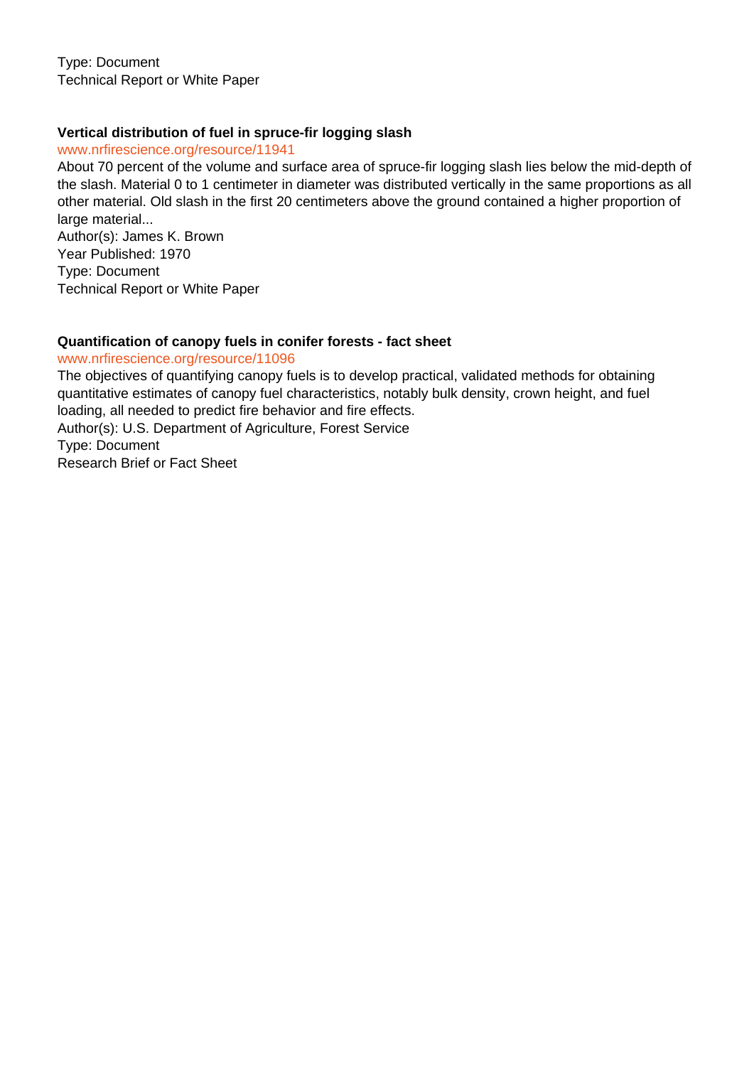Type: Document
Technical Report or White Paper

**Vertical distribution of fuel in spruce-fir logging slash**

www.nrfirescience.org/resource/11941

About 70 percent of the volume and surface area of spruce-fir logging slash lies below the mid-depth of the slash. Material 0 to 1 centimeter in diameter was distributed vertically in the same proportions as all other material. Old slash in the first 20 centimeters above the ground contained a higher proportion of large material...

Author(s): James K. Brown

Year Published: 1970

Type: Document

Technical Report or White Paper

**Quantification of canopy fuels in conifer forests - fact sheet**

www.nrfirescience.org/resource/11096

The objectives of quantifying canopy fuels is to develop practical, validated methods for obtaining quantitative estimates of canopy fuel characteristics, notably bulk density, crown height, and fuel loading, all needed to predict fire behavior and fire effects.

Author(s): U.S. Department of Agriculture, Forest Service

Type: Document

Research Brief or Fact Sheet